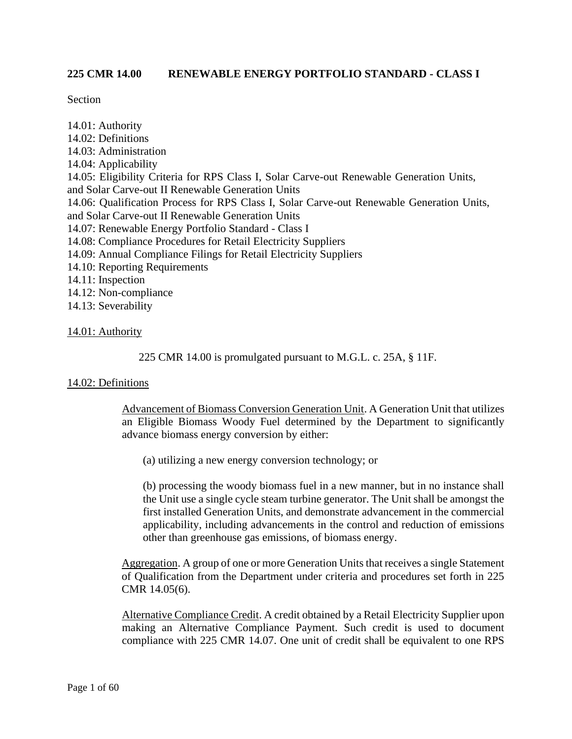# 225 CMR 14.00 RENEWABLE ENERGY PORTFOLIO STANDARD - CLASS I

Section

14.01: Authority
14.02: Definitions
14.03: Administration
14.04: Applicability
14.05: Eligibility Criteria for RPS Class I, Solar Carve-out Renewable Generation Units, and Solar Carve-out II Renewable Generation Units
14.06: Qualification Process for RPS Class I, Solar Carve-out Renewable Generation Units, and Solar Carve-out II Renewable Generation Units
14.07: Renewable Energy Portfolio Standard - Class I
14.08: Compliance Procedures for Retail Electricity Suppliers
14.09: Annual Compliance Filings for Retail Electricity Suppliers
14.10: Reporting Requirements
14.11: Inspection
14.12: Non-compliance
14.13: Severability

## 14.01: Authority

225 CMR 14.00 is promulgated pursuant to M.G.L. c. 25A, § 11F.

## 14.02: Definitions

Advancement of Biomass Conversion Generation Unit. A Generation Unit that utilizes an Eligible Biomass Woody Fuel determined by the Department to significantly advance biomass energy conversion by either:

(a) utilizing a new energy conversion technology; or

(b) processing the woody biomass fuel in a new manner, but in no instance shall the Unit use a single cycle steam turbine generator. The Unit shall be amongst the first installed Generation Units, and demonstrate advancement in the commercial applicability, including advancements in the control and reduction of emissions other than greenhouse gas emissions, of biomass energy.

Aggregation. A group of one or more Generation Units that receives a single Statement of Qualification from the Department under criteria and procedures set forth in 225 CMR 14.05(6).

Alternative Compliance Credit. A credit obtained by a Retail Electricity Supplier upon making an Alternative Compliance Payment. Such credit is used to document compliance with 225 CMR 14.07. One unit of credit shall be equivalent to one RPS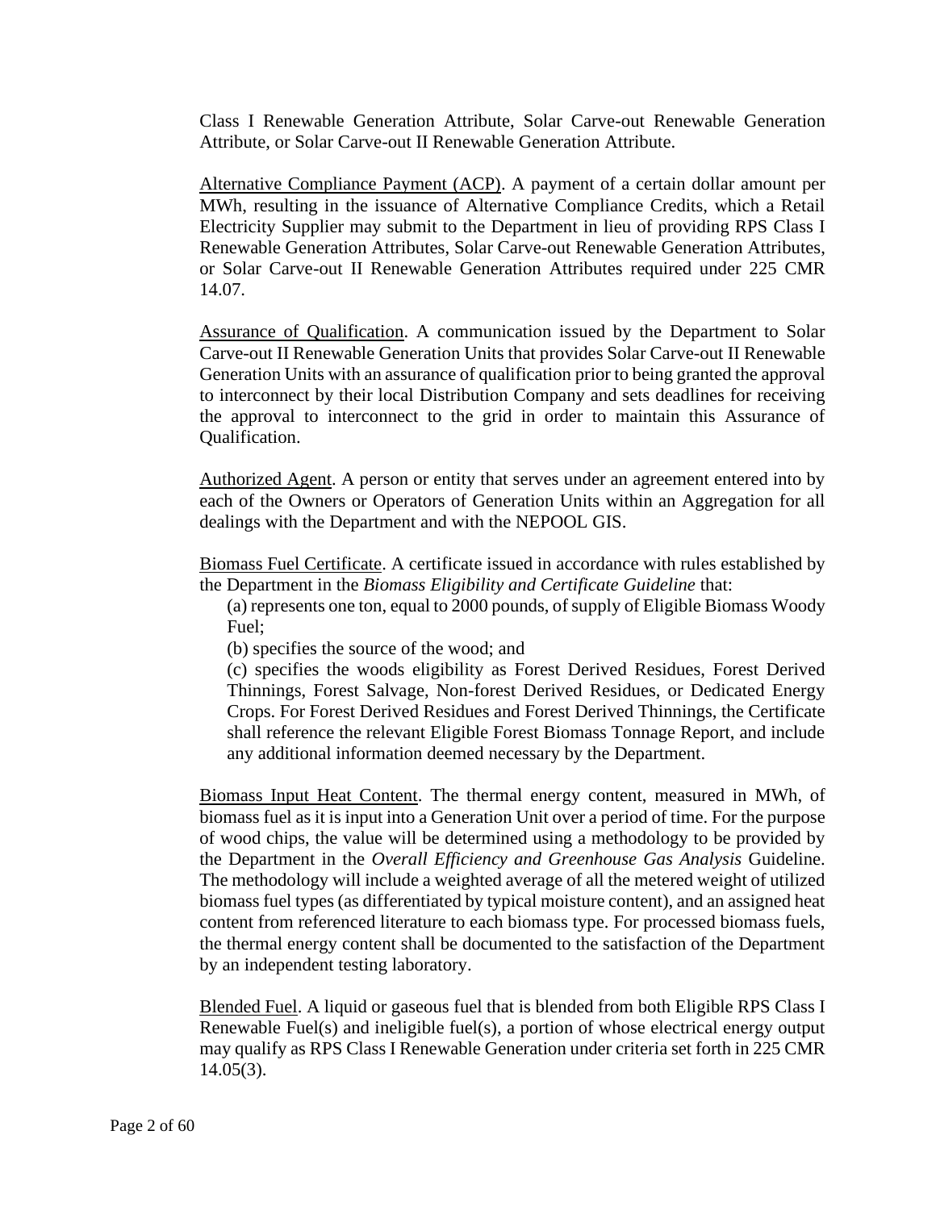Class I Renewable Generation Attribute, Solar Carve-out Renewable Generation Attribute, or Solar Carve-out II Renewable Generation Attribute.

<u>Alternative Compliance Payment (ACP)</u>. A payment of a certain dollar amount per MWh, resulting in the issuance of Alternative Compliance Credits, which a Retail Electricity Supplier may submit to the Department in lieu of providing RPS Class I Renewable Generation Attributes, Solar Carve-out Renewable Generation Attributes, or Solar Carve-out II Renewable Generation Attributes required under 225 CMR 14.07.

<u>Assurance of Qualification</u>. A communication issued by the Department to Solar Carve-out II Renewable Generation Units that provides Solar Carve-out II Renewable Generation Units with an assurance of qualification prior to being granted the approval to interconnect by their local Distribution Company and sets deadlines for receiving the approval to interconnect to the grid in order to maintain this Assurance of Qualification.

<u>Authorized Agent</u>. A person or entity that serves under an agreement entered into by each of the Owners or Operators of Generation Units within an Aggregation for all dealings with the Department and with the NEPOOL GIS.

<u>Biomass Fuel Certificate</u>. A certificate issued in accordance with rules established by the Department in the *Biomass Eligibility and Certificate Guideline* that:

(a) represents one ton, equal to 2000 pounds, of supply of Eligible Biomass Woody Fuel;

(b) specifies the source of the wood; and

(c) specifies the woods eligibility as Forest Derived Residues, Forest Derived Thinnings, Forest Salvage, Non-forest Derived Residues, or Dedicated Energy Crops. For Forest Derived Residues and Forest Derived Thinnings, the Certificate shall reference the relevant Eligible Forest Biomass Tonnage Report, and include any additional information deemed necessary by the Department.

<u>Biomass Input Heat Content</u>. The thermal energy content, measured in MWh, of biomass fuel as it is input into a Generation Unit over a period of time. For the purpose of wood chips, the value will be determined using a methodology to be provided by the Department in the *Overall Efficiency and Greenhouse Gas Analysis* Guideline. The methodology will include a weighted average of all the metered weight of utilized biomass fuel types (as differentiated by typical moisture content), and an assigned heat content from referenced literature to each biomass type. For processed biomass fuels, the thermal energy content shall be documented to the satisfaction of the Department by an independent testing laboratory.

<u>Blended Fuel</u>. A liquid or gaseous fuel that is blended from both Eligible RPS Class I Renewable Fuel(s) and ineligible fuel(s), a portion of whose electrical energy output may qualify as RPS Class I Renewable Generation under criteria set forth in 225 CMR 14.05(3).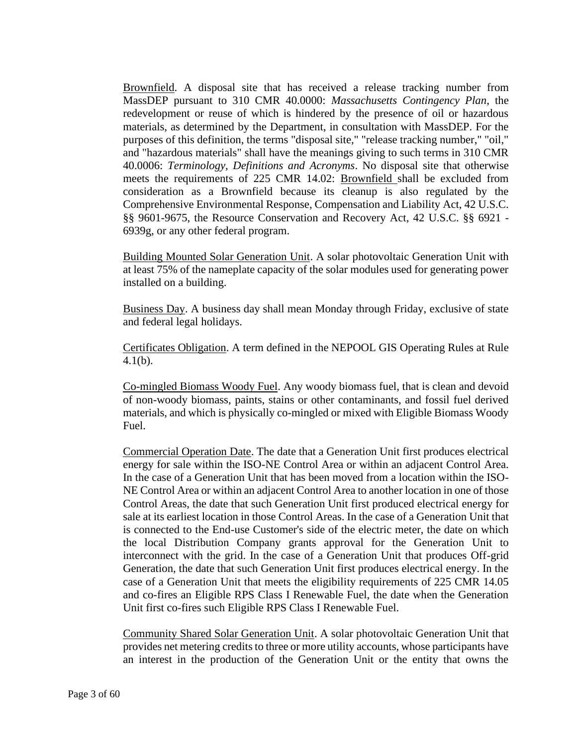<u>Brownfield</u>. A disposal site that has received a release tracking number from MassDEP pursuant to 310 CMR 40.0000: *Massachusetts Contingency Plan*, the redevelopment or reuse of which is hindered by the presence of oil or hazardous materials, as determined by the Department, in consultation with MassDEP. For the purposes of this definition, the terms "disposal site," "release tracking number," "oil," and "hazardous materials" shall have the meanings giving to such terms in 310 CMR 40.0006: *Terminology, Definitions and Acronyms*. No disposal site that otherwise meets the requirements of 225 CMR 14.02: <u>Brownfield</u> shall be excluded from consideration as a Brownfield because its cleanup is also regulated by the Comprehensive Environmental Response, Compensation and Liability Act, 42 U.S.C. §§ 9601-9675, the Resource Conservation and Recovery Act, 42 U.S.C. §§ 6921 - 6939g, or any other federal program.

<u>Building Mounted Solar Generation Unit</u>. A solar photovoltaic Generation Unit with at least 75% of the nameplate capacity of the solar modules used for generating power installed on a building.

<u>Business Day</u>. A business day shall mean Monday through Friday, exclusive of state and federal legal holidays.

<u>Certificates Obligation</u>. A term defined in the NEPOOL GIS Operating Rules at Rule 4.1(b).

<u>Co-mingled Biomass Woody Fuel</u>. Any woody biomass fuel, that is clean and devoid of non-woody biomass, paints, stains or other contaminants, and fossil fuel derived materials, and which is physically co-mingled or mixed with Eligible Biomass Woody Fuel.

<u>Commercial Operation Date</u>. The date that a Generation Unit first produces electrical energy for sale within the ISO-NE Control Area or within an adjacent Control Area. In the case of a Generation Unit that has been moved from a location within the ISO-NE Control Area or within an adjacent Control Area to another location in one of those Control Areas, the date that such Generation Unit first produced electrical energy for sale at its earliest location in those Control Areas. In the case of a Generation Unit that is connected to the End-use Customer's side of the electric meter, the date on which the local Distribution Company grants approval for the Generation Unit to interconnect with the grid. In the case of a Generation Unit that produces Off-grid Generation, the date that such Generation Unit first produces electrical energy. In the case of a Generation Unit that meets the eligibility requirements of 225 CMR 14.05 and co-fires an Eligible RPS Class I Renewable Fuel, the date when the Generation Unit first co-fires such Eligible RPS Class I Renewable Fuel.

<u>Community Shared Solar Generation Unit</u>. A solar photovoltaic Generation Unit that provides net metering credits to three or more utility accounts, whose participants have an interest in the production of the Generation Unit or the entity that owns the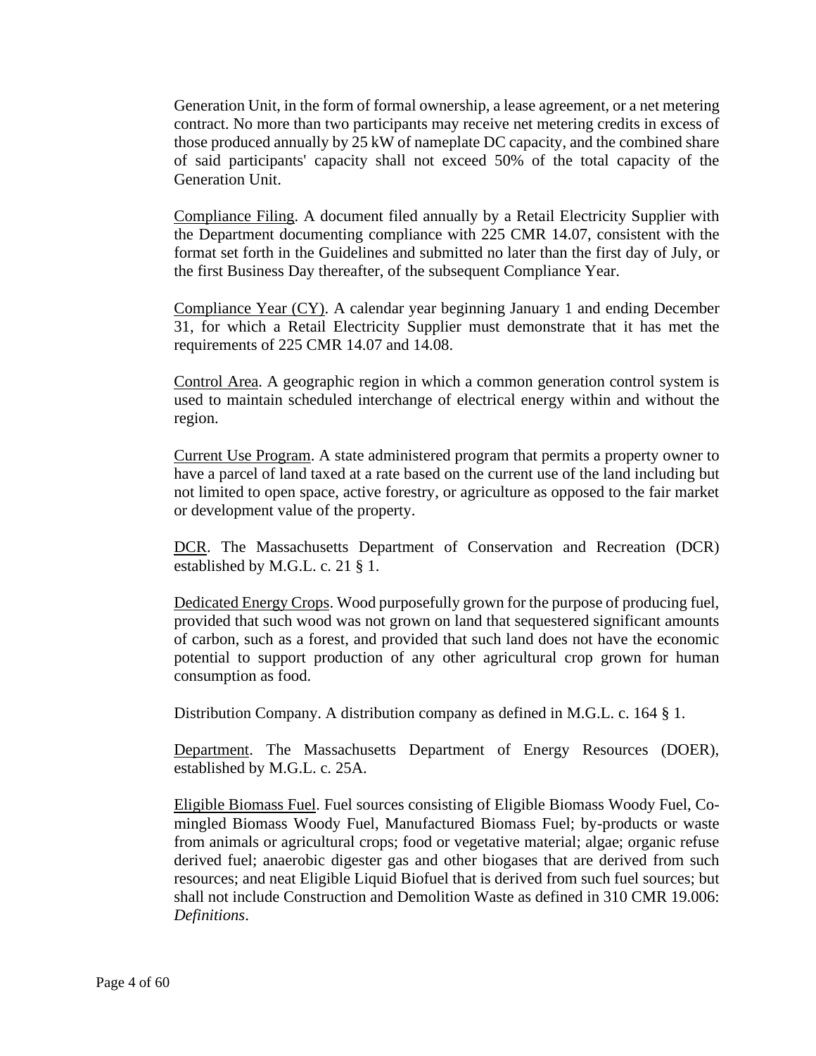Generation Unit, in the form of formal ownership, a lease agreement, or a net metering contract. No more than two participants may receive net metering credits in excess of those produced annually by 25 kW of nameplate DC capacity, and the combined share of said participants' capacity shall not exceed 50% of the total capacity of the Generation Unit.

Compliance Filing. A document filed annually by a Retail Electricity Supplier with the Department documenting compliance with 225 CMR 14.07, consistent with the format set forth in the Guidelines and submitted no later than the first day of July, or the first Business Day thereafter, of the subsequent Compliance Year.

Compliance Year (CY). A calendar year beginning January 1 and ending December 31, for which a Retail Electricity Supplier must demonstrate that it has met the requirements of 225 CMR 14.07 and 14.08.

Control Area. A geographic region in which a common generation control system is used to maintain scheduled interchange of electrical energy within and without the region.

Current Use Program. A state administered program that permits a property owner to have a parcel of land taxed at a rate based on the current use of the land including but not limited to open space, active forestry, or agriculture as opposed to the fair market or development value of the property.

DCR. The Massachusetts Department of Conservation and Recreation (DCR) established by M.G.L. c. 21 § 1.

Dedicated Energy Crops. Wood purposefully grown for the purpose of producing fuel, provided that such wood was not grown on land that sequestered significant amounts of carbon, such as a forest, and provided that such land does not have the economic potential to support production of any other agricultural crop grown for human consumption as food.

Distribution Company. A distribution company as defined in M.G.L. c. 164 § 1.

Department. The Massachusetts Department of Energy Resources (DOER), established by M.G.L. c. 25A.

Eligible Biomass Fuel. Fuel sources consisting of Eligible Biomass Woody Fuel, Co-mingled Biomass Woody Fuel, Manufactured Biomass Fuel; by-products or waste from animals or agricultural crops; food or vegetative material; algae; organic refuse derived fuel; anaerobic digester gas and other biogases that are derived from such resources; and neat Eligible Liquid Biofuel that is derived from such fuel sources; but shall not include Construction and Demolition Waste as defined in 310 CMR 19.006: *Definitions*.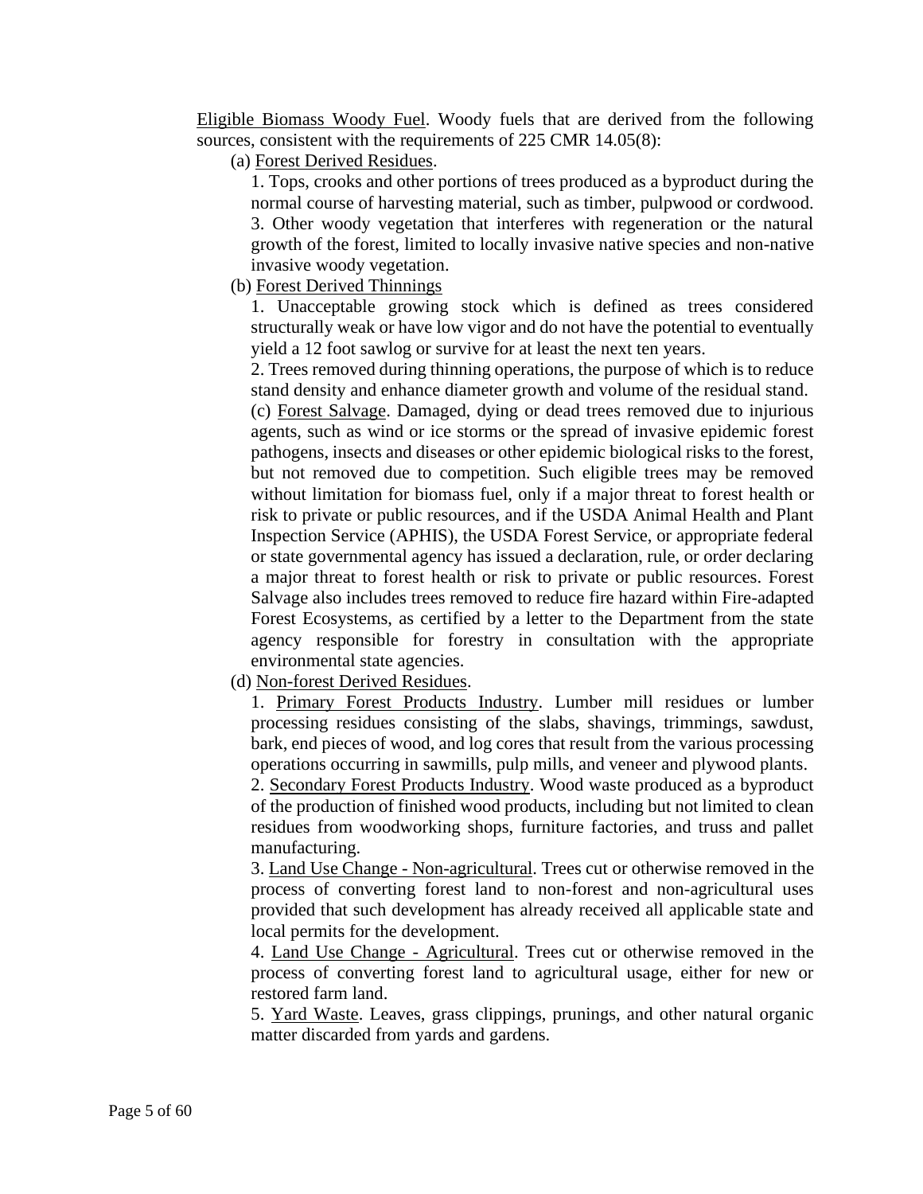Eligible Biomass Woody Fuel. Woody fuels that are derived from the following sources, consistent with the requirements of 225 CMR 14.05(8):

(a) Forest Derived Residues.

1. Tops, crooks and other portions of trees produced as a byproduct during the normal course of harvesting material, such as timber, pulpwood or cordwood.

3. Other woody vegetation that interferes with regeneration or the natural growth of the forest, limited to locally invasive native species and non-native invasive woody vegetation.

(b) Forest Derived Thinnings

1. Unacceptable growing stock which is defined as trees considered structurally weak or have low vigor and do not have the potential to eventually yield a 12 foot sawlog or survive for at least the next ten years.

2. Trees removed during thinning operations, the purpose of which is to reduce stand density and enhance diameter growth and volume of the residual stand.

(c) Forest Salvage. Damaged, dying or dead trees removed due to injurious agents, such as wind or ice storms or the spread of invasive epidemic forest pathogens, insects and diseases or other epidemic biological risks to the forest, but not removed due to competition. Such eligible trees may be removed without limitation for biomass fuel, only if a major threat to forest health or risk to private or public resources, and if the USDA Animal Health and Plant Inspection Service (APHIS), the USDA Forest Service, or appropriate federal or state governmental agency has issued a declaration, rule, or order declaring a major threat to forest health or risk to private or public resources. Forest Salvage also includes trees removed to reduce fire hazard within Fire-adapted Forest Ecosystems, as certified by a letter to the Department from the state agency responsible for forestry in consultation with the appropriate environmental state agencies.

(d) Non-forest Derived Residues.

1. Primary Forest Products Industry. Lumber mill residues or lumber processing residues consisting of the slabs, shavings, trimmings, sawdust, bark, end pieces of wood, and log cores that result from the various processing operations occurring in sawmills, pulp mills, and veneer and plywood plants.

2. Secondary Forest Products Industry. Wood waste produced as a byproduct of the production of finished wood products, including but not limited to clean residues from woodworking shops, furniture factories, and truss and pallet manufacturing.

3. Land Use Change - Non-agricultural. Trees cut or otherwise removed in the process of converting forest land to non-forest and non-agricultural uses provided that such development has already received all applicable state and local permits for the development.

4. Land Use Change - Agricultural. Trees cut or otherwise removed in the process of converting forest land to agricultural usage, either for new or restored farm land.

5. Yard Waste. Leaves, grass clippings, prunings, and other natural organic matter discarded from yards and gardens.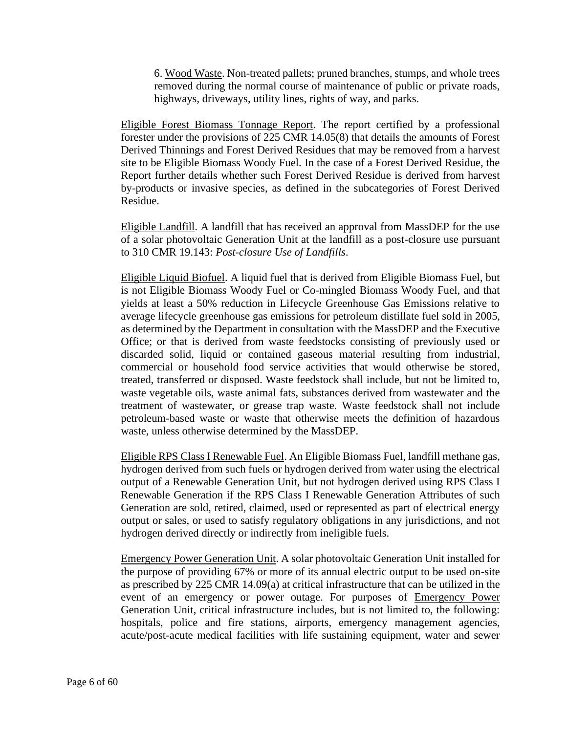6. Wood Waste. Non-treated pallets; pruned branches, stumps, and whole trees removed during the normal course of maintenance of public or private roads, highways, driveways, utility lines, rights of way, and parks.

Eligible Forest Biomass Tonnage Report. The report certified by a professional forester under the provisions of 225 CMR 14.05(8) that details the amounts of Forest Derived Thinnings and Forest Derived Residues that may be removed from a harvest site to be Eligible Biomass Woody Fuel. In the case of a Forest Derived Residue, the Report further details whether such Forest Derived Residue is derived from harvest by-products or invasive species, as defined in the subcategories of Forest Derived Residue.

Eligible Landfill. A landfill that has received an approval from MassDEP for the use of a solar photovoltaic Generation Unit at the landfill as a post-closure use pursuant to 310 CMR 19.143: *Post-closure Use of Landfills*.

Eligible Liquid Biofuel. A liquid fuel that is derived from Eligible Biomass Fuel, but is not Eligible Biomass Woody Fuel or Co-mingled Biomass Woody Fuel, and that yields at least a 50% reduction in Lifecycle Greenhouse Gas Emissions relative to average lifecycle greenhouse gas emissions for petroleum distillate fuel sold in 2005, as determined by the Department in consultation with the MassDEP and the Executive Office; or that is derived from waste feedstocks consisting of previously used or discarded solid, liquid or contained gaseous material resulting from industrial, commercial or household food service activities that would otherwise be stored, treated, transferred or disposed. Waste feedstock shall include, but not be limited to, waste vegetable oils, waste animal fats, substances derived from wastewater and the treatment of wastewater, or grease trap waste. Waste feedstock shall not include petroleum-based waste or waste that otherwise meets the definition of hazardous waste, unless otherwise determined by the MassDEP.

Eligible RPS Class I Renewable Fuel. An Eligible Biomass Fuel, landfill methane gas, hydrogen derived from such fuels or hydrogen derived from water using the electrical output of a Renewable Generation Unit, but not hydrogen derived using RPS Class I Renewable Generation if the RPS Class I Renewable Generation Attributes of such Generation are sold, retired, claimed, used or represented as part of electrical energy output or sales, or used to satisfy regulatory obligations in any jurisdictions, and not hydrogen derived directly or indirectly from ineligible fuels.

Emergency Power Generation Unit. A solar photovoltaic Generation Unit installed for the purpose of providing 67% or more of its annual electric output to be used on-site as prescribed by 225 CMR 14.09(a) at critical infrastructure that can be utilized in the event of an emergency or power outage. For purposes of Emergency Power Generation Unit, critical infrastructure includes, but is not limited to, the following: hospitals, police and fire stations, airports, emergency management agencies, acute/post-acute medical facilities with life sustaining equipment, water and sewer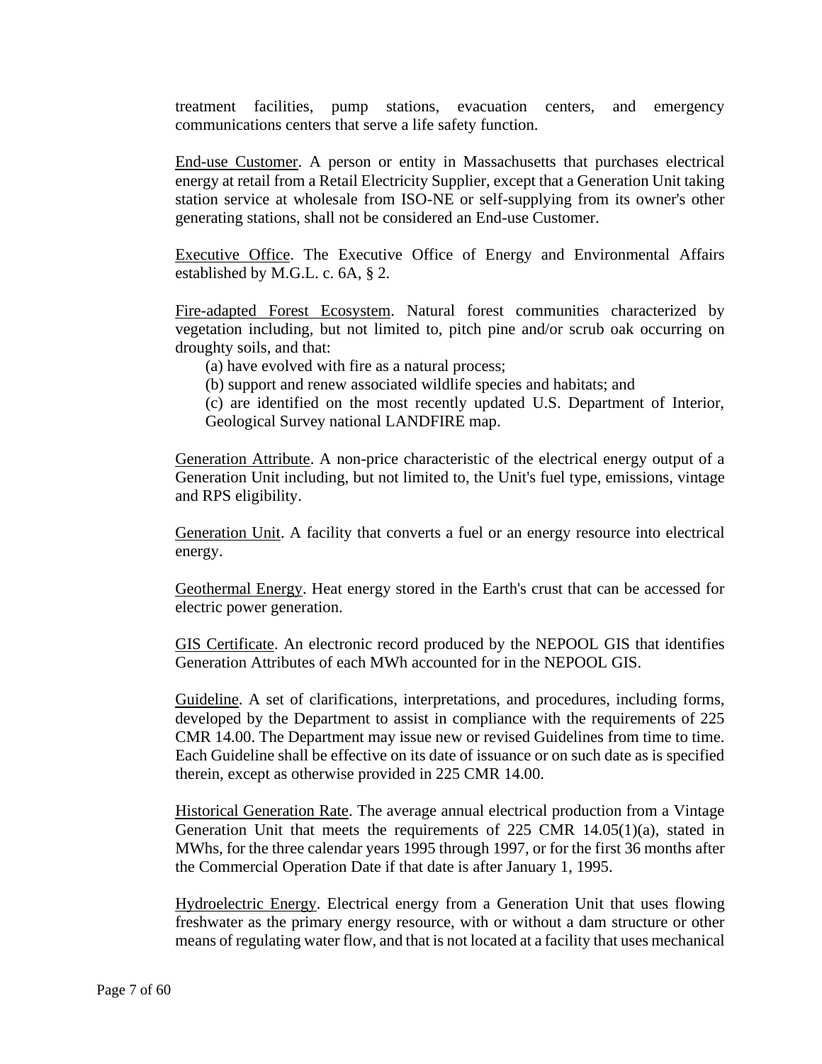treatment facilities, pump stations, evacuation centers, and emergency communications centers that serve a life safety function.

<u>End-use Customer</u>. A person or entity in Massachusetts that purchases electrical energy at retail from a Retail Electricity Supplier, except that a Generation Unit taking station service at wholesale from ISO-NE or self-supplying from its owner's other generating stations, shall not be considered an End-use Customer.

<u>Executive Office</u>. The Executive Office of Energy and Environmental Affairs established by M.G.L. c. 6A, § 2.

<u>Fire-adapted Forest Ecosystem</u>. Natural forest communities characterized by vegetation including, but not limited to, pitch pine and/or scrub oak occurring on droughty soils, and that:

(a) have evolved with fire as a natural process;

(b) support and renew associated wildlife species and habitats; and

(c) are identified on the most recently updated U.S. Department of Interior, Geological Survey national LANDFIRE map.

<u>Generation Attribute</u>. A non-price characteristic of the electrical energy output of a Generation Unit including, but not limited to, the Unit's fuel type, emissions, vintage and RPS eligibility.

<u>Generation Unit</u>. A facility that converts a fuel or an energy resource into electrical energy.

<u>Geothermal Energy</u>. Heat energy stored in the Earth's crust that can be accessed for electric power generation.

<u>GIS Certificate</u>. An electronic record produced by the NEPOOL GIS that identifies Generation Attributes of each MWh accounted for in the NEPOOL GIS.

<u>Guideline</u>. A set of clarifications, interpretations, and procedures, including forms, developed by the Department to assist in compliance with the requirements of 225 CMR 14.00. The Department may issue new or revised Guidelines from time to time. Each Guideline shall be effective on its date of issuance or on such date as is specified therein, except as otherwise provided in 225 CMR 14.00.

<u>Historical Generation Rate</u>. The average annual electrical production from a Vintage Generation Unit that meets the requirements of 225 CMR 14.05(1)(a), stated in MWhs, for the three calendar years 1995 through 1997, or for the first 36 months after the Commercial Operation Date if that date is after January 1, 1995.

<u>Hydroelectric Energy</u>. Electrical energy from a Generation Unit that uses flowing freshwater as the primary energy resource, with or without a dam structure or other means of regulating water flow, and that is not located at a facility that uses mechanical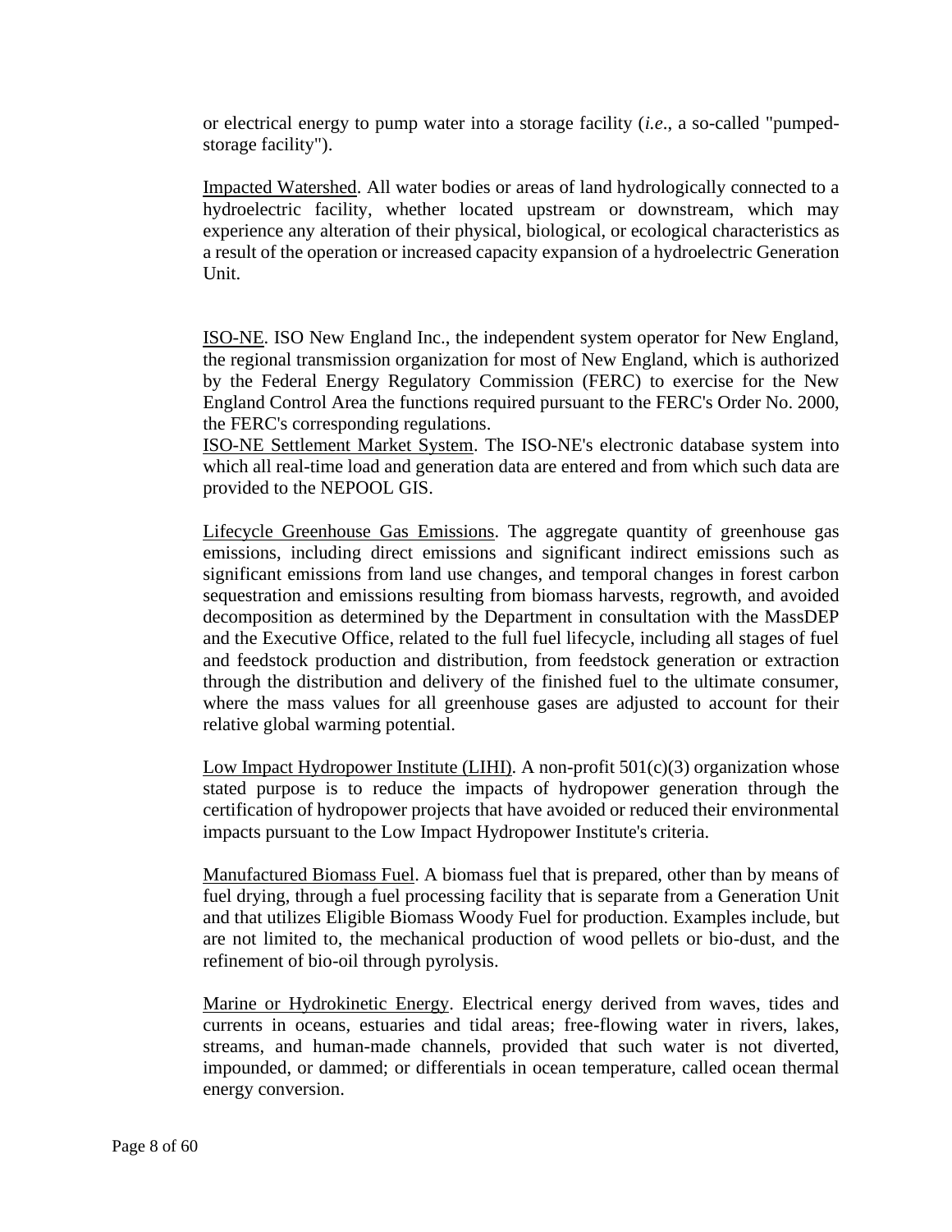or electrical energy to pump water into a storage facility (*i.e*., a so-called "pumped-storage facility").

Impacted Watershed. All water bodies or areas of land hydrologically connected to a hydroelectric facility, whether located upstream or downstream, which may experience any alteration of their physical, biological, or ecological characteristics as a result of the operation or increased capacity expansion of a hydroelectric Generation Unit.

ISO-NE. ISO New England Inc., the independent system operator for New England, the regional transmission organization for most of New England, which is authorized by the Federal Energy Regulatory Commission (FERC) to exercise for the New England Control Area the functions required pursuant to the FERC's Order No. 2000, the FERC's corresponding regulations.

ISO-NE Settlement Market System. The ISO-NE's electronic database system into which all real-time load and generation data are entered and from which such data are provided to the NEPOOL GIS.

Lifecycle Greenhouse Gas Emissions. The aggregate quantity of greenhouse gas emissions, including direct emissions and significant indirect emissions such as significant emissions from land use changes, and temporal changes in forest carbon sequestration and emissions resulting from biomass harvests, regrowth, and avoided decomposition as determined by the Department in consultation with the MassDEP and the Executive Office, related to the full fuel lifecycle, including all stages of fuel and feedstock production and distribution, from feedstock generation or extraction through the distribution and delivery of the finished fuel to the ultimate consumer, where the mass values for all greenhouse gases are adjusted to account for their relative global warming potential.

Low Impact Hydropower Institute (LIHI). A non-profit 501(c)(3) organization whose stated purpose is to reduce the impacts of hydropower generation through the certification of hydropower projects that have avoided or reduced their environmental impacts pursuant to the Low Impact Hydropower Institute's criteria.

Manufactured Biomass Fuel. A biomass fuel that is prepared, other than by means of fuel drying, through a fuel processing facility that is separate from a Generation Unit and that utilizes Eligible Biomass Woody Fuel for production. Examples include, but are not limited to, the mechanical production of wood pellets or bio-dust, and the refinement of bio-oil through pyrolysis.

Marine or Hydrokinetic Energy. Electrical energy derived from waves, tides and currents in oceans, estuaries and tidal areas; free-flowing water in rivers, lakes, streams, and human-made channels, provided that such water is not diverted, impounded, or dammed; or differentials in ocean temperature, called ocean thermal energy conversion.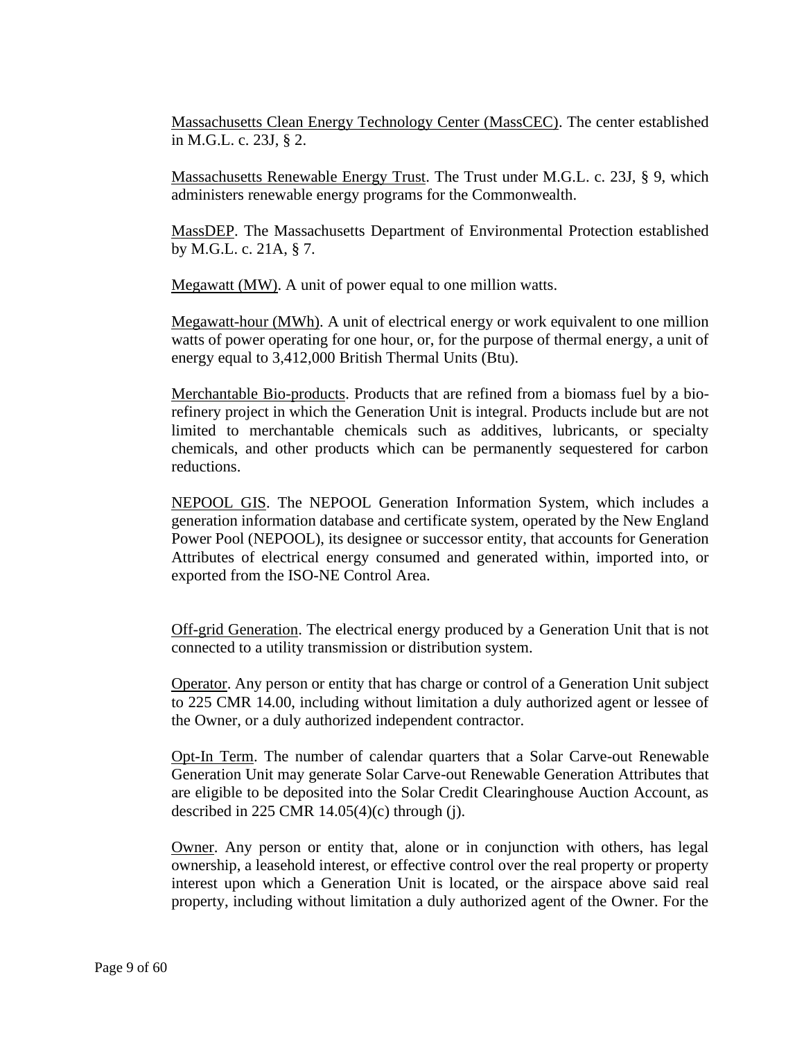Massachusetts Clean Energy Technology Center (MassCEC). The center established in M.G.L. c. 23J, § 2.

Massachusetts Renewable Energy Trust. The Trust under M.G.L. c. 23J, § 9, which administers renewable energy programs for the Commonwealth.

MassDEP. The Massachusetts Department of Environmental Protection established by M.G.L. c. 21A, § 7.

Megawatt (MW). A unit of power equal to one million watts.

Megawatt-hour (MWh). A unit of electrical energy or work equivalent to one million watts of power operating for one hour, or, for the purpose of thermal energy, a unit of energy equal to 3,412,000 British Thermal Units (Btu).

Merchantable Bio-products. Products that are refined from a biomass fuel by a bio-refinery project in which the Generation Unit is integral. Products include but are not limited to merchantable chemicals such as additives, lubricants, or specialty chemicals, and other products which can be permanently sequestered for carbon reductions.

NEPOOL GIS. The NEPOOL Generation Information System, which includes a generation information database and certificate system, operated by the New England Power Pool (NEPOOL), its designee or successor entity, that accounts for Generation Attributes of electrical energy consumed and generated within, imported into, or exported from the ISO-NE Control Area.

Off-grid Generation. The electrical energy produced by a Generation Unit that is not connected to a utility transmission or distribution system.

Operator. Any person or entity that has charge or control of a Generation Unit subject to 225 CMR 14.00, including without limitation a duly authorized agent or lessee of the Owner, or a duly authorized independent contractor.

Opt-In Term. The number of calendar quarters that a Solar Carve-out Renewable Generation Unit may generate Solar Carve-out Renewable Generation Attributes that are eligible to be deposited into the Solar Credit Clearinghouse Auction Account, as described in 225 CMR 14.05(4)(c) through (j).

Owner. Any person or entity that, alone or in conjunction with others, has legal ownership, a leasehold interest, or effective control over the real property or property interest upon which a Generation Unit is located, or the airspace above said real property, including without limitation a duly authorized agent of the Owner. For the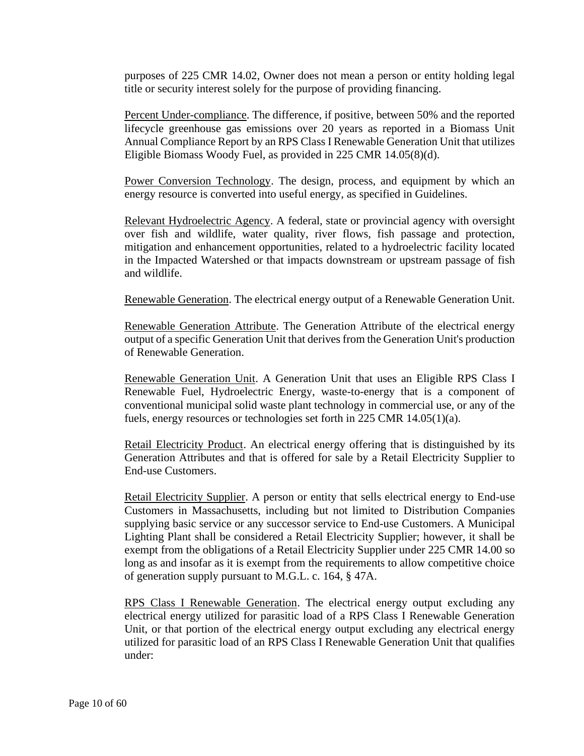purposes of 225 CMR 14.02, Owner does not mean a person or entity holding legal title or security interest solely for the purpose of providing financing.

Percent Under-compliance. The difference, if positive, between 50% and the reported lifecycle greenhouse gas emissions over 20 years as reported in a Biomass Unit Annual Compliance Report by an RPS Class I Renewable Generation Unit that utilizes Eligible Biomass Woody Fuel, as provided in 225 CMR 14.05(8)(d).

Power Conversion Technology. The design, process, and equipment by which an energy resource is converted into useful energy, as specified in Guidelines.

Relevant Hydroelectric Agency. A federal, state or provincial agency with oversight over fish and wildlife, water quality, river flows, fish passage and protection, mitigation and enhancement opportunities, related to a hydroelectric facility located in the Impacted Watershed or that impacts downstream or upstream passage of fish and wildlife.

Renewable Generation. The electrical energy output of a Renewable Generation Unit.

Renewable Generation Attribute. The Generation Attribute of the electrical energy output of a specific Generation Unit that derives from the Generation Unit's production of Renewable Generation.

Renewable Generation Unit. A Generation Unit that uses an Eligible RPS Class I Renewable Fuel, Hydroelectric Energy, waste-to-energy that is a component of conventional municipal solid waste plant technology in commercial use, or any of the fuels, energy resources or technologies set forth in 225 CMR 14.05(1)(a).

Retail Electricity Product. An electrical energy offering that is distinguished by its Generation Attributes and that is offered for sale by a Retail Electricity Supplier to End-use Customers.

Retail Electricity Supplier. A person or entity that sells electrical energy to End-use Customers in Massachusetts, including but not limited to Distribution Companies supplying basic service or any successor service to End-use Customers. A Municipal Lighting Plant shall be considered a Retail Electricity Supplier; however, it shall be exempt from the obligations of a Retail Electricity Supplier under 225 CMR 14.00 so long as and insofar as it is exempt from the requirements to allow competitive choice of generation supply pursuant to M.G.L. c. 164, § 47A.

RPS Class I Renewable Generation. The electrical energy output excluding any electrical energy utilized for parasitic load of a RPS Class I Renewable Generation Unit, or that portion of the electrical energy output excluding any electrical energy utilized for parasitic load of an RPS Class I Renewable Generation Unit that qualifies under: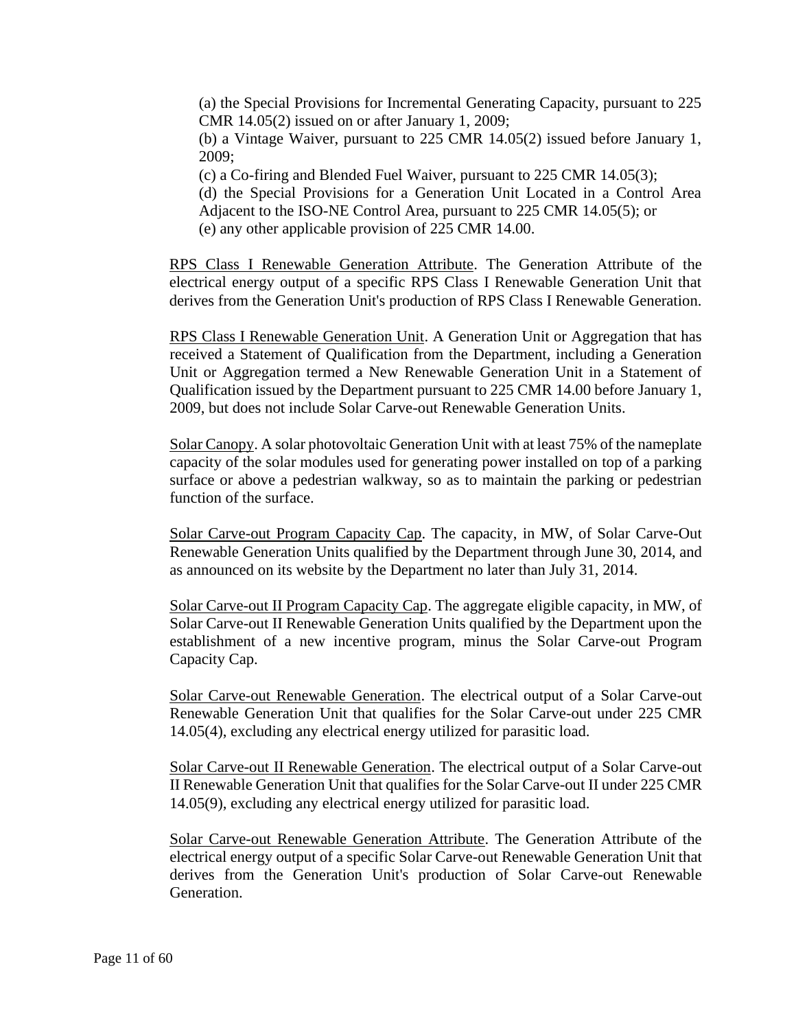(a) the Special Provisions for Incremental Generating Capacity, pursuant to 225 CMR 14.05(2) issued on or after January 1, 2009;
(b) a Vintage Waiver, pursuant to 225 CMR 14.05(2) issued before January 1, 2009;
(c) a Co-firing and Blended Fuel Waiver, pursuant to 225 CMR 14.05(3);
(d) the Special Provisions for a Generation Unit Located in a Control Area Adjacent to the ISO-NE Control Area, pursuant to 225 CMR 14.05(5); or
(e) any other applicable provision of 225 CMR 14.00.

<u>RPS Class I Renewable Generation Attribute</u>. The Generation Attribute of the electrical energy output of a specific RPS Class I Renewable Generation Unit that derives from the Generation Unit's production of RPS Class I Renewable Generation.

<u>RPS Class I Renewable Generation Unit</u>. A Generation Unit or Aggregation that has received a Statement of Qualification from the Department, including a Generation Unit or Aggregation termed a New Renewable Generation Unit in a Statement of Qualification issued by the Department pursuant to 225 CMR 14.00 before January 1, 2009, but does not include Solar Carve-out Renewable Generation Units.

<u>Solar Canopy</u>. A solar photovoltaic Generation Unit with at least 75% of the nameplate capacity of the solar modules used for generating power installed on top of a parking surface or above a pedestrian walkway, so as to maintain the parking or pedestrian function of the surface.

<u>Solar Carve-out Program Capacity Cap</u>. The capacity, in MW, of Solar Carve-Out Renewable Generation Units qualified by the Department through June 30, 2014, and as announced on its website by the Department no later than July 31, 2014.

<u>Solar Carve-out II Program Capacity Cap</u>. The aggregate eligible capacity, in MW, of Solar Carve-out II Renewable Generation Units qualified by the Department upon the establishment of a new incentive program, minus the Solar Carve-out Program Capacity Cap.

<u>Solar Carve-out Renewable Generation</u>. The electrical output of a Solar Carve-out Renewable Generation Unit that qualifies for the Solar Carve-out under 225 CMR 14.05(4), excluding any electrical energy utilized for parasitic load.

<u>Solar Carve-out II Renewable Generation</u>. The electrical output of a Solar Carve-out II Renewable Generation Unit that qualifies for the Solar Carve-out II under 225 CMR 14.05(9), excluding any electrical energy utilized for parasitic load.

<u>Solar Carve-out Renewable Generation Attribute</u>. The Generation Attribute of the electrical energy output of a specific Solar Carve-out Renewable Generation Unit that derives from the Generation Unit's production of Solar Carve-out Renewable Generation.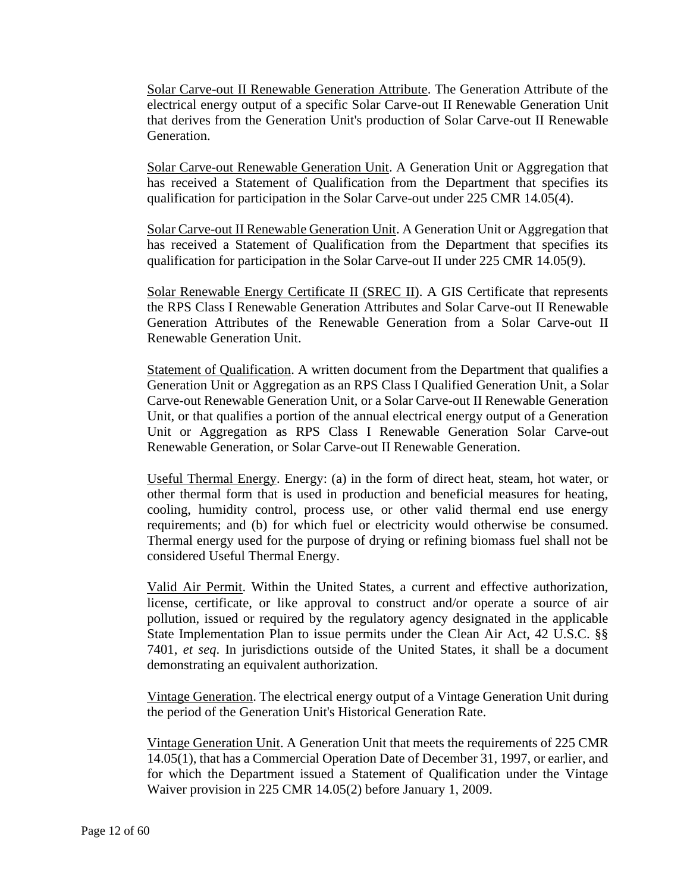<u>Solar Carve-out II Renewable Generation Attribute</u>. The Generation Attribute of the electrical energy output of a specific Solar Carve-out II Renewable Generation Unit that derives from the Generation Unit's production of Solar Carve-out II Renewable Generation.

<u>Solar Carve-out Renewable Generation Unit</u>. A Generation Unit or Aggregation that has received a Statement of Qualification from the Department that specifies its qualification for participation in the Solar Carve-out under 225 CMR 14.05(4).

<u>Solar Carve-out II Renewable Generation Unit</u>. A Generation Unit or Aggregation that has received a Statement of Qualification from the Department that specifies its qualification for participation in the Solar Carve-out II under 225 CMR 14.05(9).

<u>Solar Renewable Energy Certificate II (SREC II)</u>. A GIS Certificate that represents the RPS Class I Renewable Generation Attributes and Solar Carve-out II Renewable Generation Attributes of the Renewable Generation from a Solar Carve-out II Renewable Generation Unit.

<u>Statement of Qualification</u>. A written document from the Department that qualifies a Generation Unit or Aggregation as an RPS Class I Qualified Generation Unit, a Solar Carve-out Renewable Generation Unit, or a Solar Carve-out II Renewable Generation Unit, or that qualifies a portion of the annual electrical energy output of a Generation Unit or Aggregation as RPS Class I Renewable Generation Solar Carve-out Renewable Generation, or Solar Carve-out II Renewable Generation.

<u>Useful Thermal Energy</u>. Energy: (a) in the form of direct heat, steam, hot water, or other thermal form that is used in production and beneficial measures for heating, cooling, humidity control, process use, or other valid thermal end use energy requirements; and (b) for which fuel or electricity would otherwise be consumed. Thermal energy used for the purpose of drying or refining biomass fuel shall not be considered Useful Thermal Energy.

<u>Valid Air Permit</u>. Within the United States, a current and effective authorization, license, certificate, or like approval to construct and/or operate a source of air pollution, issued or required by the regulatory agency designated in the applicable State Implementation Plan to issue permits under the Clean Air Act, 42 U.S.C. §§ 7401, *et seq*. In jurisdictions outside of the United States, it shall be a document demonstrating an equivalent authorization.

<u>Vintage Generation</u>. The electrical energy output of a Vintage Generation Unit during the period of the Generation Unit's Historical Generation Rate.

<u>Vintage Generation Unit</u>. A Generation Unit that meets the requirements of 225 CMR 14.05(1), that has a Commercial Operation Date of December 31, 1997, or earlier, and for which the Department issued a Statement of Qualification under the Vintage Waiver provision in 225 CMR 14.05(2) before January 1, 2009.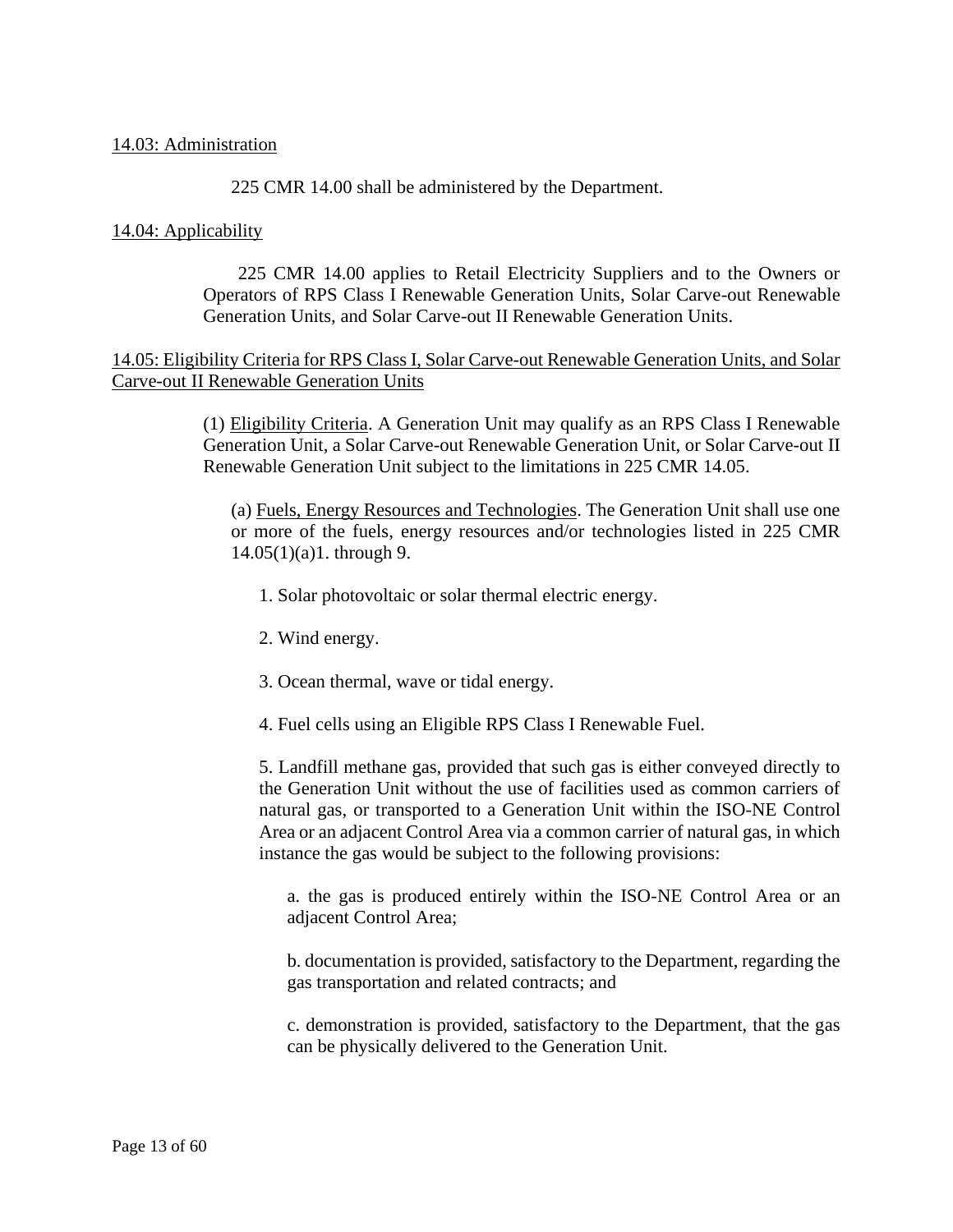14.03: Administration

225 CMR 14.00 shall be administered by the Department.

14.04: Applicability

225 CMR 14.00 applies to Retail Electricity Suppliers and to the Owners or Operators of RPS Class I Renewable Generation Units, Solar Carve-out Renewable Generation Units, and Solar Carve-out II Renewable Generation Units.

14.05: Eligibility Criteria for RPS Class I, Solar Carve-out Renewable Generation Units, and Solar Carve-out II Renewable Generation Units

(1) Eligibility Criteria. A Generation Unit may qualify as an RPS Class I Renewable Generation Unit, a Solar Carve-out Renewable Generation Unit, or Solar Carve-out II Renewable Generation Unit subject to the limitations in 225 CMR 14.05.

(a) Fuels, Energy Resources and Technologies. The Generation Unit shall use one or more of the fuels, energy resources and/or technologies listed in 225 CMR 14.05(1)(a)1. through 9.

1. Solar photovoltaic or solar thermal electric energy.

2. Wind energy.

3. Ocean thermal, wave or tidal energy.

4. Fuel cells using an Eligible RPS Class I Renewable Fuel.

5. Landfill methane gas, provided that such gas is either conveyed directly to the Generation Unit without the use of facilities used as common carriers of natural gas, or transported to a Generation Unit within the ISO-NE Control Area or an adjacent Control Area via a common carrier of natural gas, in which instance the gas would be subject to the following provisions:

a. the gas is produced entirely within the ISO-NE Control Area or an adjacent Control Area;

b. documentation is provided, satisfactory to the Department, regarding the gas transportation and related contracts; and

c. demonstration is provided, satisfactory to the Department, that the gas can be physically delivered to the Generation Unit.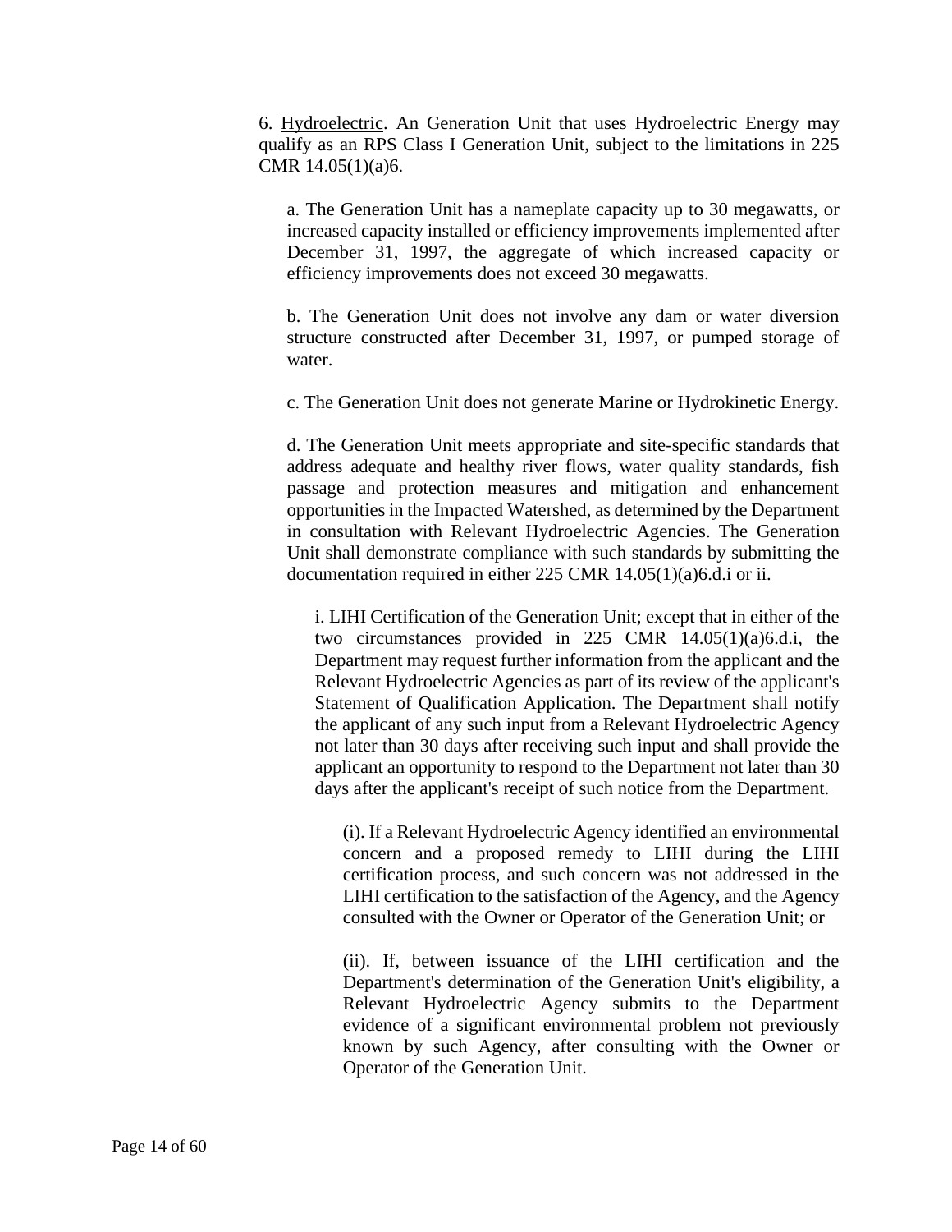6. <u>Hydroelectric</u>. An Generation Unit that uses Hydroelectric Energy may qualify as an RPS Class I Generation Unit, subject to the limitations in 225 CMR 14.05(1)(a)6.

a. The Generation Unit has a nameplate capacity up to 30 megawatts, or increased capacity installed or efficiency improvements implemented after December 31, 1997, the aggregate of which increased capacity or efficiency improvements does not exceed 30 megawatts.

b. The Generation Unit does not involve any dam or water diversion structure constructed after December 31, 1997, or pumped storage of water.

c. The Generation Unit does not generate Marine or Hydrokinetic Energy.

d. The Generation Unit meets appropriate and site-specific standards that address adequate and healthy river flows, water quality standards, fish passage and protection measures and mitigation and enhancement opportunities in the Impacted Watershed, as determined by the Department in consultation with Relevant Hydroelectric Agencies. The Generation Unit shall demonstrate compliance with such standards by submitting the documentation required in either 225 CMR 14.05(1)(a)6.d.i or ii.

i. LIHI Certification of the Generation Unit; except that in either of the two circumstances provided in 225 CMR 14.05(1)(a)6.d.i, the Department may request further information from the applicant and the Relevant Hydroelectric Agencies as part of its review of the applicant's Statement of Qualification Application. The Department shall notify the applicant of any such input from a Relevant Hydroelectric Agency not later than 30 days after receiving such input and shall provide the applicant an opportunity to respond to the Department not later than 30 days after the applicant's receipt of such notice from the Department.

(i). If a Relevant Hydroelectric Agency identified an environmental concern and a proposed remedy to LIHI during the LIHI certification process, and such concern was not addressed in the LIHI certification to the satisfaction of the Agency, and the Agency consulted with the Owner or Operator of the Generation Unit; or

(ii). If, between issuance of the LIHI certification and the Department's determination of the Generation Unit's eligibility, a Relevant Hydroelectric Agency submits to the Department evidence of a significant environmental problem not previously known by such Agency, after consulting with the Owner or Operator of the Generation Unit.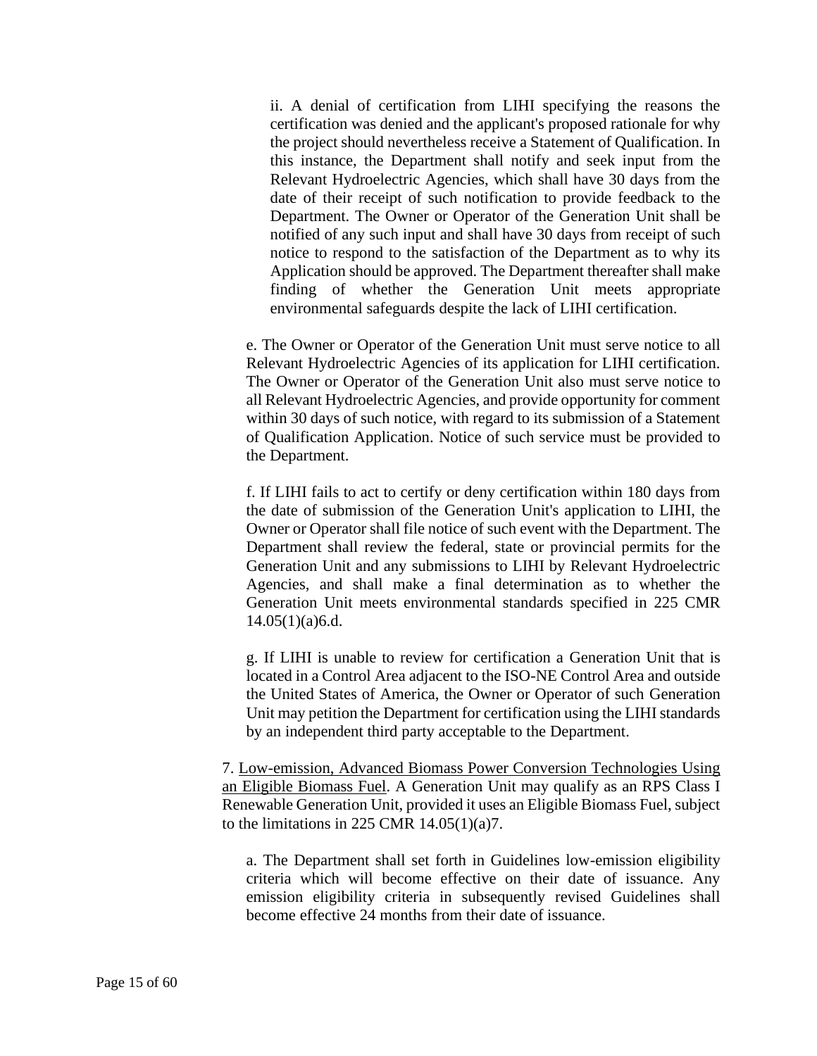ii. A denial of certification from LIHI specifying the reasons the certification was denied and the applicant's proposed rationale for why the project should nevertheless receive a Statement of Qualification. In this instance, the Department shall notify and seek input from the Relevant Hydroelectric Agencies, which shall have 30 days from the date of their receipt of such notification to provide feedback to the Department. The Owner or Operator of the Generation Unit shall be notified of any such input and shall have 30 days from receipt of such notice to respond to the satisfaction of the Department as to why its Application should be approved. The Department thereafter shall make finding of whether the Generation Unit meets appropriate environmental safeguards despite the lack of LIHI certification.

e. The Owner or Operator of the Generation Unit must serve notice to all Relevant Hydroelectric Agencies of its application for LIHI certification. The Owner or Operator of the Generation Unit also must serve notice to all Relevant Hydroelectric Agencies, and provide opportunity for comment within 30 days of such notice, with regard to its submission of a Statement of Qualification Application. Notice of such service must be provided to the Department.

f. If LIHI fails to act to certify or deny certification within 180 days from the date of submission of the Generation Unit's application to LIHI, the Owner or Operator shall file notice of such event with the Department. The Department shall review the federal, state or provincial permits for the Generation Unit and any submissions to LIHI by Relevant Hydroelectric Agencies, and shall make a final determination as to whether the Generation Unit meets environmental standards specified in 225 CMR 14.05(1)(a)6.d.

g. If LIHI is unable to review for certification a Generation Unit that is located in a Control Area adjacent to the ISO-NE Control Area and outside the United States of America, the Owner or Operator of such Generation Unit may petition the Department for certification using the LIHI standards by an independent third party acceptable to the Department.

7. <u>Low-emission, Advanced Biomass Power Conversion Technologies Using an Eligible Biomass Fuel</u>. A Generation Unit may qualify as an RPS Class I Renewable Generation Unit, provided it uses an Eligible Biomass Fuel, subject to the limitations in 225 CMR 14.05(1)(a)7.

a. The Department shall set forth in Guidelines low-emission eligibility criteria which will become effective on their date of issuance. Any emission eligibility criteria in subsequently revised Guidelines shall become effective 24 months from their date of issuance.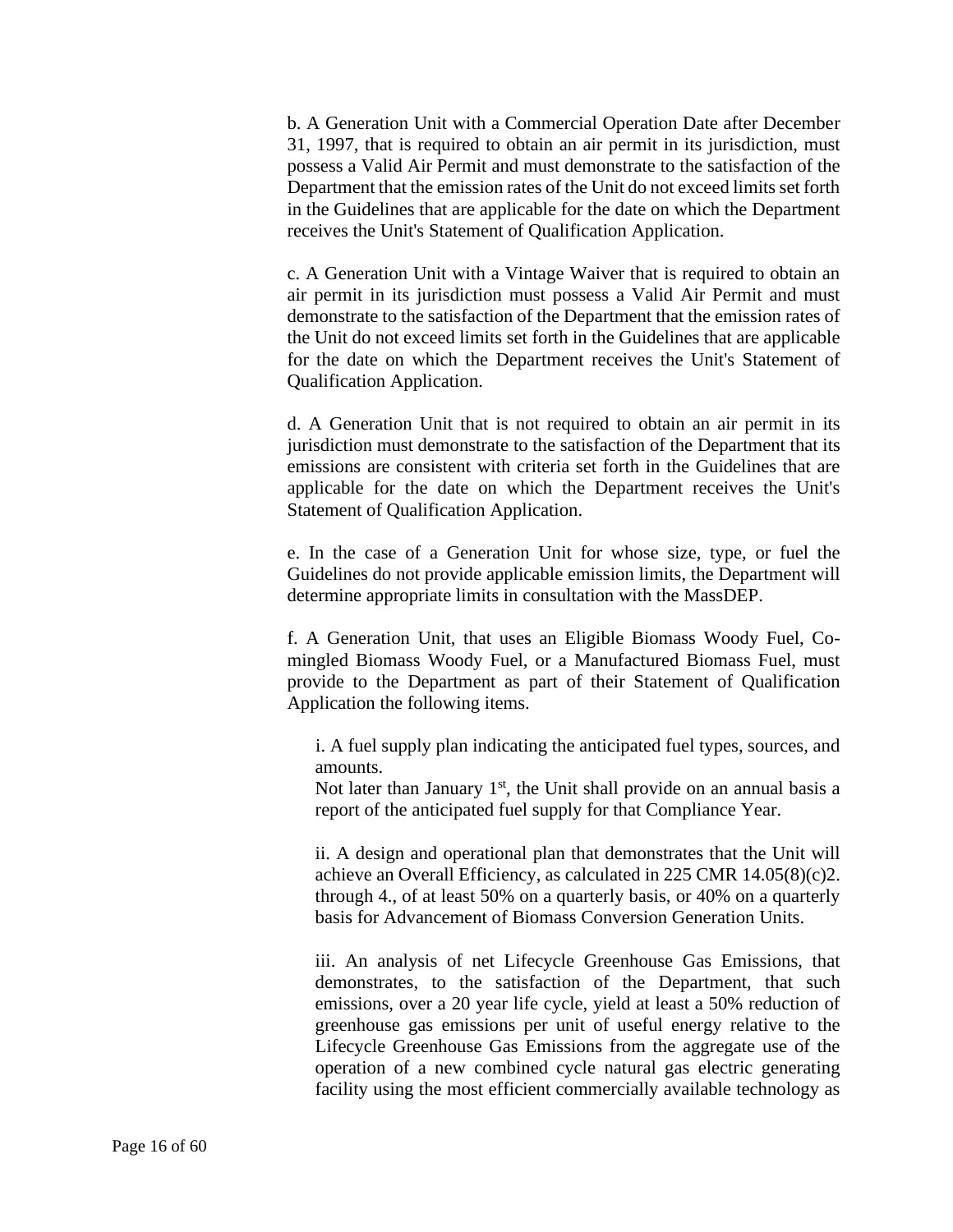b. A Generation Unit with a Commercial Operation Date after December 31, 1997, that is required to obtain an air permit in its jurisdiction, must possess a Valid Air Permit and must demonstrate to the satisfaction of the Department that the emission rates of the Unit do not exceed limits set forth in the Guidelines that are applicable for the date on which the Department receives the Unit's Statement of Qualification Application.

c. A Generation Unit with a Vintage Waiver that is required to obtain an air permit in its jurisdiction must possess a Valid Air Permit and must demonstrate to the satisfaction of the Department that the emission rates of the Unit do not exceed limits set forth in the Guidelines that are applicable for the date on which the Department receives the Unit's Statement of Qualification Application.

d. A Generation Unit that is not required to obtain an air permit in its jurisdiction must demonstrate to the satisfaction of the Department that its emissions are consistent with criteria set forth in the Guidelines that are applicable for the date on which the Department receives the Unit's Statement of Qualification Application.

e. In the case of a Generation Unit for whose size, type, or fuel the Guidelines do not provide applicable emission limits, the Department will determine appropriate limits in consultation with the MassDEP.

f. A Generation Unit, that uses an Eligible Biomass Woody Fuel, Co-mingled Biomass Woody Fuel, or a Manufactured Biomass Fuel, must provide to the Department as part of their Statement of Qualification Application the following items.

i. A fuel supply plan indicating the anticipated fuel types, sources, and amounts.
Not later than January 1st, the Unit shall provide on an annual basis a report of the anticipated fuel supply for that Compliance Year.

ii. A design and operational plan that demonstrates that the Unit will achieve an Overall Efficiency, as calculated in 225 CMR 14.05(8)(c)2. through 4., of at least 50% on a quarterly basis, or 40% on a quarterly basis for Advancement of Biomass Conversion Generation Units.

iii. An analysis of net Lifecycle Greenhouse Gas Emissions, that demonstrates, to the satisfaction of the Department, that such emissions, over a 20 year life cycle, yield at least a 50% reduction of greenhouse gas emissions per unit of useful energy relative to the Lifecycle Greenhouse Gas Emissions from the aggregate use of the operation of a new combined cycle natural gas electric generating facility using the most efficient commercially available technology as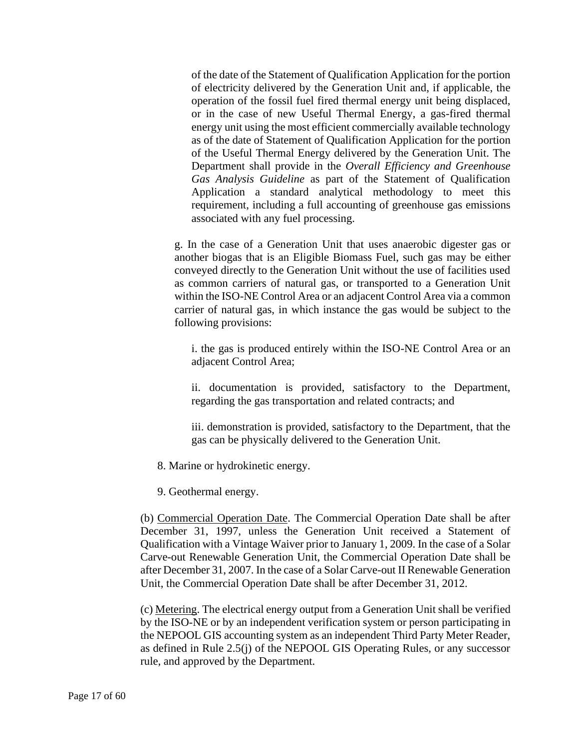of the date of the Statement of Qualification Application for the portion of electricity delivered by the Generation Unit and, if applicable, the operation of the fossil fuel fired thermal energy unit being displaced, or in the case of new Useful Thermal Energy, a gas-fired thermal energy unit using the most efficient commercially available technology as of the date of Statement of Qualification Application for the portion of the Useful Thermal Energy delivered by the Generation Unit. The Department shall provide in the *Overall Efficiency and Greenhouse Gas Analysis Guideline* as part of the Statement of Qualification Application a standard analytical methodology to meet this requirement, including a full accounting of greenhouse gas emissions associated with any fuel processing.

g. In the case of a Generation Unit that uses anaerobic digester gas or another biogas that is an Eligible Biomass Fuel, such gas may be either conveyed directly to the Generation Unit without the use of facilities used as common carriers of natural gas, or transported to a Generation Unit within the ISO-NE Control Area or an adjacent Control Area via a common carrier of natural gas, in which instance the gas would be subject to the following provisions:

i. the gas is produced entirely within the ISO-NE Control Area or an adjacent Control Area;

ii. documentation is provided, satisfactory to the Department, regarding the gas transportation and related contracts; and

iii. demonstration is provided, satisfactory to the Department, that the gas can be physically delivered to the Generation Unit.

8. Marine or hydrokinetic energy.

9. Geothermal energy.

(b) Commercial Operation Date. The Commercial Operation Date shall be after December 31, 1997, unless the Generation Unit received a Statement of Qualification with a Vintage Waiver prior to January 1, 2009. In the case of a Solar Carve-out Renewable Generation Unit, the Commercial Operation Date shall be after December 31, 2007. In the case of a Solar Carve-out II Renewable Generation Unit, the Commercial Operation Date shall be after December 31, 2012.

(c) Metering. The electrical energy output from a Generation Unit shall be verified by the ISO-NE or by an independent verification system or person participating in the NEPOOL GIS accounting system as an independent Third Party Meter Reader, as defined in Rule 2.5(j) of the NEPOOL GIS Operating Rules, or any successor rule, and approved by the Department.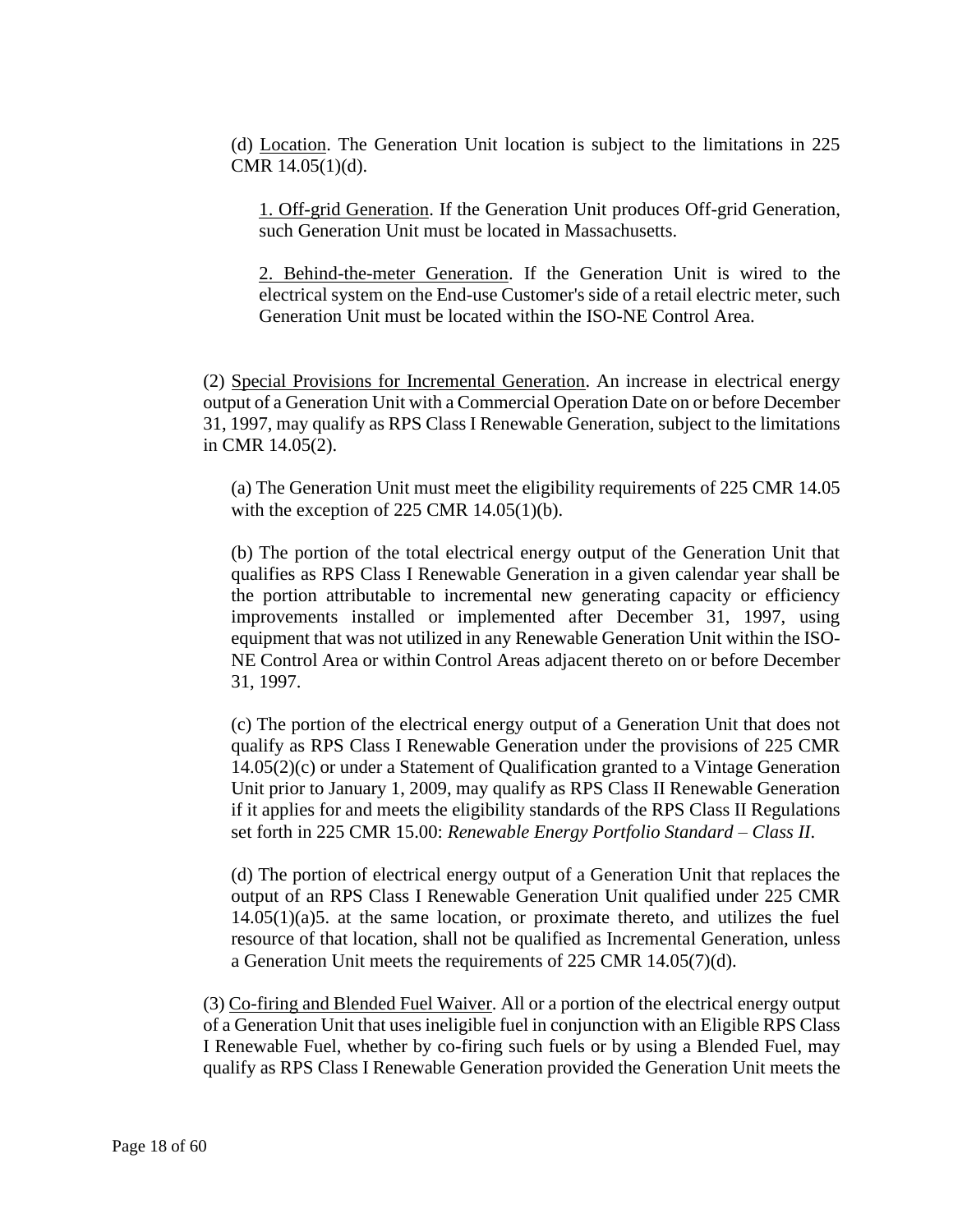(d) Location. The Generation Unit location is subject to the limitations in 225 CMR 14.05(1)(d).

1. Off-grid Generation. If the Generation Unit produces Off-grid Generation, such Generation Unit must be located in Massachusetts.

2. Behind-the-meter Generation. If the Generation Unit is wired to the electrical system on the End-use Customer's side of a retail electric meter, such Generation Unit must be located within the ISO-NE Control Area.

(2) Special Provisions for Incremental Generation. An increase in electrical energy output of a Generation Unit with a Commercial Operation Date on or before December 31, 1997, may qualify as RPS Class I Renewable Generation, subject to the limitations in CMR 14.05(2).

(a) The Generation Unit must meet the eligibility requirements of 225 CMR 14.05 with the exception of 225 CMR 14.05(1)(b).

(b) The portion of the total electrical energy output of the Generation Unit that qualifies as RPS Class I Renewable Generation in a given calendar year shall be the portion attributable to incremental new generating capacity or efficiency improvements installed or implemented after December 31, 1997, using equipment that was not utilized in any Renewable Generation Unit within the ISO-NE Control Area or within Control Areas adjacent thereto on or before December 31, 1997.

(c) The portion of the electrical energy output of a Generation Unit that does not qualify as RPS Class I Renewable Generation under the provisions of 225 CMR 14.05(2)(c) or under a Statement of Qualification granted to a Vintage Generation Unit prior to January 1, 2009, may qualify as RPS Class II Renewable Generation if it applies for and meets the eligibility standards of the RPS Class II Regulations set forth in 225 CMR 15.00: *Renewable Energy Portfolio Standard – Class II*.

(d) The portion of electrical energy output of a Generation Unit that replaces the output of an RPS Class I Renewable Generation Unit qualified under 225 CMR 14.05(1)(a)5. at the same location, or proximate thereto, and utilizes the fuel resource of that location, shall not be qualified as Incremental Generation, unless a Generation Unit meets the requirements of 225 CMR 14.05(7)(d).

(3) Co-firing and Blended Fuel Waiver. All or a portion of the electrical energy output of a Generation Unit that uses ineligible fuel in conjunction with an Eligible RPS Class I Renewable Fuel, whether by co-firing such fuels or by using a Blended Fuel, may qualify as RPS Class I Renewable Generation provided the Generation Unit meets the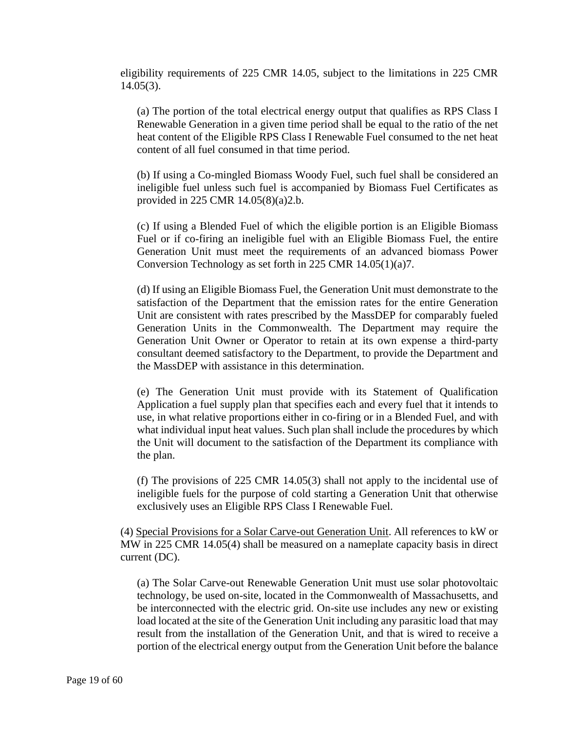eligibility requirements of 225 CMR 14.05, subject to the limitations in 225 CMR 14.05(3).

(a) The portion of the total electrical energy output that qualifies as RPS Class I Renewable Generation in a given time period shall be equal to the ratio of the net heat content of the Eligible RPS Class I Renewable Fuel consumed to the net heat content of all fuel consumed in that time period.

(b) If using a Co-mingled Biomass Woody Fuel, such fuel shall be considered an ineligible fuel unless such fuel is accompanied by Biomass Fuel Certificates as provided in 225 CMR 14.05(8)(a)2.b.

(c) If using a Blended Fuel of which the eligible portion is an Eligible Biomass Fuel or if co-firing an ineligible fuel with an Eligible Biomass Fuel, the entire Generation Unit must meet the requirements of an advanced biomass Power Conversion Technology as set forth in 225 CMR 14.05(1)(a)7.

(d) If using an Eligible Biomass Fuel, the Generation Unit must demonstrate to the satisfaction of the Department that the emission rates for the entire Generation Unit are consistent with rates prescribed by the MassDEP for comparably fueled Generation Units in the Commonwealth. The Department may require the Generation Unit Owner or Operator to retain at its own expense a third-party consultant deemed satisfactory to the Department, to provide the Department and the MassDEP with assistance in this determination.

(e) The Generation Unit must provide with its Statement of Qualification Application a fuel supply plan that specifies each and every fuel that it intends to use, in what relative proportions either in co-firing or in a Blended Fuel, and with what individual input heat values. Such plan shall include the procedures by which the Unit will document to the satisfaction of the Department its compliance with the plan.

(f) The provisions of 225 CMR 14.05(3) shall not apply to the incidental use of ineligible fuels for the purpose of cold starting a Generation Unit that otherwise exclusively uses an Eligible RPS Class I Renewable Fuel.

(4) <u>Special Provisions for a Solar Carve-out Generation Unit</u>. All references to kW or MW in 225 CMR 14.05(4) shall be measured on a nameplate capacity basis in direct current (DC).

(a) The Solar Carve-out Renewable Generation Unit must use solar photovoltaic technology, be used on-site, located in the Commonwealth of Massachusetts, and be interconnected with the electric grid. On-site use includes any new or existing load located at the site of the Generation Unit including any parasitic load that may result from the installation of the Generation Unit, and that is wired to receive a portion of the electrical energy output from the Generation Unit before the balance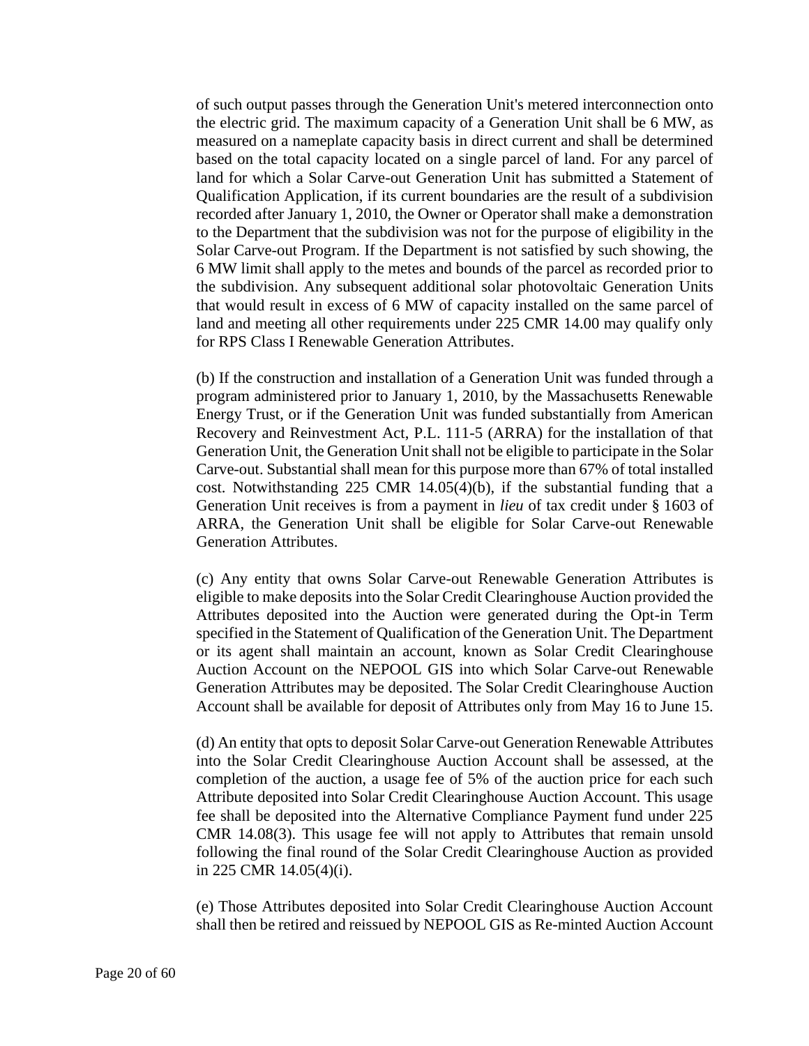of such output passes through the Generation Unit's metered interconnection onto the electric grid. The maximum capacity of a Generation Unit shall be 6 MW, as measured on a nameplate capacity basis in direct current and shall be determined based on the total capacity located on a single parcel of land. For any parcel of land for which a Solar Carve-out Generation Unit has submitted a Statement of Qualification Application, if its current boundaries are the result of a subdivision recorded after January 1, 2010, the Owner or Operator shall make a demonstration to the Department that the subdivision was not for the purpose of eligibility in the Solar Carve-out Program. If the Department is not satisfied by such showing, the 6 MW limit shall apply to the metes and bounds of the parcel as recorded prior to the subdivision. Any subsequent additional solar photovoltaic Generation Units that would result in excess of 6 MW of capacity installed on the same parcel of land and meeting all other requirements under 225 CMR 14.00 may qualify only for RPS Class I Renewable Generation Attributes.

(b) If the construction and installation of a Generation Unit was funded through a program administered prior to January 1, 2010, by the Massachusetts Renewable Energy Trust, or if the Generation Unit was funded substantially from American Recovery and Reinvestment Act, P.L. 111-5 (ARRA) for the installation of that Generation Unit, the Generation Unit shall not be eligible to participate in the Solar Carve-out. Substantial shall mean for this purpose more than 67% of total installed cost. Notwithstanding 225 CMR 14.05(4)(b), if the substantial funding that a Generation Unit receives is from a payment in *lieu* of tax credit under § 1603 of ARRA, the Generation Unit shall be eligible for Solar Carve-out Renewable Generation Attributes.

(c) Any entity that owns Solar Carve-out Renewable Generation Attributes is eligible to make deposits into the Solar Credit Clearinghouse Auction provided the Attributes deposited into the Auction were generated during the Opt-in Term specified in the Statement of Qualification of the Generation Unit. The Department or its agent shall maintain an account, known as Solar Credit Clearinghouse Auction Account on the NEPOOL GIS into which Solar Carve-out Renewable Generation Attributes may be deposited. The Solar Credit Clearinghouse Auction Account shall be available for deposit of Attributes only from May 16 to June 15.

(d) An entity that opts to deposit Solar Carve-out Generation Renewable Attributes into the Solar Credit Clearinghouse Auction Account shall be assessed, at the completion of the auction, a usage fee of 5% of the auction price for each such Attribute deposited into Solar Credit Clearinghouse Auction Account. This usage fee shall be deposited into the Alternative Compliance Payment fund under 225 CMR 14.08(3). This usage fee will not apply to Attributes that remain unsold following the final round of the Solar Credit Clearinghouse Auction as provided in 225 CMR 14.05(4)(i).

(e) Those Attributes deposited into Solar Credit Clearinghouse Auction Account shall then be retired and reissued by NEPOOL GIS as Re-minted Auction Account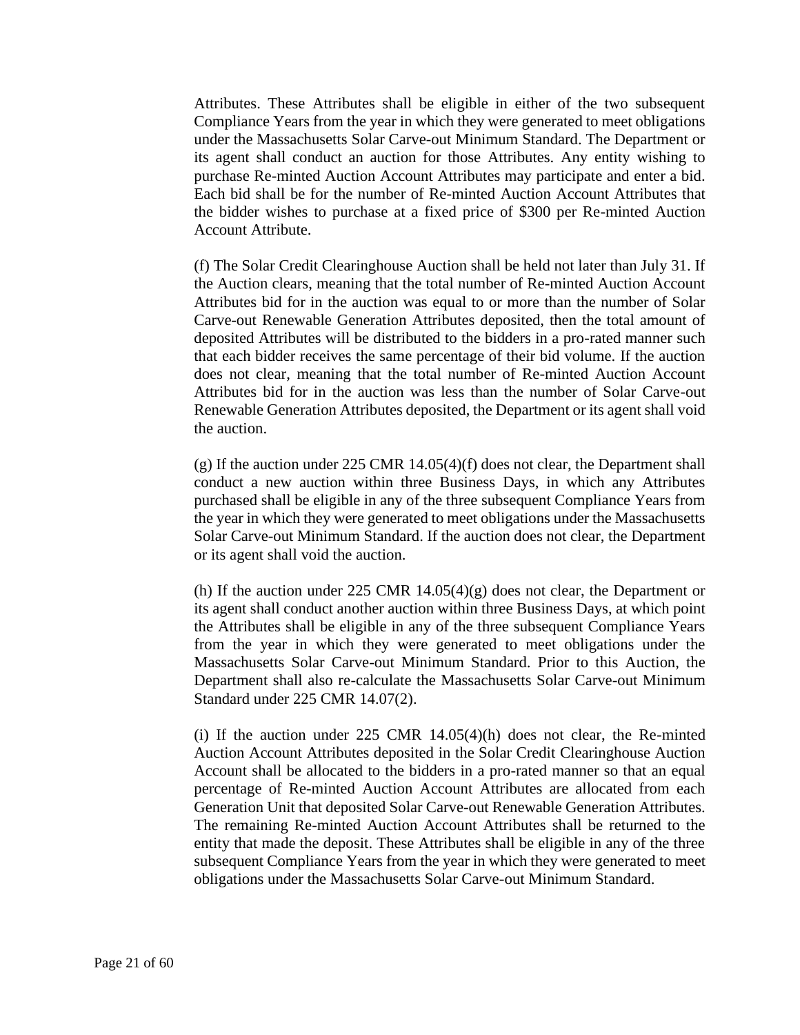Attributes. These Attributes shall be eligible in either of the two subsequent Compliance Years from the year in which they were generated to meet obligations under the Massachusetts Solar Carve-out Minimum Standard. The Department or its agent shall conduct an auction for those Attributes. Any entity wishing to purchase Re-minted Auction Account Attributes may participate and enter a bid. Each bid shall be for the number of Re-minted Auction Account Attributes that the bidder wishes to purchase at a fixed price of $300 per Re-minted Auction Account Attribute.

(f) The Solar Credit Clearinghouse Auction shall be held not later than July 31. If the Auction clears, meaning that the total number of Re-minted Auction Account Attributes bid for in the auction was equal to or more than the number of Solar Carve-out Renewable Generation Attributes deposited, then the total amount of deposited Attributes will be distributed to the bidders in a pro-rated manner such that each bidder receives the same percentage of their bid volume. If the auction does not clear, meaning that the total number of Re-minted Auction Account Attributes bid for in the auction was less than the number of Solar Carve-out Renewable Generation Attributes deposited, the Department or its agent shall void the auction.

(g) If the auction under 225 CMR 14.05(4)(f) does not clear, the Department shall conduct a new auction within three Business Days, in which any Attributes purchased shall be eligible in any of the three subsequent Compliance Years from the year in which they were generated to meet obligations under the Massachusetts Solar Carve-out Minimum Standard. If the auction does not clear, the Department or its agent shall void the auction.

(h) If the auction under 225 CMR 14.05(4)(g) does not clear, the Department or its agent shall conduct another auction within three Business Days, at which point the Attributes shall be eligible in any of the three subsequent Compliance Years from the year in which they were generated to meet obligations under the Massachusetts Solar Carve-out Minimum Standard. Prior to this Auction, the Department shall also re-calculate the Massachusetts Solar Carve-out Minimum Standard under 225 CMR 14.07(2).

(i) If the auction under 225 CMR 14.05(4)(h) does not clear, the Re-minted Auction Account Attributes deposited in the Solar Credit Clearinghouse Auction Account shall be allocated to the bidders in a pro-rated manner so that an equal percentage of Re-minted Auction Account Attributes are allocated from each Generation Unit that deposited Solar Carve-out Renewable Generation Attributes. The remaining Re-minted Auction Account Attributes shall be returned to the entity that made the deposit. These Attributes shall be eligible in any of the three subsequent Compliance Years from the year in which they were generated to meet obligations under the Massachusetts Solar Carve-out Minimum Standard.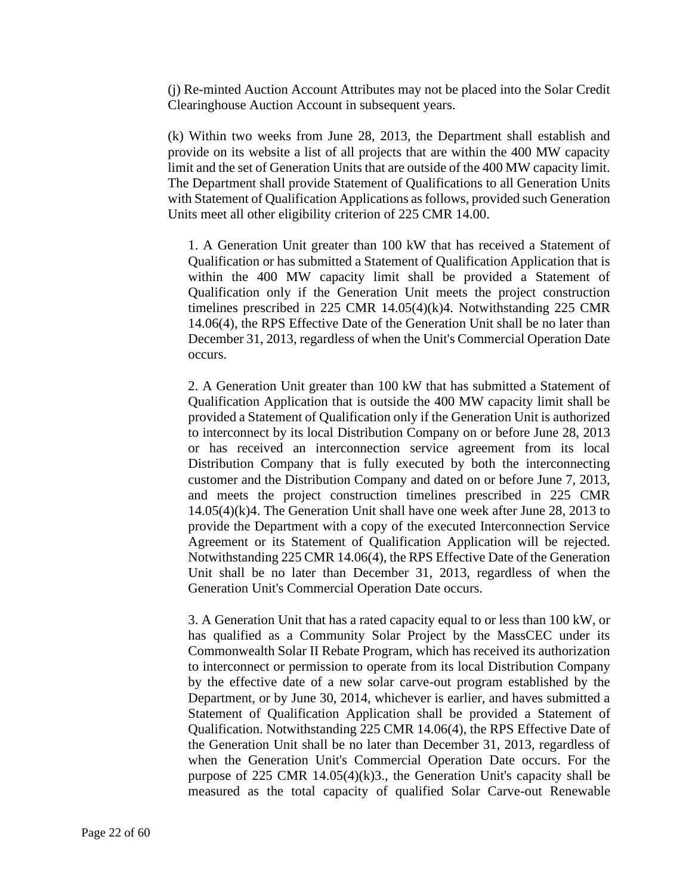(j) Re-minted Auction Account Attributes may not be placed into the Solar Credit Clearinghouse Auction Account in subsequent years.

(k) Within two weeks from June 28, 2013, the Department shall establish and provide on its website a list of all projects that are within the 400 MW capacity limit and the set of Generation Units that are outside of the 400 MW capacity limit. The Department shall provide Statement of Qualifications to all Generation Units with Statement of Qualification Applications as follows, provided such Generation Units meet all other eligibility criterion of 225 CMR 14.00.

1. A Generation Unit greater than 100 kW that has received a Statement of Qualification or has submitted a Statement of Qualification Application that is within the 400 MW capacity limit shall be provided a Statement of Qualification only if the Generation Unit meets the project construction timelines prescribed in 225 CMR 14.05(4)(k)4. Notwithstanding 225 CMR 14.06(4), the RPS Effective Date of the Generation Unit shall be no later than December 31, 2013, regardless of when the Unit's Commercial Operation Date occurs.

2. A Generation Unit greater than 100 kW that has submitted a Statement of Qualification Application that is outside the 400 MW capacity limit shall be provided a Statement of Qualification only if the Generation Unit is authorized to interconnect by its local Distribution Company on or before June 28, 2013 or has received an interconnection service agreement from its local Distribution Company that is fully executed by both the interconnecting customer and the Distribution Company and dated on or before June 7, 2013, and meets the project construction timelines prescribed in 225 CMR 14.05(4)(k)4. The Generation Unit shall have one week after June 28, 2013 to provide the Department with a copy of the executed Interconnection Service Agreement or its Statement of Qualification Application will be rejected. Notwithstanding 225 CMR 14.06(4), the RPS Effective Date of the Generation Unit shall be no later than December 31, 2013, regardless of when the Generation Unit's Commercial Operation Date occurs.

3. A Generation Unit that has a rated capacity equal to or less than 100 kW, or has qualified as a Community Solar Project by the MassCEC under its Commonwealth Solar II Rebate Program, which has received its authorization to interconnect or permission to operate from its local Distribution Company by the effective date of a new solar carve-out program established by the Department, or by June 30, 2014, whichever is earlier, and haves submitted a Statement of Qualification Application shall be provided a Statement of Qualification. Notwithstanding 225 CMR 14.06(4), the RPS Effective Date of the Generation Unit shall be no later than December 31, 2013, regardless of when the Generation Unit's Commercial Operation Date occurs. For the purpose of 225 CMR 14.05(4)(k)3., the Generation Unit's capacity shall be measured as the total capacity of qualified Solar Carve-out Renewable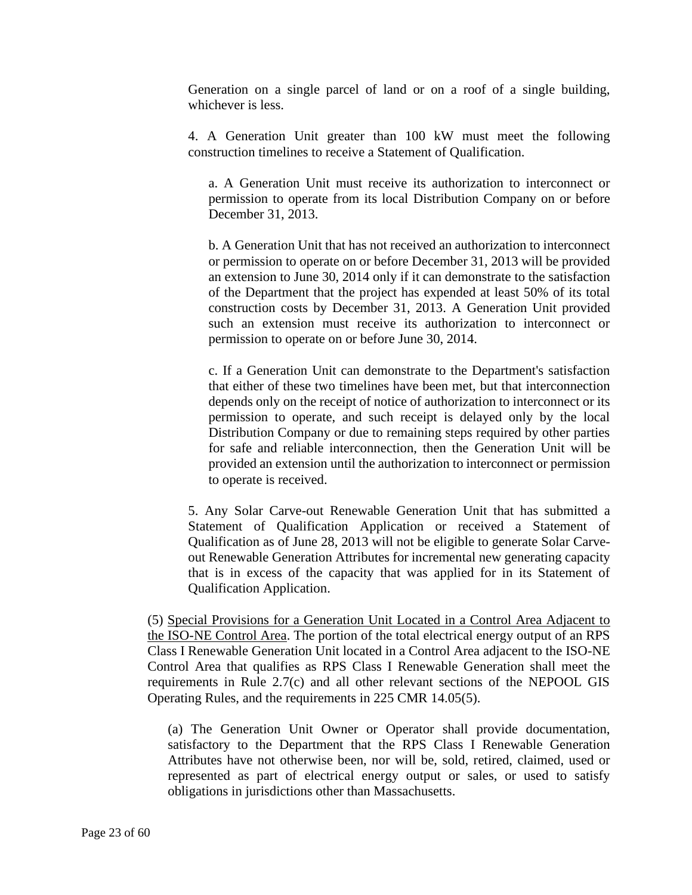Generation on a single parcel of land or on a roof of a single building, whichever is less.

4. A Generation Unit greater than 100 kW must meet the following construction timelines to receive a Statement of Qualification.

a. A Generation Unit must receive its authorization to interconnect or permission to operate from its local Distribution Company on or before December 31, 2013.

b. A Generation Unit that has not received an authorization to interconnect or permission to operate on or before December 31, 2013 will be provided an extension to June 30, 2014 only if it can demonstrate to the satisfaction of the Department that the project has expended at least 50% of its total construction costs by December 31, 2013. A Generation Unit provided such an extension must receive its authorization to interconnect or permission to operate on or before June 30, 2014.

c. If a Generation Unit can demonstrate to the Department's satisfaction that either of these two timelines have been met, but that interconnection depends only on the receipt of notice of authorization to interconnect or its permission to operate, and such receipt is delayed only by the local Distribution Company or due to remaining steps required by other parties for safe and reliable interconnection, then the Generation Unit will be provided an extension until the authorization to interconnect or permission to operate is received.

5. Any Solar Carve-out Renewable Generation Unit that has submitted a Statement of Qualification Application or received a Statement of Qualification as of June 28, 2013 will not be eligible to generate Solar Carve-out Renewable Generation Attributes for incremental new generating capacity that is in excess of the capacity that was applied for in its Statement of Qualification Application.

(5) Special Provisions for a Generation Unit Located in a Control Area Adjacent to the ISO-NE Control Area. The portion of the total electrical energy output of an RPS Class I Renewable Generation Unit located in a Control Area adjacent to the ISO-NE Control Area that qualifies as RPS Class I Renewable Generation shall meet the requirements in Rule 2.7(c) and all other relevant sections of the NEPOOL GIS Operating Rules, and the requirements in 225 CMR 14.05(5).

(a) The Generation Unit Owner or Operator shall provide documentation, satisfactory to the Department that the RPS Class I Renewable Generation Attributes have not otherwise been, nor will be, sold, retired, claimed, used or represented as part of electrical energy output or sales, or used to satisfy obligations in jurisdictions other than Massachusetts.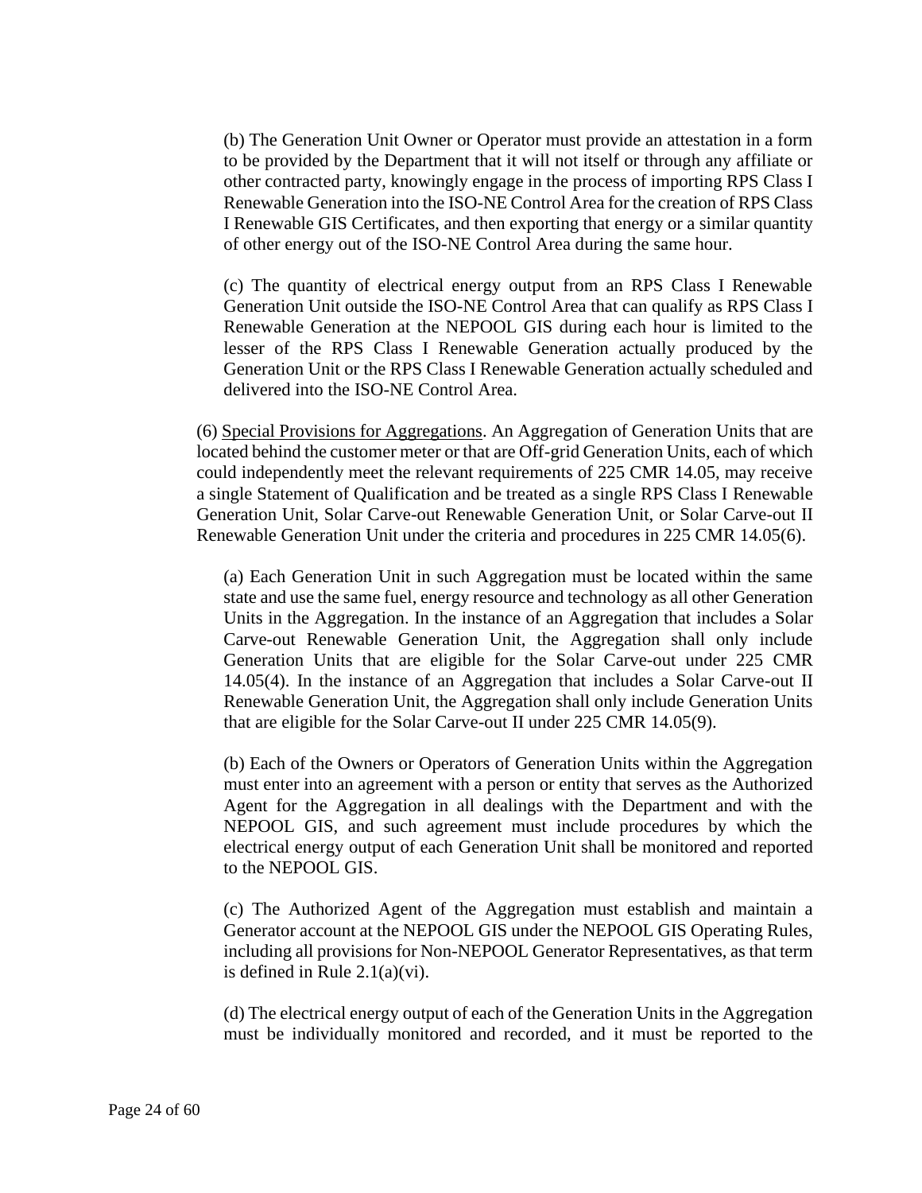(b) The Generation Unit Owner or Operator must provide an attestation in a form to be provided by the Department that it will not itself or through any affiliate or other contracted party, knowingly engage in the process of importing RPS Class I Renewable Generation into the ISO-NE Control Area for the creation of RPS Class I Renewable GIS Certificates, and then exporting that energy or a similar quantity of other energy out of the ISO-NE Control Area during the same hour.

(c) The quantity of electrical energy output from an RPS Class I Renewable Generation Unit outside the ISO-NE Control Area that can qualify as RPS Class I Renewable Generation at the NEPOOL GIS during each hour is limited to the lesser of the RPS Class I Renewable Generation actually produced by the Generation Unit or the RPS Class I Renewable Generation actually scheduled and delivered into the ISO-NE Control Area.

(6) <u>Special Provisions for Aggregations</u>. An Aggregation of Generation Units that are located behind the customer meter or that are Off-grid Generation Units, each of which could independently meet the relevant requirements of 225 CMR 14.05, may receive a single Statement of Qualification and be treated as a single RPS Class I Renewable Generation Unit, Solar Carve-out Renewable Generation Unit, or Solar Carve-out II Renewable Generation Unit under the criteria and procedures in 225 CMR 14.05(6).

(a) Each Generation Unit in such Aggregation must be located within the same state and use the same fuel, energy resource and technology as all other Generation Units in the Aggregation. In the instance of an Aggregation that includes a Solar Carve-out Renewable Generation Unit, the Aggregation shall only include Generation Units that are eligible for the Solar Carve-out under 225 CMR 14.05(4). In the instance of an Aggregation that includes a Solar Carve-out II Renewable Generation Unit, the Aggregation shall only include Generation Units that are eligible for the Solar Carve-out II under 225 CMR 14.05(9).

(b) Each of the Owners or Operators of Generation Units within the Aggregation must enter into an agreement with a person or entity that serves as the Authorized Agent for the Aggregation in all dealings with the Department and with the NEPOOL GIS, and such agreement must include procedures by which the electrical energy output of each Generation Unit shall be monitored and reported to the NEPOOL GIS.

(c) The Authorized Agent of the Aggregation must establish and maintain a Generator account at the NEPOOL GIS under the NEPOOL GIS Operating Rules, including all provisions for Non-NEPOOL Generator Representatives, as that term is defined in Rule 2.1(a)(vi).

(d) The electrical energy output of each of the Generation Units in the Aggregation must be individually monitored and recorded, and it must be reported to the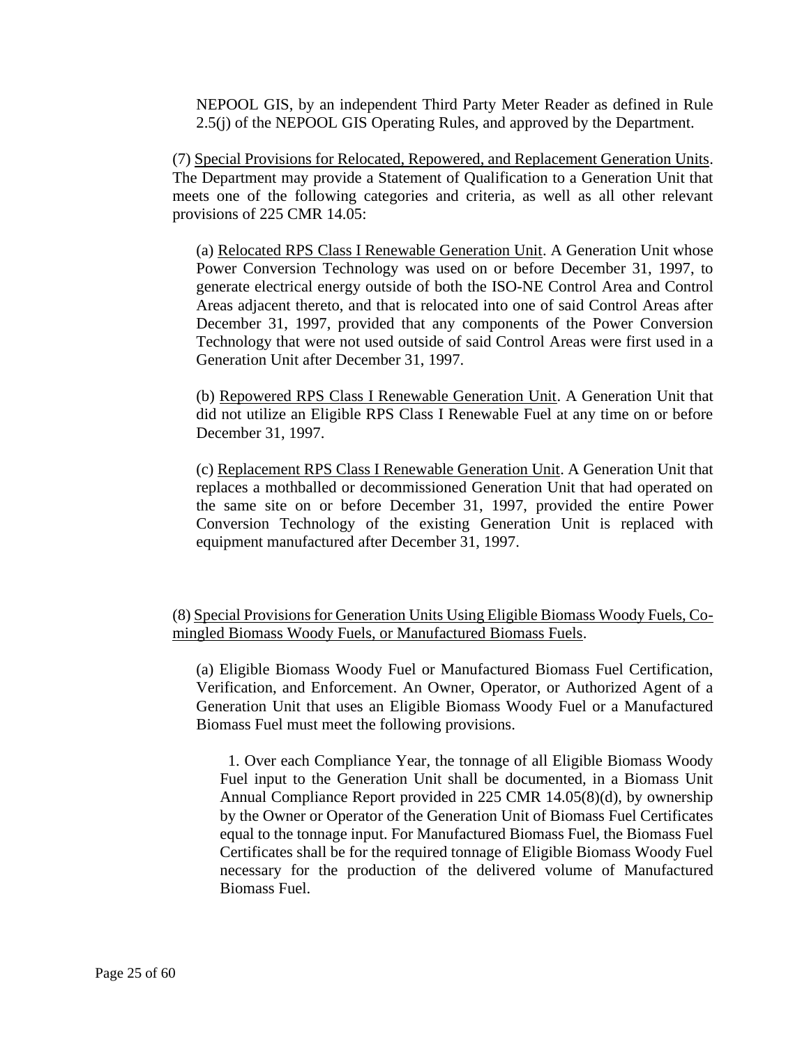NEPOOL GIS, by an independent Third Party Meter Reader as defined in Rule 2.5(j) of the NEPOOL GIS Operating Rules, and approved by the Department.

(7) Special Provisions for Relocated, Repowered, and Replacement Generation Units. The Department may provide a Statement of Qualification to a Generation Unit that meets one of the following categories and criteria, as well as all other relevant provisions of 225 CMR 14.05:

(a) Relocated RPS Class I Renewable Generation Unit. A Generation Unit whose Power Conversion Technology was used on or before December 31, 1997, to generate electrical energy outside of both the ISO-NE Control Area and Control Areas adjacent thereto, and that is relocated into one of said Control Areas after December 31, 1997, provided that any components of the Power Conversion Technology that were not used outside of said Control Areas were first used in a Generation Unit after December 31, 1997.

(b) Repowered RPS Class I Renewable Generation Unit. A Generation Unit that did not utilize an Eligible RPS Class I Renewable Fuel at any time on or before December 31, 1997.

(c) Replacement RPS Class I Renewable Generation Unit. A Generation Unit that replaces a mothballed or decommissioned Generation Unit that had operated on the same site on or before December 31, 1997, provided the entire Power Conversion Technology of the existing Generation Unit is replaced with equipment manufactured after December 31, 1997.

(8) Special Provisions for Generation Units Using Eligible Biomass Woody Fuels, Co-mingled Biomass Woody Fuels, or Manufactured Biomass Fuels.

(a) Eligible Biomass Woody Fuel or Manufactured Biomass Fuel Certification, Verification, and Enforcement. An Owner, Operator, or Authorized Agent of a Generation Unit that uses an Eligible Biomass Woody Fuel or a Manufactured Biomass Fuel must meet the following provisions.

1. Over each Compliance Year, the tonnage of all Eligible Biomass Woody Fuel input to the Generation Unit shall be documented, in a Biomass Unit Annual Compliance Report provided in 225 CMR 14.05(8)(d), by ownership by the Owner or Operator of the Generation Unit of Biomass Fuel Certificates equal to the tonnage input. For Manufactured Biomass Fuel, the Biomass Fuel Certificates shall be for the required tonnage of Eligible Biomass Woody Fuel necessary for the production of the delivered volume of Manufactured Biomass Fuel.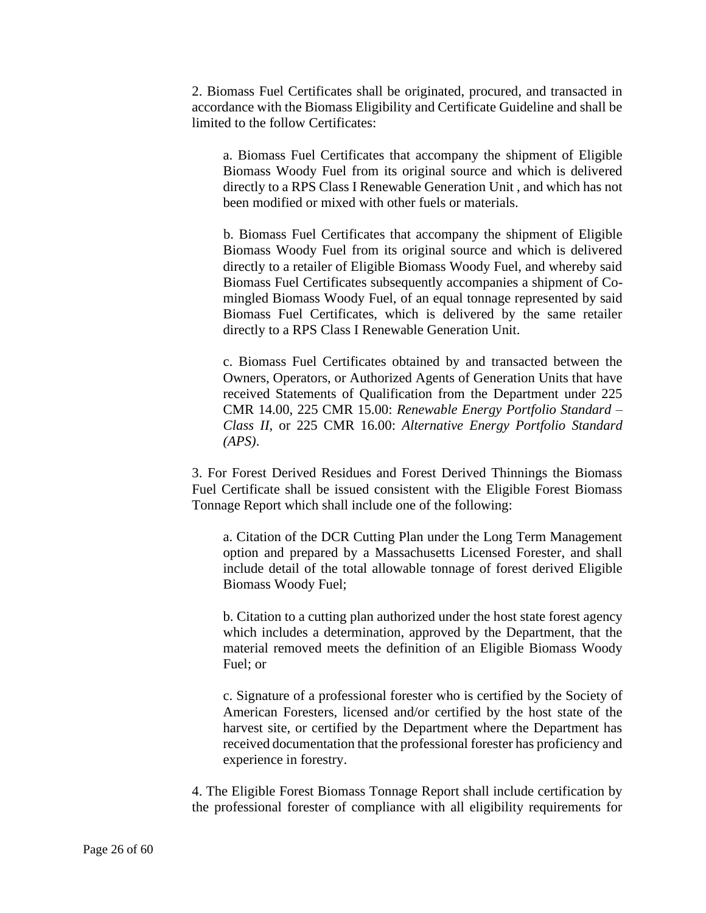2. Biomass Fuel Certificates shall be originated, procured, and transacted in accordance with the Biomass Eligibility and Certificate Guideline and shall be limited to the follow Certificates:

a. Biomass Fuel Certificates that accompany the shipment of Eligible Biomass Woody Fuel from its original source and which is delivered directly to a RPS Class I Renewable Generation Unit , and which has not been modified or mixed with other fuels or materials.

b. Biomass Fuel Certificates that accompany the shipment of Eligible Biomass Woody Fuel from its original source and which is delivered directly to a retailer of Eligible Biomass Woody Fuel, and whereby said Biomass Fuel Certificates subsequently accompanies a shipment of Co-mingled Biomass Woody Fuel, of an equal tonnage represented by said Biomass Fuel Certificates, which is delivered by the same retailer directly to a RPS Class I Renewable Generation Unit.

c. Biomass Fuel Certificates obtained by and transacted between the Owners, Operators, or Authorized Agents of Generation Units that have received Statements of Qualification from the Department under 225 CMR 14.00, 225 CMR 15.00: *Renewable Energy Portfolio Standard – Class II*, or 225 CMR 16.00: *Alternative Energy Portfolio Standard (APS)*.

3. For Forest Derived Residues and Forest Derived Thinnings the Biomass Fuel Certificate shall be issued consistent with the Eligible Forest Biomass Tonnage Report which shall include one of the following:

a. Citation of the DCR Cutting Plan under the Long Term Management option and prepared by a Massachusetts Licensed Forester, and shall include detail of the total allowable tonnage of forest derived Eligible Biomass Woody Fuel;

b. Citation to a cutting plan authorized under the host state forest agency which includes a determination, approved by the Department, that the material removed meets the definition of an Eligible Biomass Woody Fuel; or

c. Signature of a professional forester who is certified by the Society of American Foresters, licensed and/or certified by the host state of the harvest site, or certified by the Department where the Department has received documentation that the professional forester has proficiency and experience in forestry.

4. The Eligible Forest Biomass Tonnage Report shall include certification by the professional forester of compliance with all eligibility requirements for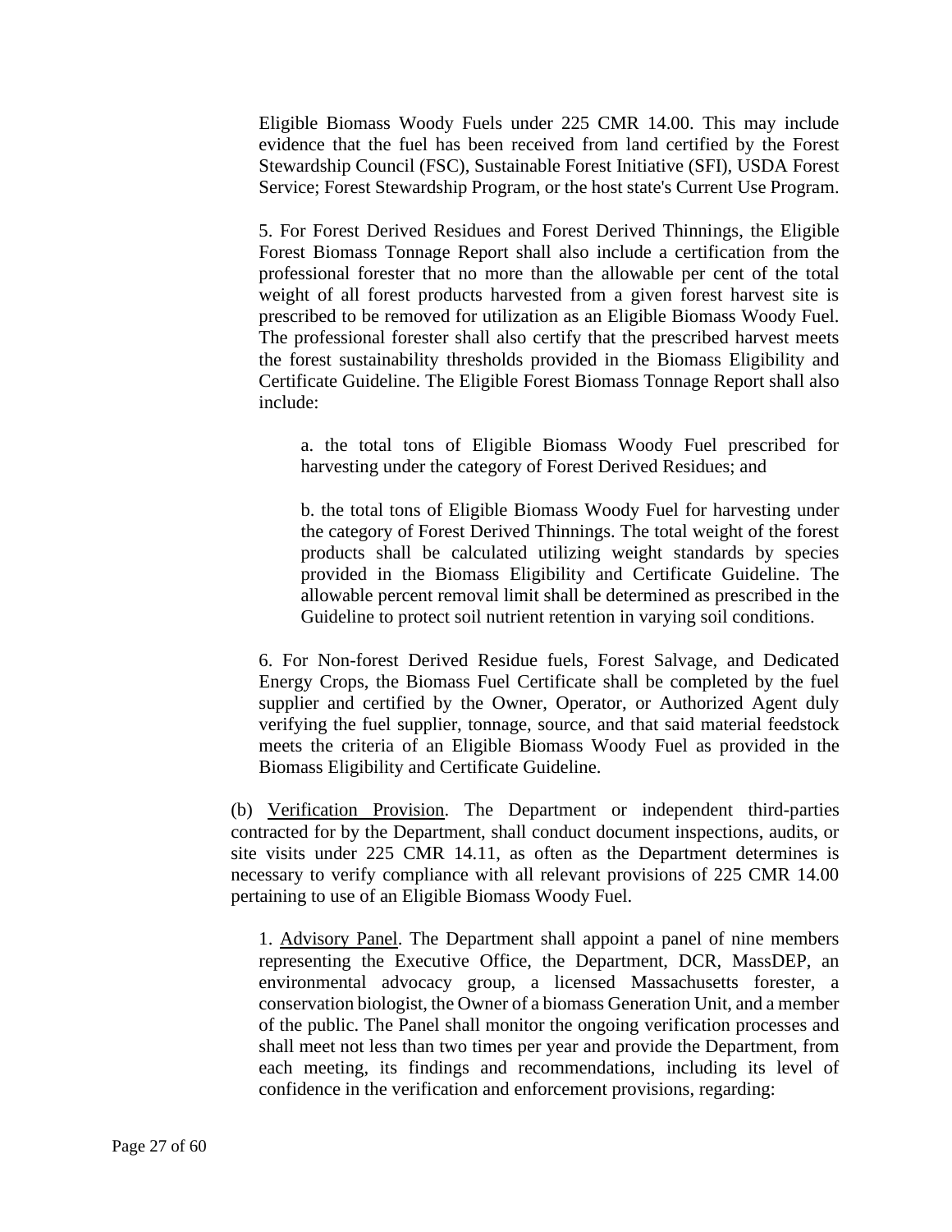Eligible Biomass Woody Fuels under 225 CMR 14.00. This may include evidence that the fuel has been received from land certified by the Forest Stewardship Council (FSC), Sustainable Forest Initiative (SFI), USDA Forest Service; Forest Stewardship Program, or the host state's Current Use Program.

5. For Forest Derived Residues and Forest Derived Thinnings, the Eligible Forest Biomass Tonnage Report shall also include a certification from the professional forester that no more than the allowable per cent of the total weight of all forest products harvested from a given forest harvest site is prescribed to be removed for utilization as an Eligible Biomass Woody Fuel. The professional forester shall also certify that the prescribed harvest meets the forest sustainability thresholds provided in the Biomass Eligibility and Certificate Guideline. The Eligible Forest Biomass Tonnage Report shall also include:

a. the total tons of Eligible Biomass Woody Fuel prescribed for harvesting under the category of Forest Derived Residues; and

b. the total tons of Eligible Biomass Woody Fuel for harvesting under the category of Forest Derived Thinnings. The total weight of the forest products shall be calculated utilizing weight standards by species provided in the Biomass Eligibility and Certificate Guideline. The allowable percent removal limit shall be determined as prescribed in the Guideline to protect soil nutrient retention in varying soil conditions.

6. For Non-forest Derived Residue fuels, Forest Salvage, and Dedicated Energy Crops, the Biomass Fuel Certificate shall be completed by the fuel supplier and certified by the Owner, Operator, or Authorized Agent duly verifying the fuel supplier, tonnage, source, and that said material feedstock meets the criteria of an Eligible Biomass Woody Fuel as provided in the Biomass Eligibility and Certificate Guideline.

(b) Verification Provision. The Department or independent third-parties contracted for by the Department, shall conduct document inspections, audits, or site visits under 225 CMR 14.11, as often as the Department determines is necessary to verify compliance with all relevant provisions of 225 CMR 14.00 pertaining to use of an Eligible Biomass Woody Fuel.

1. Advisory Panel. The Department shall appoint a panel of nine members representing the Executive Office, the Department, DCR, MassDEP, an environmental advocacy group, a licensed Massachusetts forester, a conservation biologist, the Owner of a biomass Generation Unit, and a member of the public. The Panel shall monitor the ongoing verification processes and shall meet not less than two times per year and provide the Department, from each meeting, its findings and recommendations, including its level of confidence in the verification and enforcement provisions, regarding: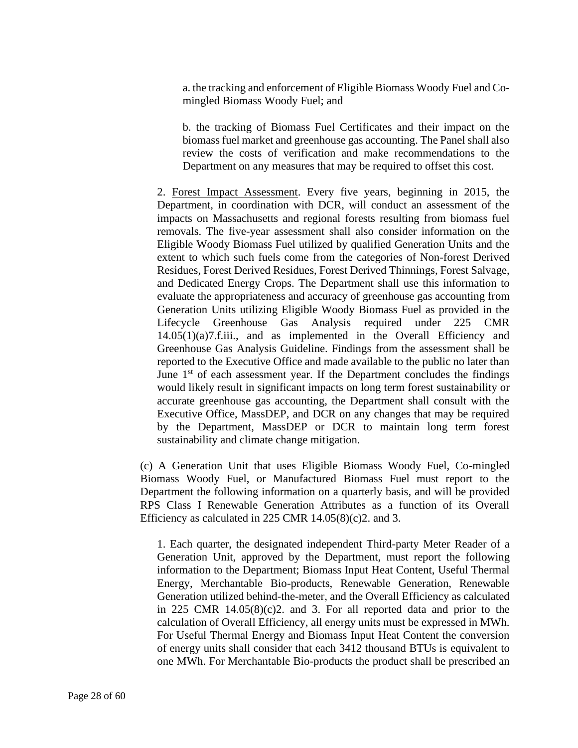a. the tracking and enforcement of Eligible Biomass Woody Fuel and Co-mingled Biomass Woody Fuel; and

b. the tracking of Biomass Fuel Certificates and their impact on the biomass fuel market and greenhouse gas accounting. The Panel shall also review the costs of verification and make recommendations to the Department on any measures that may be required to offset this cost.

2. Forest Impact Assessment. Every five years, beginning in 2015, the Department, in coordination with DCR, will conduct an assessment of the impacts on Massachusetts and regional forests resulting from biomass fuel removals. The five-year assessment shall also consider information on the Eligible Woody Biomass Fuel utilized by qualified Generation Units and the extent to which such fuels come from the categories of Non-forest Derived Residues, Forest Derived Residues, Forest Derived Thinnings, Forest Salvage, and Dedicated Energy Crops. The Department shall use this information to evaluate the appropriateness and accuracy of greenhouse gas accounting from Generation Units utilizing Eligible Woody Biomass Fuel as provided in the Lifecycle Greenhouse Gas Analysis required under 225 CMR 14.05(1)(a)7.f.iii., and as implemented in the Overall Efficiency and Greenhouse Gas Analysis Guideline. Findings from the assessment shall be reported to the Executive Office and made available to the public no later than June 1st of each assessment year. If the Department concludes the findings would likely result in significant impacts on long term forest sustainability or accurate greenhouse gas accounting, the Department shall consult with the Executive Office, MassDEP, and DCR on any changes that may be required by the Department, MassDEP or DCR to maintain long term forest sustainability and climate change mitigation.

(c) A Generation Unit that uses Eligible Biomass Woody Fuel, Co-mingled Biomass Woody Fuel, or Manufactured Biomass Fuel must report to the Department the following information on a quarterly basis, and will be provided RPS Class I Renewable Generation Attributes as a function of its Overall Efficiency as calculated in 225 CMR 14.05(8)(c)2. and 3.

1. Each quarter, the designated independent Third-party Meter Reader of a Generation Unit, approved by the Department, must report the following information to the Department; Biomass Input Heat Content, Useful Thermal Energy, Merchantable Bio-products, Renewable Generation, Renewable Generation utilized behind-the-meter, and the Overall Efficiency as calculated in 225 CMR 14.05(8)(c)2. and 3. For all reported data and prior to the calculation of Overall Efficiency, all energy units must be expressed in MWh. For Useful Thermal Energy and Biomass Input Heat Content the conversion of energy units shall consider that each 3412 thousand BTUs is equivalent to one MWh. For Merchantable Bio-products the product shall be prescribed an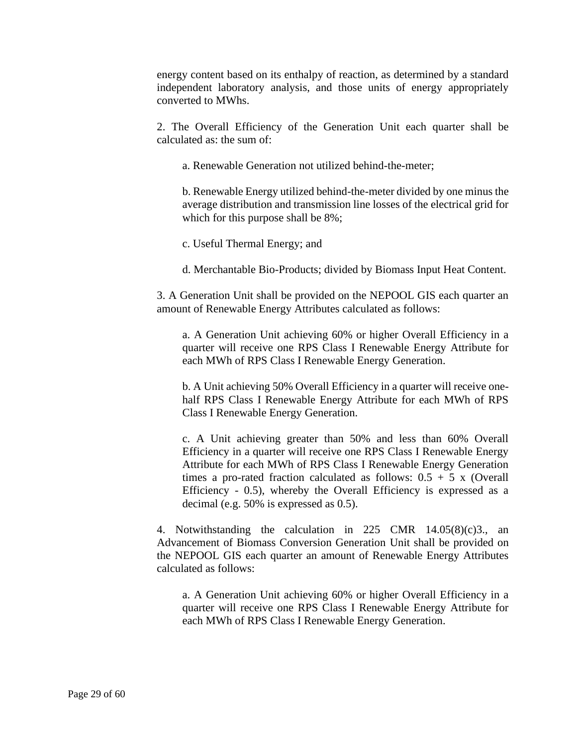energy content based on its enthalpy of reaction, as determined by a standard independent laboratory analysis, and those units of energy appropriately converted to MWhs.

2. The Overall Efficiency of the Generation Unit each quarter shall be calculated as: the sum of:

a. Renewable Generation not utilized behind-the-meter;

b. Renewable Energy utilized behind-the-meter divided by one minus the average distribution and transmission line losses of the electrical grid for which for this purpose shall be 8%;

c. Useful Thermal Energy; and

d. Merchantable Bio-Products; divided by Biomass Input Heat Content.

3. A Generation Unit shall be provided on the NEPOOL GIS each quarter an amount of Renewable Energy Attributes calculated as follows:

a. A Generation Unit achieving 60% or higher Overall Efficiency in a quarter will receive one RPS Class I Renewable Energy Attribute for each MWh of RPS Class I Renewable Energy Generation.

b. A Unit achieving 50% Overall Efficiency in a quarter will receive one-half RPS Class I Renewable Energy Attribute for each MWh of RPS Class I Renewable Energy Generation.

c. A Unit achieving greater than 50% and less than 60% Overall Efficiency in a quarter will receive one RPS Class I Renewable Energy Attribute for each MWh of RPS Class I Renewable Energy Generation times a pro-rated fraction calculated as follows: 0.5 + 5 x (Overall Efficiency - 0.5), whereby the Overall Efficiency is expressed as a decimal (e.g. 50% is expressed as 0.5).

4. Notwithstanding the calculation in 225 CMR 14.05(8)(c)3., an Advancement of Biomass Conversion Generation Unit shall be provided on the NEPOOL GIS each quarter an amount of Renewable Energy Attributes calculated as follows:

a. A Generation Unit achieving 60% or higher Overall Efficiency in a quarter will receive one RPS Class I Renewable Energy Attribute for each MWh of RPS Class I Renewable Energy Generation.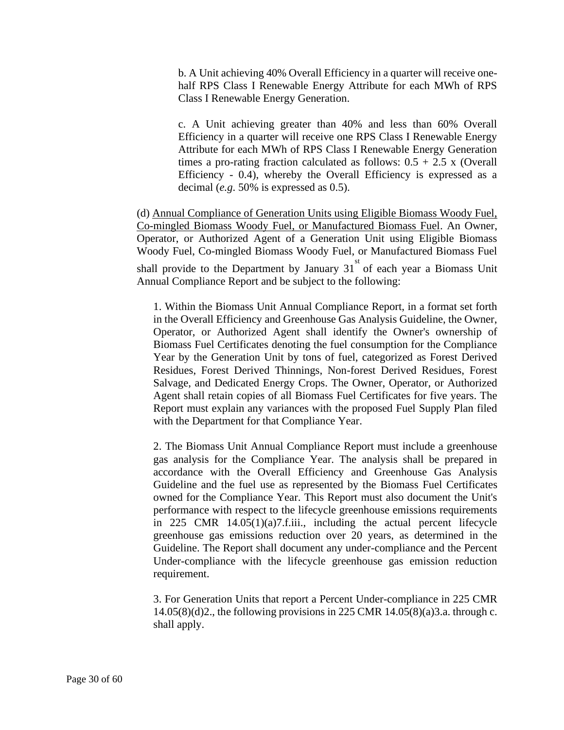b. A Unit achieving 40% Overall Efficiency in a quarter will receive one-half RPS Class I Renewable Energy Attribute for each MWh of RPS Class I Renewable Energy Generation.

c. A Unit achieving greater than 40% and less than 60% Overall Efficiency in a quarter will receive one RPS Class I Renewable Energy Attribute for each MWh of RPS Class I Renewable Energy Generation times a pro-rating fraction calculated as follows: 0.5 + 2.5 x (Overall Efficiency - 0.4), whereby the Overall Efficiency is expressed as a decimal (*e.g*. 50% is expressed as 0.5).

(d) <u>Annual Compliance of Generation Units using Eligible Biomass Woody Fuel, Co-mingled Biomass Woody Fuel, or Manufactured Biomass Fuel</u>. An Owner, Operator, or Authorized Agent of a Generation Unit using Eligible Biomass Woody Fuel, Co-mingled Biomass Woody Fuel, or Manufactured Biomass Fuel shall provide to the Department by January 31st of each year a Biomass Unit Annual Compliance Report and be subject to the following:

1. Within the Biomass Unit Annual Compliance Report, in a format set forth in the Overall Efficiency and Greenhouse Gas Analysis Guideline, the Owner, Operator, or Authorized Agent shall identify the Owner's ownership of Biomass Fuel Certificates denoting the fuel consumption for the Compliance Year by the Generation Unit by tons of fuel, categorized as Forest Derived Residues, Forest Derived Thinnings, Non-forest Derived Residues, Forest Salvage, and Dedicated Energy Crops. The Owner, Operator, or Authorized Agent shall retain copies of all Biomass Fuel Certificates for five years. The Report must explain any variances with the proposed Fuel Supply Plan filed with the Department for that Compliance Year.

2. The Biomass Unit Annual Compliance Report must include a greenhouse gas analysis for the Compliance Year. The analysis shall be prepared in accordance with the Overall Efficiency and Greenhouse Gas Analysis Guideline and the fuel use as represented by the Biomass Fuel Certificates owned for the Compliance Year. This Report must also document the Unit's performance with respect to the lifecycle greenhouse emissions requirements in 225 CMR 14.05(1)(a)7.f.iii., including the actual percent lifecycle greenhouse gas emissions reduction over 20 years, as determined in the Guideline. The Report shall document any under-compliance and the Percent Under-compliance with the lifecycle greenhouse gas emission reduction requirement.

3. For Generation Units that report a Percent Under-compliance in 225 CMR 14.05(8)(d)2., the following provisions in 225 CMR 14.05(8)(a)3.a. through c. shall apply.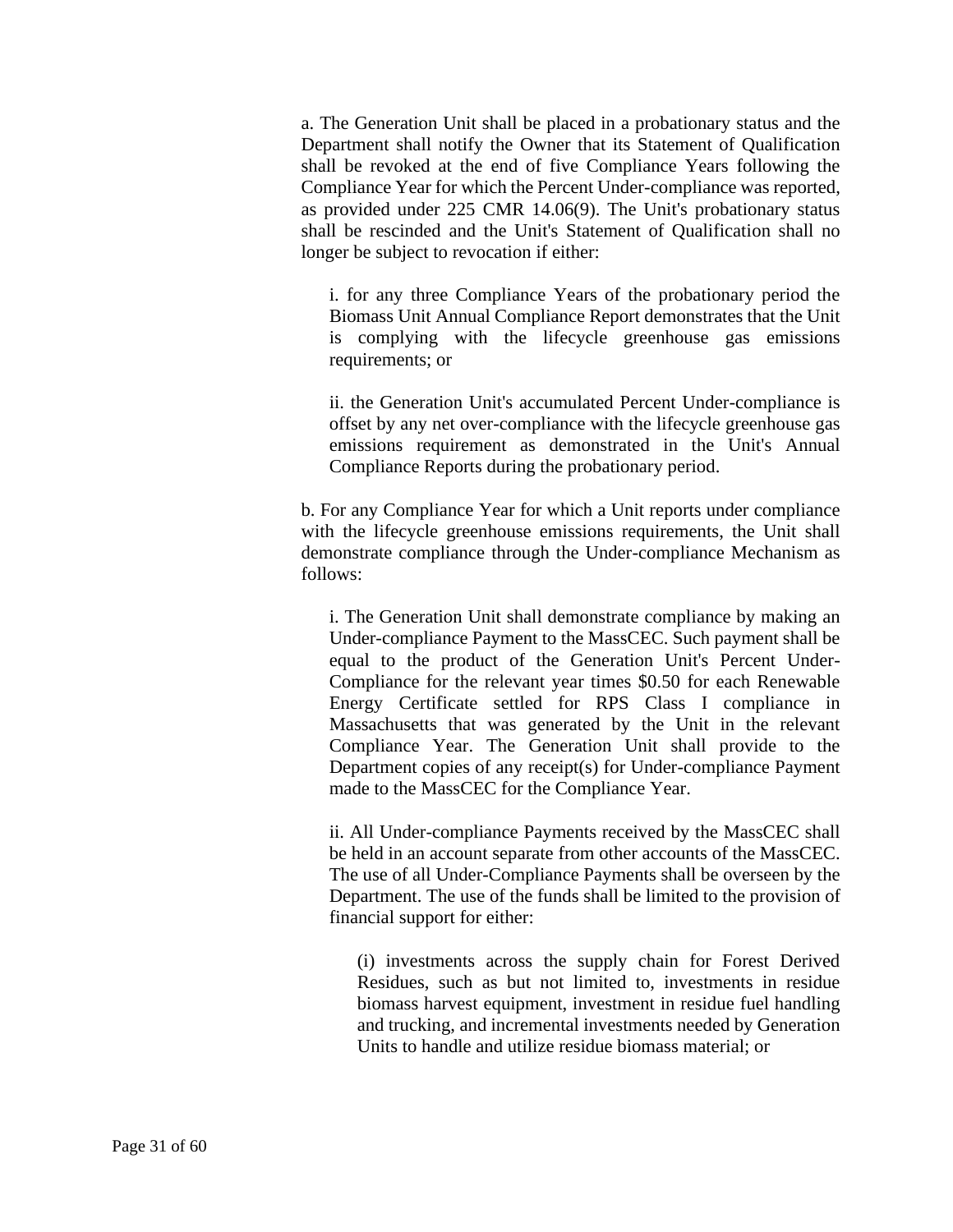a. The Generation Unit shall be placed in a probationary status and the Department shall notify the Owner that its Statement of Qualification shall be revoked at the end of five Compliance Years following the Compliance Year for which the Percent Under-compliance was reported, as provided under 225 CMR 14.06(9). The Unit's probationary status shall be rescinded and the Unit's Statement of Qualification shall no longer be subject to revocation if either:

i. for any three Compliance Years of the probationary period the Biomass Unit Annual Compliance Report demonstrates that the Unit is complying with the lifecycle greenhouse gas emissions requirements; or

ii. the Generation Unit's accumulated Percent Under-compliance is offset by any net over-compliance with the lifecycle greenhouse gas emissions requirement as demonstrated in the Unit's Annual Compliance Reports during the probationary period.

b. For any Compliance Year for which a Unit reports under compliance with the lifecycle greenhouse emissions requirements, the Unit shall demonstrate compliance through the Under-compliance Mechanism as follows:

i. The Generation Unit shall demonstrate compliance by making an Under-compliance Payment to the MassCEC. Such payment shall be equal to the product of the Generation Unit's Percent Under-Compliance for the relevant year times $0.50 for each Renewable Energy Certificate settled for RPS Class I compliance in Massachusetts that was generated by the Unit in the relevant Compliance Year. The Generation Unit shall provide to the Department copies of any receipt(s) for Under-compliance Payment made to the MassCEC for the Compliance Year.

ii. All Under-compliance Payments received by the MassCEC shall be held in an account separate from other accounts of the MassCEC. The use of all Under-Compliance Payments shall be overseen by the Department. The use of the funds shall be limited to the provision of financial support for either:

(i) investments across the supply chain for Forest Derived Residues, such as but not limited to, investments in residue biomass harvest equipment, investment in residue fuel handling and trucking, and incremental investments needed by Generation Units to handle and utilize residue biomass material; or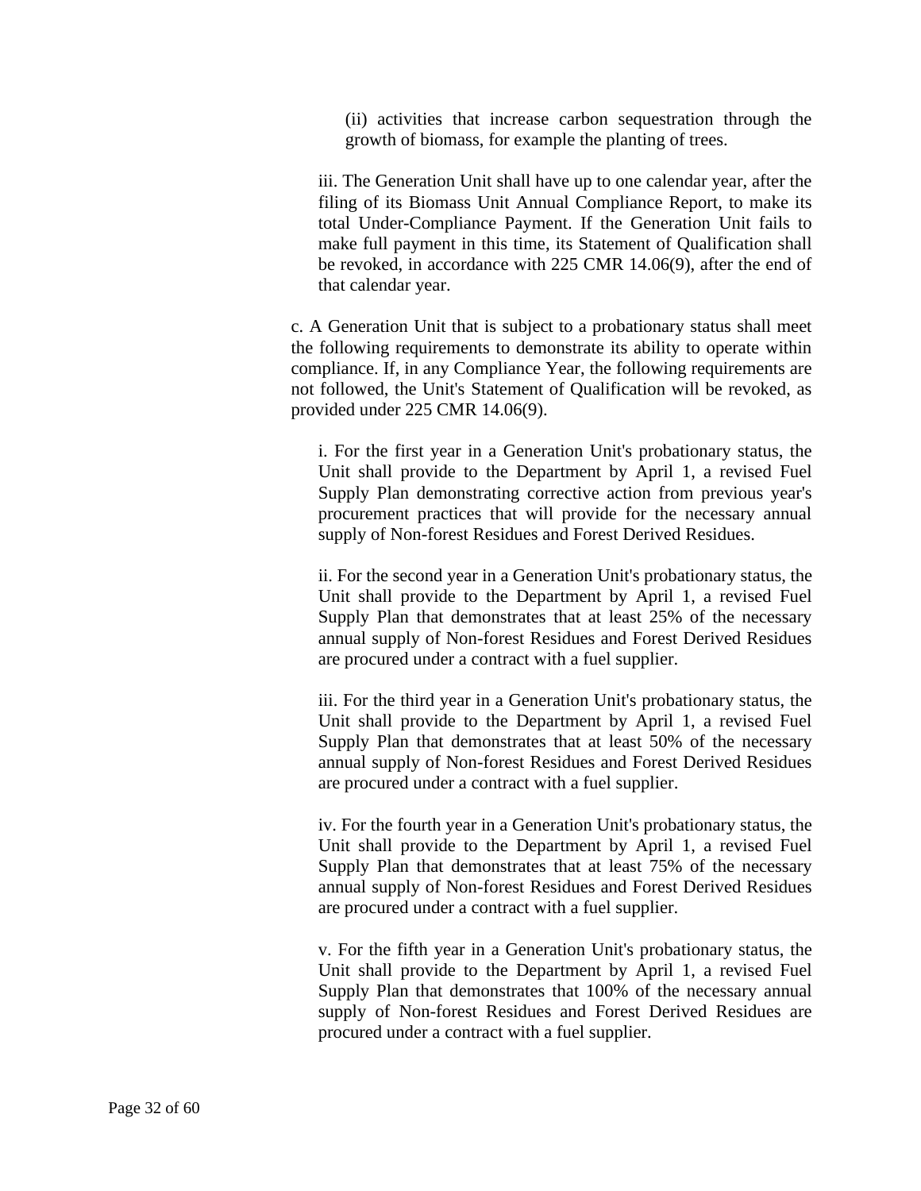(ii) activities that increase carbon sequestration through the growth of biomass, for example the planting of trees.

iii. The Generation Unit shall have up to one calendar year, after the filing of its Biomass Unit Annual Compliance Report, to make its total Under-Compliance Payment. If the Generation Unit fails to make full payment in this time, its Statement of Qualification shall be revoked, in accordance with 225 CMR 14.06(9), after the end of that calendar year.

c. A Generation Unit that is subject to a probationary status shall meet the following requirements to demonstrate its ability to operate within compliance. If, in any Compliance Year, the following requirements are not followed, the Unit's Statement of Qualification will be revoked, as provided under 225 CMR 14.06(9).

i. For the first year in a Generation Unit's probationary status, the Unit shall provide to the Department by April 1, a revised Fuel Supply Plan demonstrating corrective action from previous year's procurement practices that will provide for the necessary annual supply of Non-forest Residues and Forest Derived Residues.

ii. For the second year in a Generation Unit's probationary status, the Unit shall provide to the Department by April 1, a revised Fuel Supply Plan that demonstrates that at least 25% of the necessary annual supply of Non-forest Residues and Forest Derived Residues are procured under a contract with a fuel supplier.

iii. For the third year in a Generation Unit's probationary status, the Unit shall provide to the Department by April 1, a revised Fuel Supply Plan that demonstrates that at least 50% of the necessary annual supply of Non-forest Residues and Forest Derived Residues are procured under a contract with a fuel supplier.

iv. For the fourth year in a Generation Unit's probationary status, the Unit shall provide to the Department by April 1, a revised Fuel Supply Plan that demonstrates that at least 75% of the necessary annual supply of Non-forest Residues and Forest Derived Residues are procured under a contract with a fuel supplier.

v. For the fifth year in a Generation Unit's probationary status, the Unit shall provide to the Department by April 1, a revised Fuel Supply Plan that demonstrates that 100% of the necessary annual supply of Non-forest Residues and Forest Derived Residues are procured under a contract with a fuel supplier.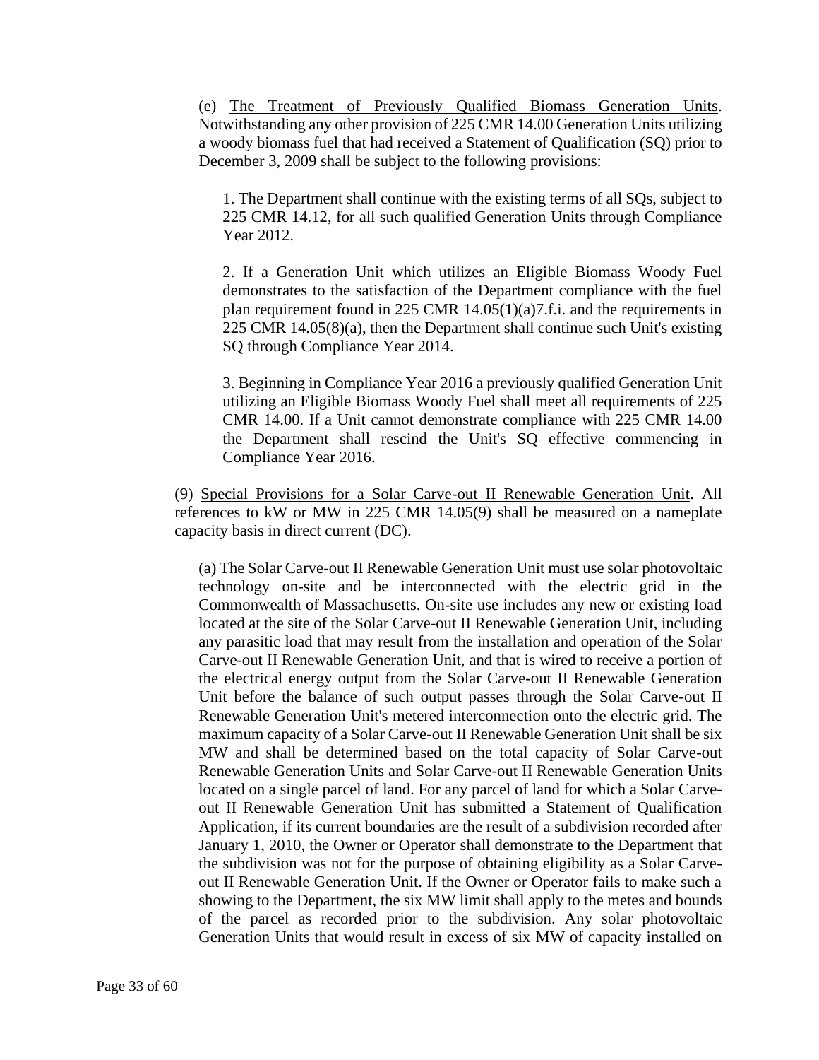(e) <u>The Treatment of Previously Qualified Biomass Generation Units</u>. Notwithstanding any other provision of 225 CMR 14.00 Generation Units utilizing a woody biomass fuel that had received a Statement of Qualification (SQ) prior to December 3, 2009 shall be subject to the following provisions:

1. The Department shall continue with the existing terms of all SQs, subject to 225 CMR 14.12, for all such qualified Generation Units through Compliance Year 2012.

2. If a Generation Unit which utilizes an Eligible Biomass Woody Fuel demonstrates to the satisfaction of the Department compliance with the fuel plan requirement found in 225 CMR 14.05(1)(a)7.f.i. and the requirements in 225 CMR 14.05(8)(a), then the Department shall continue such Unit's existing SQ through Compliance Year 2014.

3. Beginning in Compliance Year 2016 a previously qualified Generation Unit utilizing an Eligible Biomass Woody Fuel shall meet all requirements of 225 CMR 14.00. If a Unit cannot demonstrate compliance with 225 CMR 14.00 the Department shall rescind the Unit's SQ effective commencing in Compliance Year 2016.

(9) <u>Special Provisions for a Solar Carve-out II Renewable Generation Unit</u>. All references to kW or MW in 225 CMR 14.05(9) shall be measured on a nameplate capacity basis in direct current (DC).

(a) The Solar Carve-out II Renewable Generation Unit must use solar photovoltaic technology on-site and be interconnected with the electric grid in the Commonwealth of Massachusetts. On-site use includes any new or existing load located at the site of the Solar Carve-out II Renewable Generation Unit, including any parasitic load that may result from the installation and operation of the Solar Carve-out II Renewable Generation Unit, and that is wired to receive a portion of the electrical energy output from the Solar Carve-out II Renewable Generation Unit before the balance of such output passes through the Solar Carve-out II Renewable Generation Unit's metered interconnection onto the electric grid. The maximum capacity of a Solar Carve-out II Renewable Generation Unit shall be six MW and shall be determined based on the total capacity of Solar Carve-out Renewable Generation Units and Solar Carve-out II Renewable Generation Units located on a single parcel of land. For any parcel of land for which a Solar Carve-out II Renewable Generation Unit has submitted a Statement of Qualification Application, if its current boundaries are the result of a subdivision recorded after January 1, 2010, the Owner or Operator shall demonstrate to the Department that the subdivision was not for the purpose of obtaining eligibility as a Solar Carve-out II Renewable Generation Unit. If the Owner or Operator fails to make such a showing to the Department, the six MW limit shall apply to the metes and bounds of the parcel as recorded prior to the subdivision. Any solar photovoltaic Generation Units that would result in excess of six MW of capacity installed on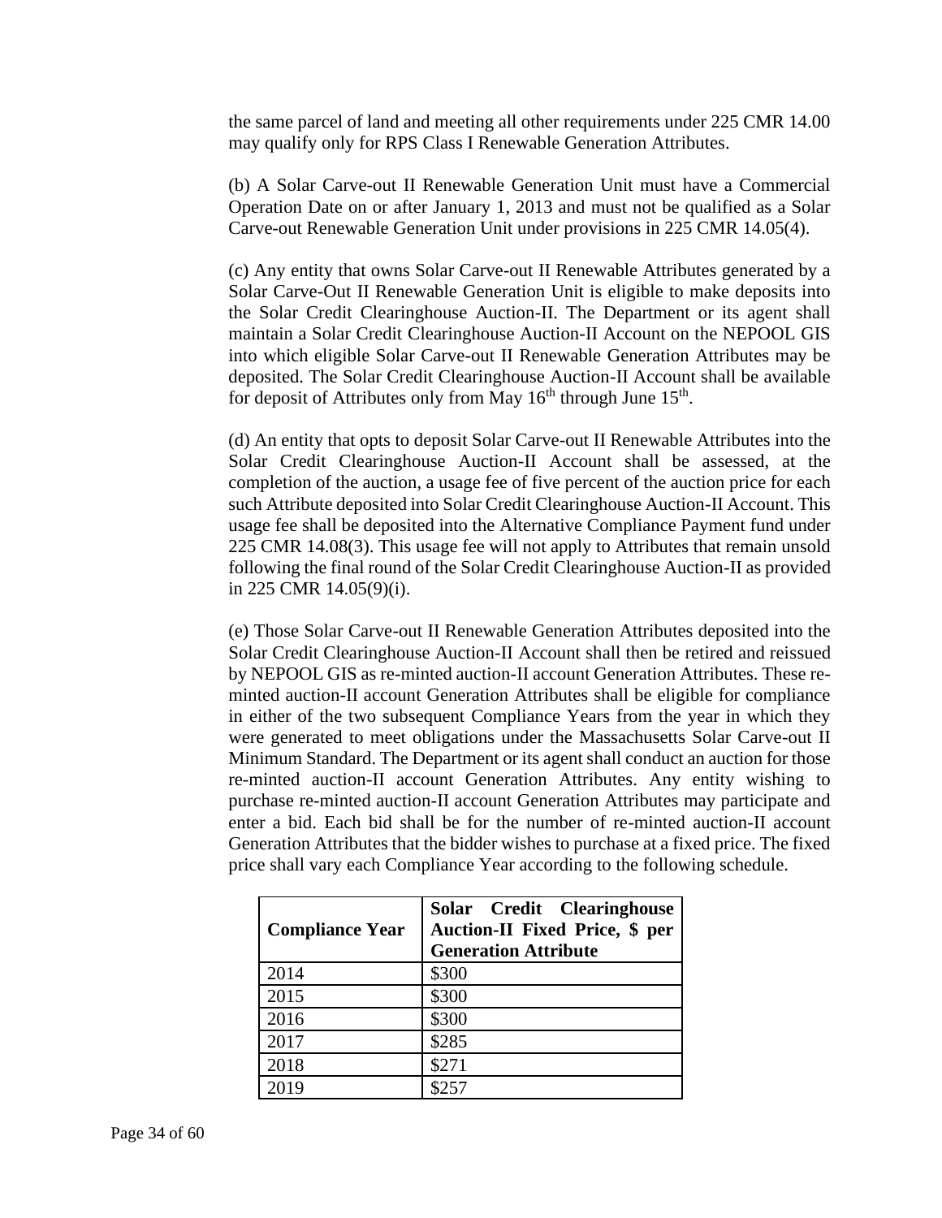the same parcel of land and meeting all other requirements under 225 CMR 14.00 may qualify only for RPS Class I Renewable Generation Attributes.

(b) A Solar Carve-out II Renewable Generation Unit must have a Commercial Operation Date on or after January 1, 2013 and must not be qualified as a Solar Carve-out Renewable Generation Unit under provisions in 225 CMR 14.05(4).

(c) Any entity that owns Solar Carve-out II Renewable Attributes generated by a Solar Carve-Out II Renewable Generation Unit is eligible to make deposits into the Solar Credit Clearinghouse Auction-II. The Department or its agent shall maintain a Solar Credit Clearinghouse Auction-II Account on the NEPOOL GIS into which eligible Solar Carve-out II Renewable Generation Attributes may be deposited. The Solar Credit Clearinghouse Auction-II Account shall be available for deposit of Attributes only from May 16th through June 15th.

(d) An entity that opts to deposit Solar Carve-out II Renewable Attributes into the Solar Credit Clearinghouse Auction-II Account shall be assessed, at the completion of the auction, a usage fee of five percent of the auction price for each such Attribute deposited into Solar Credit Clearinghouse Auction-II Account. This usage fee shall be deposited into the Alternative Compliance Payment fund under 225 CMR 14.08(3). This usage fee will not apply to Attributes that remain unsold following the final round of the Solar Credit Clearinghouse Auction-II as provided in 225 CMR 14.05(9)(i).

(e) Those Solar Carve-out II Renewable Generation Attributes deposited into the Solar Credit Clearinghouse Auction-II Account shall then be retired and reissued by NEPOOL GIS as re-minted auction-II account Generation Attributes. These re-minted auction-II account Generation Attributes shall be eligible for compliance in either of the two subsequent Compliance Years from the year in which they were generated to meet obligations under the Massachusetts Solar Carve-out II Minimum Standard. The Department or its agent shall conduct an auction for those re-minted auction-II account Generation Attributes. Any entity wishing to purchase re-minted auction-II account Generation Attributes may participate and enter a bid. Each bid shall be for the number of re-minted auction-II account Generation Attributes that the bidder wishes to purchase at a fixed price. The fixed price shall vary each Compliance Year according to the following schedule.

| **Compliance Year** | **Solar Credit Clearinghouse Auction-II Fixed Price, $ per Generation Attribute** |
|---|---|
| 2014 | $300 |
| 2015 | $300 |
| 2016 | $300 |
| 2017 | $285 |
| 2018 | $271 |
| 2019 | $257 |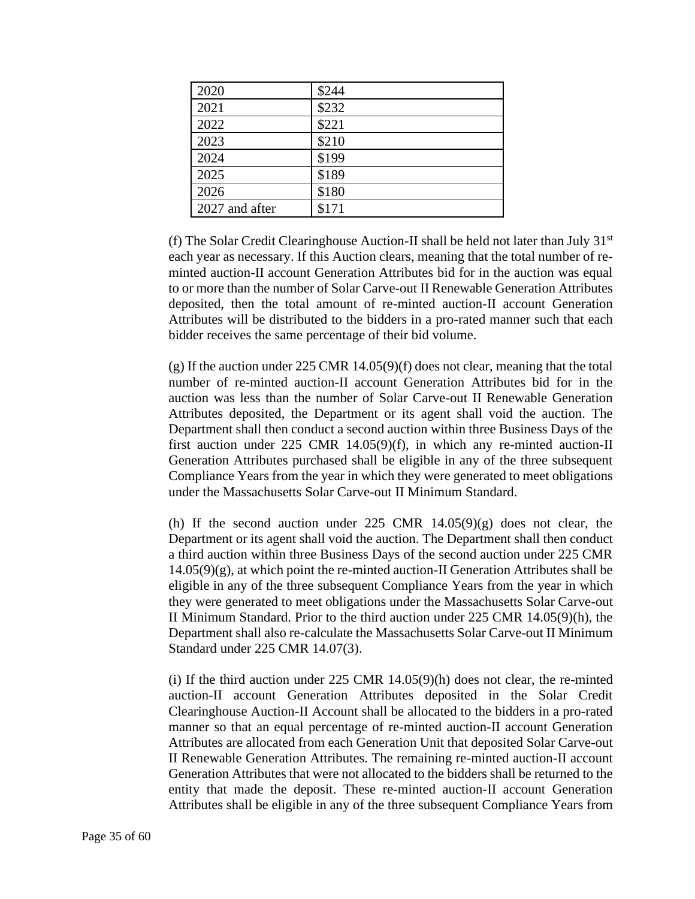| 2020 | $244 |
|---|---|
| 2021 | $232 |
| 2022 | $221 |
| 2023 | $210 |
| 2024 | $199 |
| 2025 | $189 |
| 2026 | $180 |
| 2027 and after | $171 |

(f) The Solar Credit Clearinghouse Auction-II shall be held not later than July 31st each year as necessary. If this Auction clears, meaning that the total number of re-minted auction-II account Generation Attributes bid for in the auction was equal to or more than the number of Solar Carve-out II Renewable Generation Attributes deposited, then the total amount of re-minted auction-II account Generation Attributes will be distributed to the bidders in a pro-rated manner such that each bidder receives the same percentage of their bid volume.

(g) If the auction under 225 CMR 14.05(9)(f) does not clear, meaning that the total number of re-minted auction-II account Generation Attributes bid for in the auction was less than the number of Solar Carve-out II Renewable Generation Attributes deposited, the Department or its agent shall void the auction. The Department shall then conduct a second auction within three Business Days of the first auction under 225 CMR 14.05(9)(f), in which any re-minted auction-II Generation Attributes purchased shall be eligible in any of the three subsequent Compliance Years from the year in which they were generated to meet obligations under the Massachusetts Solar Carve-out II Minimum Standard.

(h) If the second auction under 225 CMR 14.05(9)(g) does not clear, the Department or its agent shall void the auction. The Department shall then conduct a third auction within three Business Days of the second auction under 225 CMR 14.05(9)(g), at which point the re-minted auction-II Generation Attributes shall be eligible in any of the three subsequent Compliance Years from the year in which they were generated to meet obligations under the Massachusetts Solar Carve-out II Minimum Standard. Prior to the third auction under 225 CMR 14.05(9)(h), the Department shall also re-calculate the Massachusetts Solar Carve-out II Minimum Standard under 225 CMR 14.07(3).

(i) If the third auction under 225 CMR 14.05(9)(h) does not clear, the re-minted auction-II account Generation Attributes deposited in the Solar Credit Clearinghouse Auction-II Account shall be allocated to the bidders in a pro-rated manner so that an equal percentage of re-minted auction-II account Generation Attributes are allocated from each Generation Unit that deposited Solar Carve-out II Renewable Generation Attributes. The remaining re-minted auction-II account Generation Attributes that were not allocated to the bidders shall be returned to the entity that made the deposit. These re-minted auction-II account Generation Attributes shall be eligible in any of the three subsequent Compliance Years from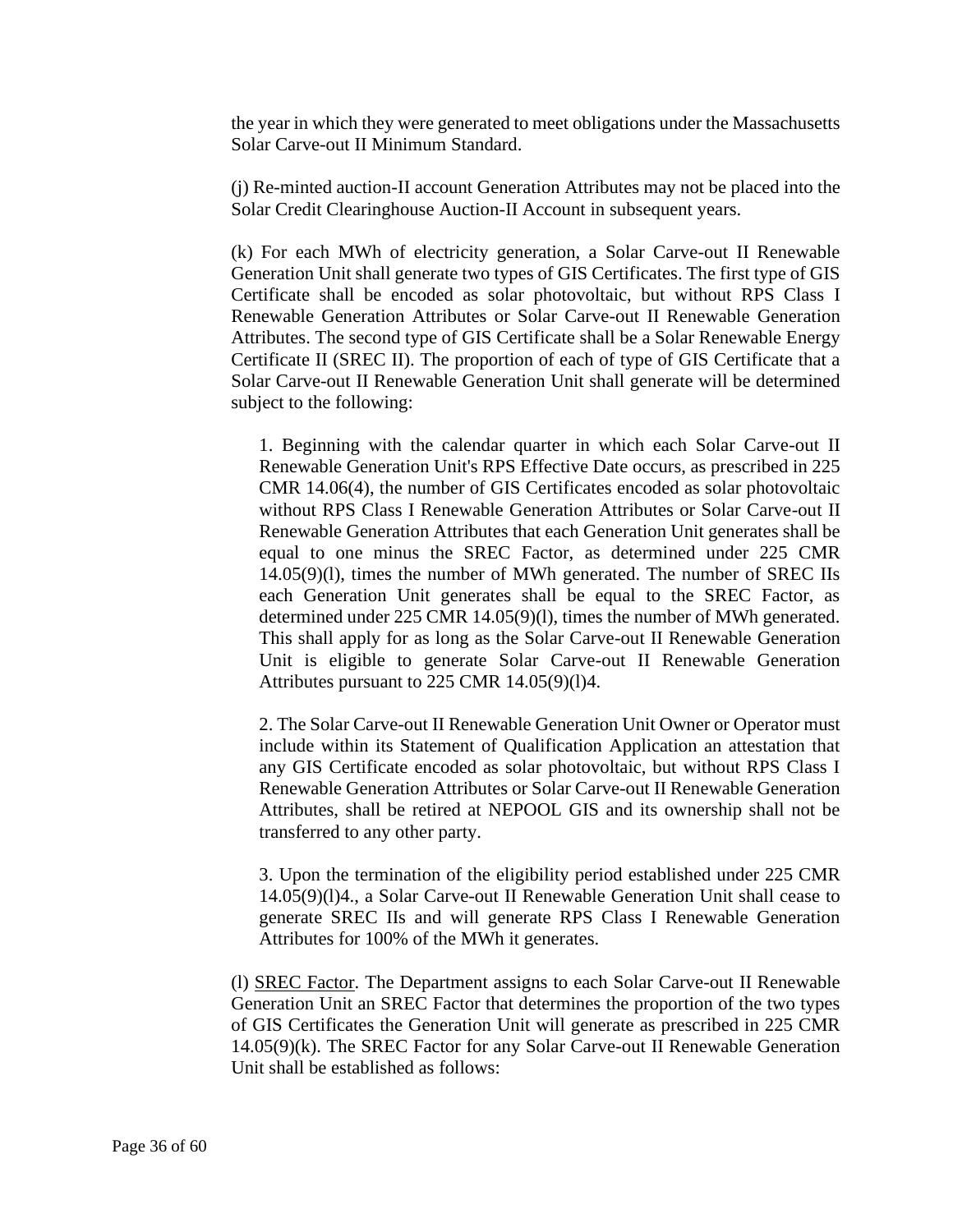the year in which they were generated to meet obligations under the Massachusetts Solar Carve-out II Minimum Standard.

(j) Re-minted auction-II account Generation Attributes may not be placed into the Solar Credit Clearinghouse Auction-II Account in subsequent years.

(k) For each MWh of electricity generation, a Solar Carve-out II Renewable Generation Unit shall generate two types of GIS Certificates. The first type of GIS Certificate shall be encoded as solar photovoltaic, but without RPS Class I Renewable Generation Attributes or Solar Carve-out II Renewable Generation Attributes. The second type of GIS Certificate shall be a Solar Renewable Energy Certificate II (SREC II). The proportion of each of type of GIS Certificate that a Solar Carve-out II Renewable Generation Unit shall generate will be determined subject to the following:

1. Beginning with the calendar quarter in which each Solar Carve-out II Renewable Generation Unit's RPS Effective Date occurs, as prescribed in 225 CMR 14.06(4), the number of GIS Certificates encoded as solar photovoltaic without RPS Class I Renewable Generation Attributes or Solar Carve-out II Renewable Generation Attributes that each Generation Unit generates shall be equal to one minus the SREC Factor, as determined under 225 CMR 14.05(9)(l), times the number of MWh generated. The number of SREC IIs each Generation Unit generates shall be equal to the SREC Factor, as determined under 225 CMR 14.05(9)(l), times the number of MWh generated. This shall apply for as long as the Solar Carve-out II Renewable Generation Unit is eligible to generate Solar Carve-out II Renewable Generation Attributes pursuant to 225 CMR 14.05(9)(l)4.

2. The Solar Carve-out II Renewable Generation Unit Owner or Operator must include within its Statement of Qualification Application an attestation that any GIS Certificate encoded as solar photovoltaic, but without RPS Class I Renewable Generation Attributes or Solar Carve-out II Renewable Generation Attributes, shall be retired at NEPOOL GIS and its ownership shall not be transferred to any other party.

3. Upon the termination of the eligibility period established under 225 CMR 14.05(9)(l)4., a Solar Carve-out II Renewable Generation Unit shall cease to generate SREC IIs and will generate RPS Class I Renewable Generation Attributes for 100% of the MWh it generates.

(l) <u>SREC Factor</u>. The Department assigns to each Solar Carve-out II Renewable Generation Unit an SREC Factor that determines the proportion of the two types of GIS Certificates the Generation Unit will generate as prescribed in 225 CMR 14.05(9)(k). The SREC Factor for any Solar Carve-out II Renewable Generation Unit shall be established as follows: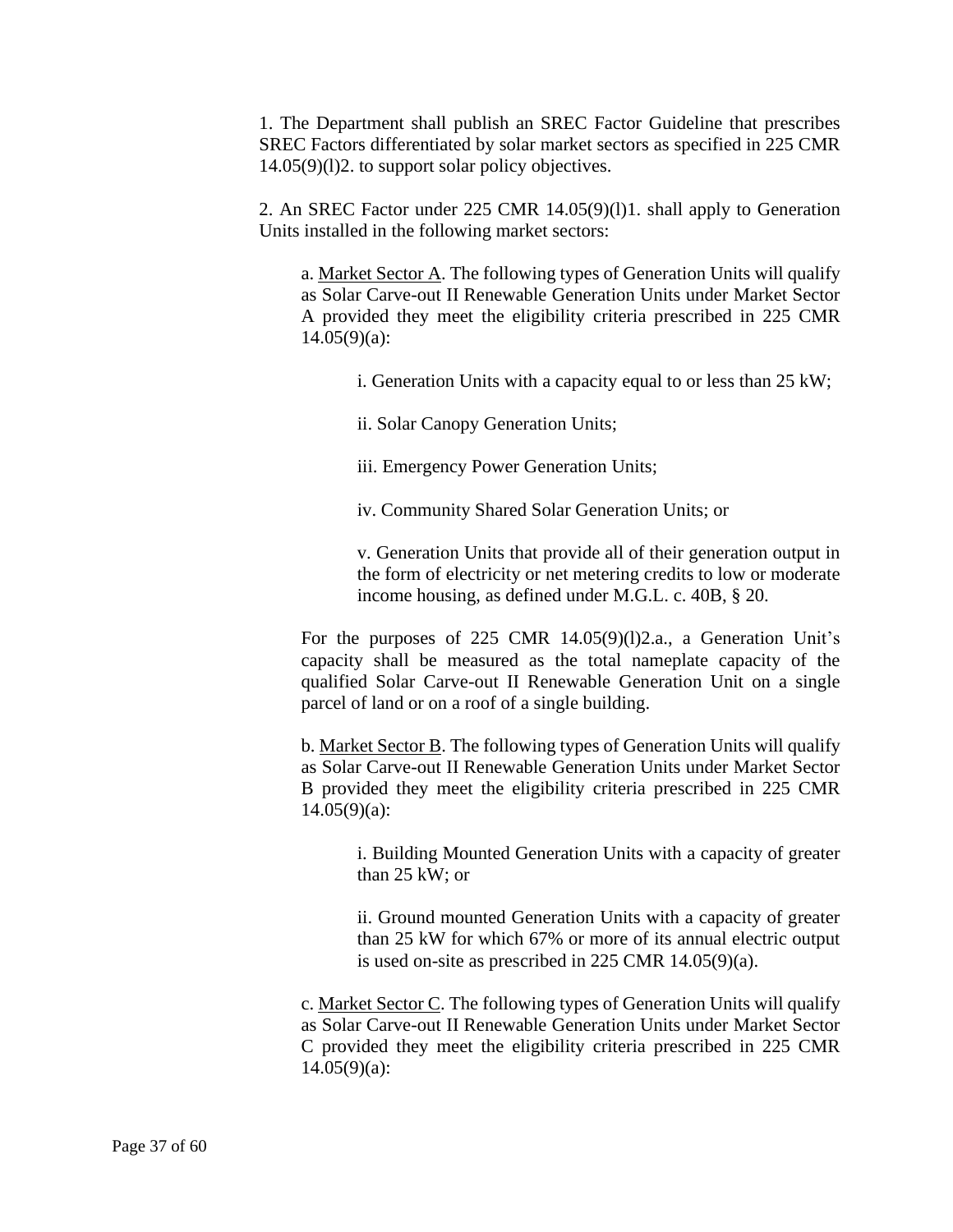1. The Department shall publish an SREC Factor Guideline that prescribes SREC Factors differentiated by solar market sectors as specified in 225 CMR 14.05(9)(l)2. to support solar policy objectives.

2. An SREC Factor under 225 CMR 14.05(9)(l)1. shall apply to Generation Units installed in the following market sectors:

a. Market Sector A. The following types of Generation Units will qualify as Solar Carve-out II Renewable Generation Units under Market Sector A provided they meet the eligibility criteria prescribed in 225 CMR 14.05(9)(a):

i. Generation Units with a capacity equal to or less than 25 kW;

ii. Solar Canopy Generation Units;

iii. Emergency Power Generation Units;

iv. Community Shared Solar Generation Units; or

v. Generation Units that provide all of their generation output in the form of electricity or net metering credits to low or moderate income housing, as defined under M.G.L. c. 40B, § 20.

For the purposes of 225 CMR 14.05(9)(l)2.a., a Generation Unit's capacity shall be measured as the total nameplate capacity of the qualified Solar Carve-out II Renewable Generation Unit on a single parcel of land or on a roof of a single building.

b. Market Sector B. The following types of Generation Units will qualify as Solar Carve-out II Renewable Generation Units under Market Sector B provided they meet the eligibility criteria prescribed in 225 CMR 14.05(9)(a):

i. Building Mounted Generation Units with a capacity of greater than 25 kW; or

ii. Ground mounted Generation Units with a capacity of greater than 25 kW for which 67% or more of its annual electric output is used on-site as prescribed in 225 CMR 14.05(9)(a).

c. Market Sector C. The following types of Generation Units will qualify as Solar Carve-out II Renewable Generation Units under Market Sector C provided they meet the eligibility criteria prescribed in 225 CMR 14.05(9)(a):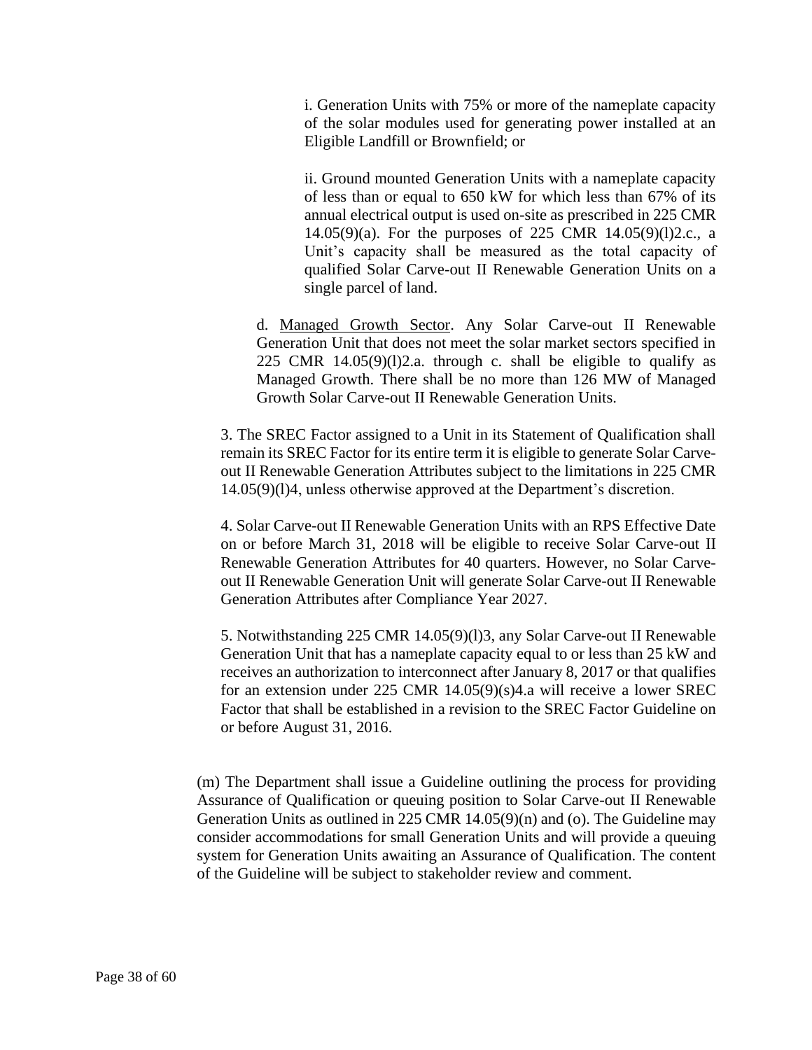i. Generation Units with 75% or more of the nameplate capacity of the solar modules used for generating power installed at an Eligible Landfill or Brownfield; or

ii. Ground mounted Generation Units with a nameplate capacity of less than or equal to 650 kW for which less than 67% of its annual electrical output is used on-site as prescribed in 225 CMR 14.05(9)(a). For the purposes of 225 CMR 14.05(9)(l)2.c., a Unit's capacity shall be measured as the total capacity of qualified Solar Carve-out II Renewable Generation Units on a single parcel of land.

d. Managed Growth Sector. Any Solar Carve-out II Renewable Generation Unit that does not meet the solar market sectors specified in 225 CMR 14.05(9)(l)2.a. through c. shall be eligible to qualify as Managed Growth. There shall be no more than 126 MW of Managed Growth Solar Carve-out II Renewable Generation Units.

3. The SREC Factor assigned to a Unit in its Statement of Qualification shall remain its SREC Factor for its entire term it is eligible to generate Solar Carve-out II Renewable Generation Attributes subject to the limitations in 225 CMR 14.05(9)(l)4, unless otherwise approved at the Department's discretion.

4. Solar Carve-out II Renewable Generation Units with an RPS Effective Date on or before March 31, 2018 will be eligible to receive Solar Carve-out II Renewable Generation Attributes for 40 quarters. However, no Solar Carve-out II Renewable Generation Unit will generate Solar Carve-out II Renewable Generation Attributes after Compliance Year 2027.

5. Notwithstanding 225 CMR 14.05(9)(l)3, any Solar Carve-out II Renewable Generation Unit that has a nameplate capacity equal to or less than 25 kW and receives an authorization to interconnect after January 8, 2017 or that qualifies for an extension under 225 CMR 14.05(9)(s)4.a will receive a lower SREC Factor that shall be established in a revision to the SREC Factor Guideline on or before August 31, 2016.

(m) The Department shall issue a Guideline outlining the process for providing Assurance of Qualification or queuing position to Solar Carve-out II Renewable Generation Units as outlined in 225 CMR 14.05(9)(n) and (o). The Guideline may consider accommodations for small Generation Units and will provide a queuing system for Generation Units awaiting an Assurance of Qualification. The content of the Guideline will be subject to stakeholder review and comment.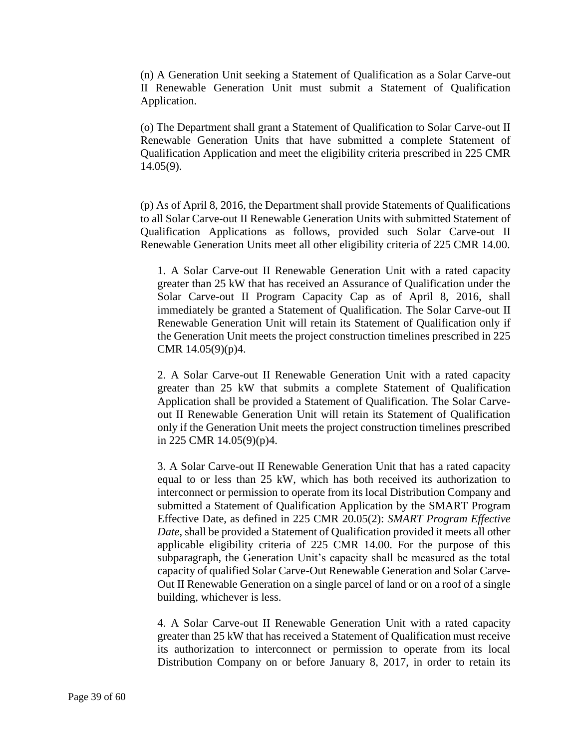(n) A Generation Unit seeking a Statement of Qualification as a Solar Carve-out II Renewable Generation Unit must submit a Statement of Qualification Application.

(o) The Department shall grant a Statement of Qualification to Solar Carve-out II Renewable Generation Units that have submitted a complete Statement of Qualification Application and meet the eligibility criteria prescribed in 225 CMR 14.05(9).

(p) As of April 8, 2016, the Department shall provide Statements of Qualifications to all Solar Carve-out II Renewable Generation Units with submitted Statement of Qualification Applications as follows, provided such Solar Carve-out II Renewable Generation Units meet all other eligibility criteria of 225 CMR 14.00.

1. A Solar Carve-out II Renewable Generation Unit with a rated capacity greater than 25 kW that has received an Assurance of Qualification under the Solar Carve-out II Program Capacity Cap as of April 8, 2016, shall immediately be granted a Statement of Qualification. The Solar Carve-out II Renewable Generation Unit will retain its Statement of Qualification only if the Generation Unit meets the project construction timelines prescribed in 225 CMR 14.05(9)(p)4.

2. A Solar Carve-out II Renewable Generation Unit with a rated capacity greater than 25 kW that submits a complete Statement of Qualification Application shall be provided a Statement of Qualification. The Solar Carve-out II Renewable Generation Unit will retain its Statement of Qualification only if the Generation Unit meets the project construction timelines prescribed in 225 CMR 14.05(9)(p)4.

3. A Solar Carve-out II Renewable Generation Unit that has a rated capacity equal to or less than 25 kW, which has both received its authorization to interconnect or permission to operate from its local Distribution Company and submitted a Statement of Qualification Application by the SMART Program Effective Date, as defined in 225 CMR 20.05(2): *SMART Program Effective Date*, shall be provided a Statement of Qualification provided it meets all other applicable eligibility criteria of 225 CMR 14.00. For the purpose of this subparagraph, the Generation Unit's capacity shall be measured as the total capacity of qualified Solar Carve-Out Renewable Generation and Solar Carve-Out II Renewable Generation on a single parcel of land or on a roof of a single building, whichever is less.

4. A Solar Carve-out II Renewable Generation Unit with a rated capacity greater than 25 kW that has received a Statement of Qualification must receive its authorization to interconnect or permission to operate from its local Distribution Company on or before January 8, 2017, in order to retain its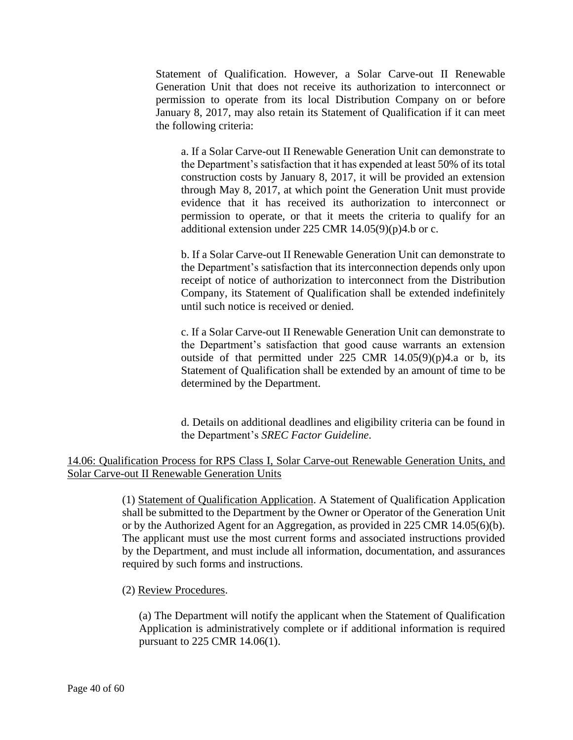Statement of Qualification. However, a Solar Carve-out II Renewable Generation Unit that does not receive its authorization to interconnect or permission to operate from its local Distribution Company on or before January 8, 2017, may also retain its Statement of Qualification if it can meet the following criteria:

a. If a Solar Carve-out II Renewable Generation Unit can demonstrate to the Department's satisfaction that it has expended at least 50% of its total construction costs by January 8, 2017, it will be provided an extension through May 8, 2017, at which point the Generation Unit must provide evidence that it has received its authorization to interconnect or permission to operate, or that it meets the criteria to qualify for an additional extension under 225 CMR 14.05(9)(p)4.b or c.

b. If a Solar Carve-out II Renewable Generation Unit can demonstrate to the Department's satisfaction that its interconnection depends only upon receipt of notice of authorization to interconnect from the Distribution Company, its Statement of Qualification shall be extended indefinitely until such notice is received or denied.

c. If a Solar Carve-out II Renewable Generation Unit can demonstrate to the Department's satisfaction that good cause warrants an extension outside of that permitted under 225 CMR 14.05(9)(p)4.a or b, its Statement of Qualification shall be extended by an amount of time to be determined by the Department.

d. Details on additional deadlines and eligibility criteria can be found in the Department's *SREC Factor Guideline*.

<u>14.06: Qualification Process for RPS Class I, Solar Carve-out Renewable Generation Units, and Solar Carve-out II Renewable Generation Units</u>

(1) <u>Statement of Qualification Application</u>. A Statement of Qualification Application shall be submitted to the Department by the Owner or Operator of the Generation Unit or by the Authorized Agent for an Aggregation, as provided in 225 CMR 14.05(6)(b). The applicant must use the most current forms and associated instructions provided by the Department, and must include all information, documentation, and assurances required by such forms and instructions.

(2) <u>Review Procedures</u>.

(a) The Department will notify the applicant when the Statement of Qualification Application is administratively complete or if additional information is required pursuant to 225 CMR 14.06(1).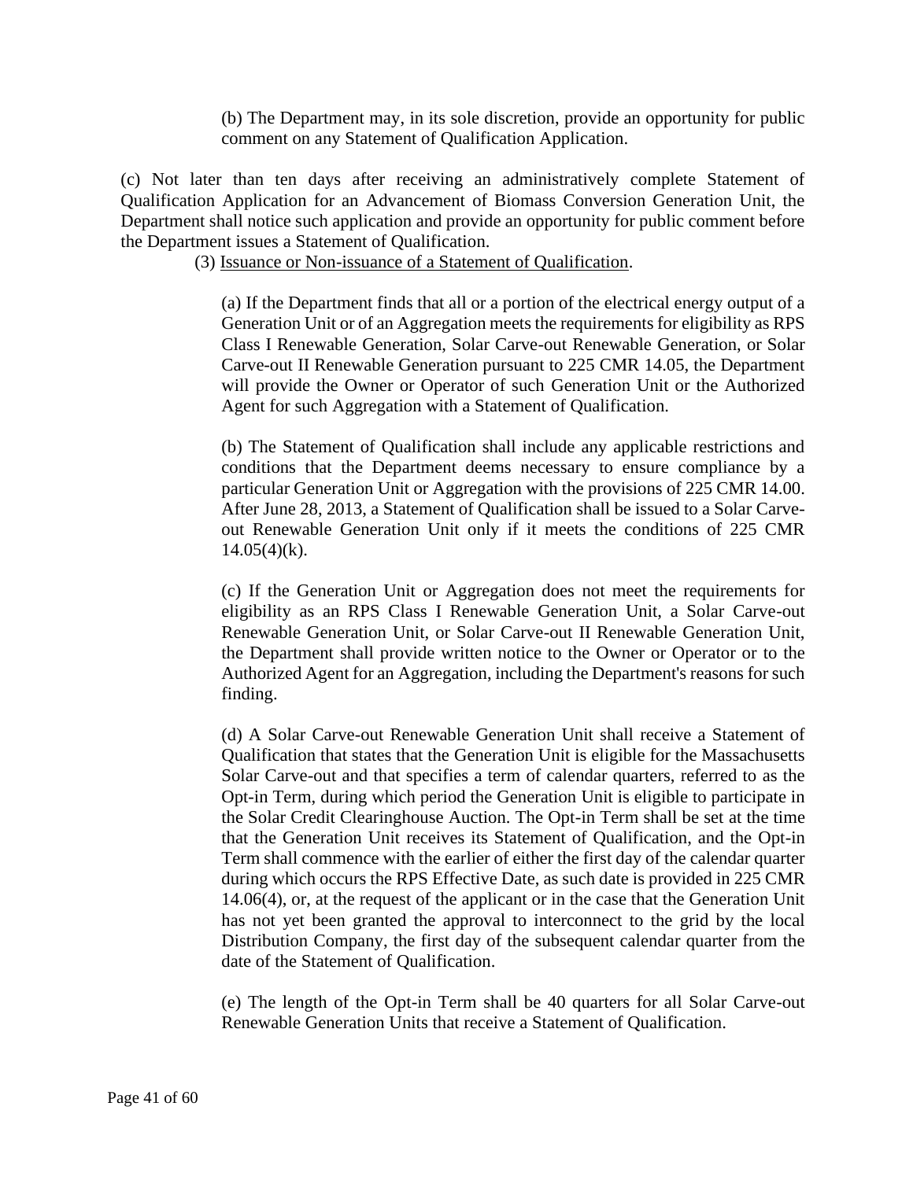(b) The Department may, in its sole discretion, provide an opportunity for public comment on any Statement of Qualification Application.

(c) Not later than ten days after receiving an administratively complete Statement of Qualification Application for an Advancement of Biomass Conversion Generation Unit, the Department shall notice such application and provide an opportunity for public comment before the Department issues a Statement of Qualification.

(3) Issuance or Non-issuance of a Statement of Qualification.

(a) If the Department finds that all or a portion of the electrical energy output of a Generation Unit or of an Aggregation meets the requirements for eligibility as RPS Class I Renewable Generation, Solar Carve-out Renewable Generation, or Solar Carve-out II Renewable Generation pursuant to 225 CMR 14.05, the Department will provide the Owner or Operator of such Generation Unit or the Authorized Agent for such Aggregation with a Statement of Qualification.

(b) The Statement of Qualification shall include any applicable restrictions and conditions that the Department deems necessary to ensure compliance by a particular Generation Unit or Aggregation with the provisions of 225 CMR 14.00. After June 28, 2013, a Statement of Qualification shall be issued to a Solar Carve-out Renewable Generation Unit only if it meets the conditions of 225 CMR 14.05(4)(k).

(c) If the Generation Unit or Aggregation does not meet the requirements for eligibility as an RPS Class I Renewable Generation Unit, a Solar Carve-out Renewable Generation Unit, or Solar Carve-out II Renewable Generation Unit, the Department shall provide written notice to the Owner or Operator or to the Authorized Agent for an Aggregation, including the Department's reasons for such finding.

(d) A Solar Carve-out Renewable Generation Unit shall receive a Statement of Qualification that states that the Generation Unit is eligible for the Massachusetts Solar Carve-out and that specifies a term of calendar quarters, referred to as the Opt-in Term, during which period the Generation Unit is eligible to participate in the Solar Credit Clearinghouse Auction. The Opt-in Term shall be set at the time that the Generation Unit receives its Statement of Qualification, and the Opt-in Term shall commence with the earlier of either the first day of the calendar quarter during which occurs the RPS Effective Date, as such date is provided in 225 CMR 14.06(4), or, at the request of the applicant or in the case that the Generation Unit has not yet been granted the approval to interconnect to the grid by the local Distribution Company, the first day of the subsequent calendar quarter from the date of the Statement of Qualification.

(e) The length of the Opt-in Term shall be 40 quarters for all Solar Carve-out Renewable Generation Units that receive a Statement of Qualification.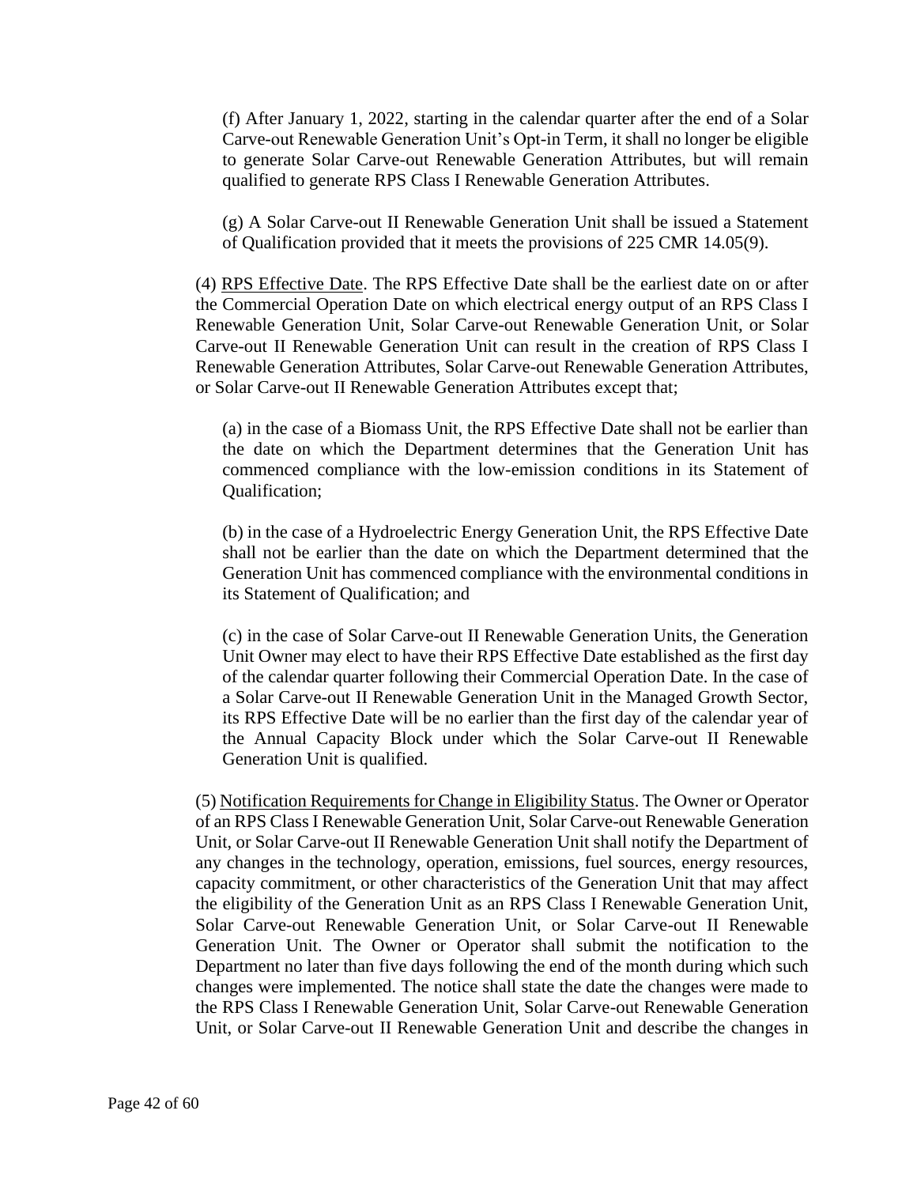(f) After January 1, 2022, starting in the calendar quarter after the end of a Solar Carve-out Renewable Generation Unit's Opt-in Term, it shall no longer be eligible to generate Solar Carve-out Renewable Generation Attributes, but will remain qualified to generate RPS Class I Renewable Generation Attributes.

(g) A Solar Carve-out II Renewable Generation Unit shall be issued a Statement of Qualification provided that it meets the provisions of 225 CMR 14.05(9).

(4) <u>RPS Effective Date</u>. The RPS Effective Date shall be the earliest date on or after the Commercial Operation Date on which electrical energy output of an RPS Class I Renewable Generation Unit, Solar Carve-out Renewable Generation Unit, or Solar Carve-out II Renewable Generation Unit can result in the creation of RPS Class I Renewable Generation Attributes, Solar Carve-out Renewable Generation Attributes, or Solar Carve-out II Renewable Generation Attributes except that;

(a) in the case of a Biomass Unit, the RPS Effective Date shall not be earlier than the date on which the Department determines that the Generation Unit has commenced compliance with the low-emission conditions in its Statement of Qualification;

(b) in the case of a Hydroelectric Energy Generation Unit, the RPS Effective Date shall not be earlier than the date on which the Department determined that the Generation Unit has commenced compliance with the environmental conditions in its Statement of Qualification; and

(c) in the case of Solar Carve-out II Renewable Generation Units, the Generation Unit Owner may elect to have their RPS Effective Date established as the first day of the calendar quarter following their Commercial Operation Date. In the case of a Solar Carve-out II Renewable Generation Unit in the Managed Growth Sector, its RPS Effective Date will be no earlier than the first day of the calendar year of the Annual Capacity Block under which the Solar Carve-out II Renewable Generation Unit is qualified.

(5) <u>Notification Requirements for Change in Eligibility Status</u>. The Owner or Operator of an RPS Class I Renewable Generation Unit, Solar Carve-out Renewable Generation Unit, or Solar Carve-out II Renewable Generation Unit shall notify the Department of any changes in the technology, operation, emissions, fuel sources, energy resources, capacity commitment, or other characteristics of the Generation Unit that may affect the eligibility of the Generation Unit as an RPS Class I Renewable Generation Unit, Solar Carve-out Renewable Generation Unit, or Solar Carve-out II Renewable Generation Unit. The Owner or Operator shall submit the notification to the Department no later than five days following the end of the month during which such changes were implemented. The notice shall state the date the changes were made to the RPS Class I Renewable Generation Unit, Solar Carve-out Renewable Generation Unit, or Solar Carve-out II Renewable Generation Unit and describe the changes in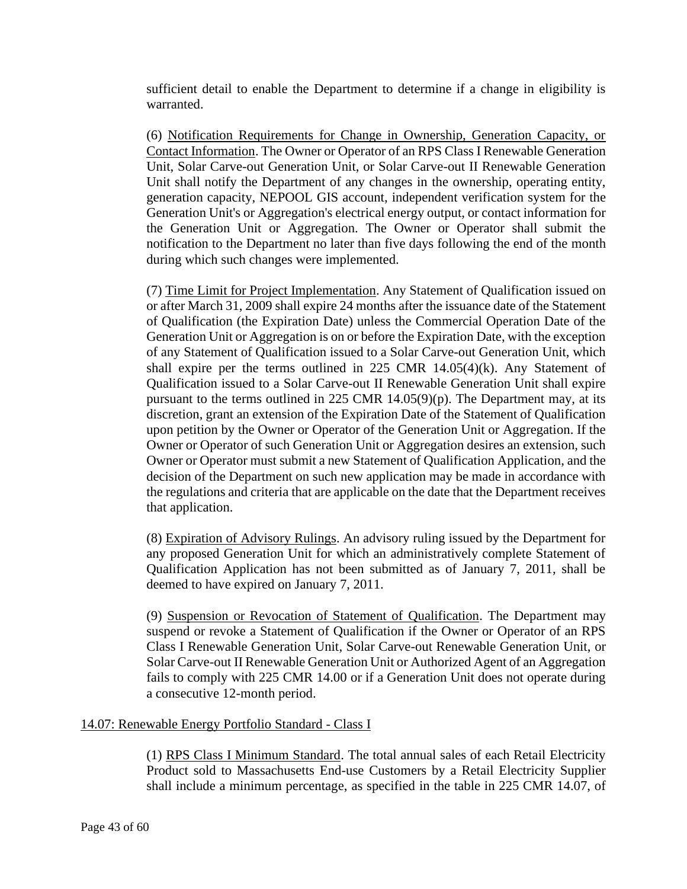sufficient detail to enable the Department to determine if a change in eligibility is warranted.

(6) Notification Requirements for Change in Ownership, Generation Capacity, or Contact Information. The Owner or Operator of an RPS Class I Renewable Generation Unit, Solar Carve-out Generation Unit, or Solar Carve-out II Renewable Generation Unit shall notify the Department of any changes in the ownership, operating entity, generation capacity, NEPOOL GIS account, independent verification system for the Generation Unit's or Aggregation's electrical energy output, or contact information for the Generation Unit or Aggregation. The Owner or Operator shall submit the notification to the Department no later than five days following the end of the month during which such changes were implemented.

(7) Time Limit for Project Implementation. Any Statement of Qualification issued on or after March 31, 2009 shall expire 24 months after the issuance date of the Statement of Qualification (the Expiration Date) unless the Commercial Operation Date of the Generation Unit or Aggregation is on or before the Expiration Date, with the exception of any Statement of Qualification issued to a Solar Carve-out Generation Unit, which shall expire per the terms outlined in 225 CMR 14.05(4)(k). Any Statement of Qualification issued to a Solar Carve-out II Renewable Generation Unit shall expire pursuant to the terms outlined in 225 CMR 14.05(9)(p). The Department may, at its discretion, grant an extension of the Expiration Date of the Statement of Qualification upon petition by the Owner or Operator of the Generation Unit or Aggregation. If the Owner or Operator of such Generation Unit or Aggregation desires an extension, such Owner or Operator must submit a new Statement of Qualification Application, and the decision of the Department on such new application may be made in accordance with the regulations and criteria that are applicable on the date that the Department receives that application.

(8) Expiration of Advisory Rulings. An advisory ruling issued by the Department for any proposed Generation Unit for which an administratively complete Statement of Qualification Application has not been submitted as of January 7, 2011, shall be deemed to have expired on January 7, 2011.

(9) Suspension or Revocation of Statement of Qualification. The Department may suspend or revoke a Statement of Qualification if the Owner or Operator of an RPS Class I Renewable Generation Unit, Solar Carve-out Renewable Generation Unit, or Solar Carve-out II Renewable Generation Unit or Authorized Agent of an Aggregation fails to comply with 225 CMR 14.00 or if a Generation Unit does not operate during a consecutive 12-month period.

## 14.07: Renewable Energy Portfolio Standard - Class I

(1) RPS Class I Minimum Standard. The total annual sales of each Retail Electricity Product sold to Massachusetts End-use Customers by a Retail Electricity Supplier shall include a minimum percentage, as specified in the table in 225 CMR 14.07, of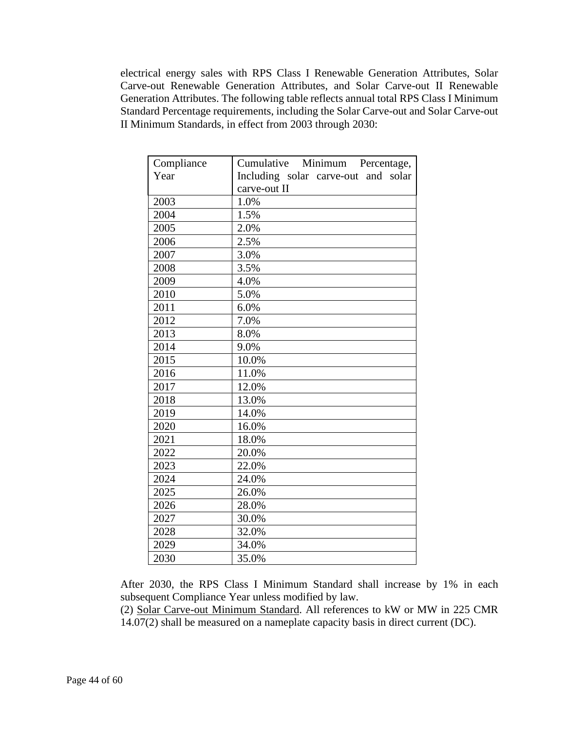electrical energy sales with RPS Class I Renewable Generation Attributes, Solar Carve-out Renewable Generation Attributes, and Solar Carve-out II Renewable Generation Attributes. The following table reflects annual total RPS Class I Minimum Standard Percentage requirements, including the Solar Carve-out and Solar Carve-out II Minimum Standards, in effect from 2003 through 2030:

| Compliance Year | Cumulative Minimum Percentage, Including solar carve-out and solar carve-out II |
|---|---|
| 2003 | 1.0% |
| 2004 | 1.5% |
| 2005 | 2.0% |
| 2006 | 2.5% |
| 2007 | 3.0% |
| 2008 | 3.5% |
| 2009 | 4.0% |
| 2010 | 5.0% |
| 2011 | 6.0% |
| 2012 | 7.0% |
| 2013 | 8.0% |
| 2014 | 9.0% |
| 2015 | 10.0% |
| 2016 | 11.0% |
| 2017 | 12.0% |
| 2018 | 13.0% |
| 2019 | 14.0% |
| 2020 | 16.0% |
| 2021 | 18.0% |
| 2022 | 20.0% |
| 2023 | 22.0% |
| 2024 | 24.0% |
| 2025 | 26.0% |
| 2026 | 28.0% |
| 2027 | 30.0% |
| 2028 | 32.0% |
| 2029 | 34.0% |
| 2030 | 35.0% |

After 2030, the RPS Class I Minimum Standard shall increase by 1% in each subsequent Compliance Year unless modified by law.

(2) Solar Carve-out Minimum Standard. All references to kW or MW in 225 CMR 14.07(2) shall be measured on a nameplate capacity basis in direct current (DC).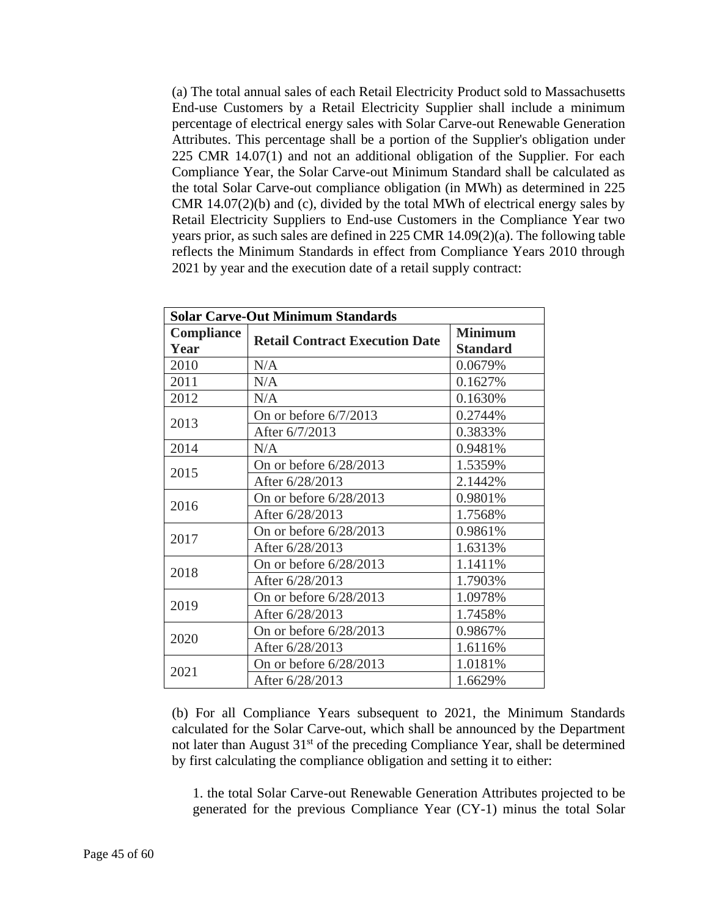(a) The total annual sales of each Retail Electricity Product sold to Massachusetts End-use Customers by a Retail Electricity Supplier shall include a minimum percentage of electrical energy sales with Solar Carve-out Renewable Generation Attributes. This percentage shall be a portion of the Supplier's obligation under 225 CMR 14.07(1) and not an additional obligation of the Supplier. For each Compliance Year, the Solar Carve-out Minimum Standard shall be calculated as the total Solar Carve-out compliance obligation (in MWh) as determined in 225 CMR 14.07(2)(b) and (c), divided by the total MWh of electrical energy sales by Retail Electricity Suppliers to End-use Customers in the Compliance Year two years prior, as such sales are defined in 225 CMR 14.09(2)(a). The following table reflects the Minimum Standards in effect from Compliance Years 2010 through 2021 by year and the execution date of a retail supply contract:

| **Solar Carve-Out Minimum Standards** | | |
|---|---|---|
| **Compliance Year** | **Retail Contract Execution Date** | **Minimum Standard** |
| 2010 | N/A | 0.0679% |
| 2011 | N/A | 0.1627% |
| 2012 | N/A | 0.1630% |
| 2013 | On or before 6/7/2013 | 0.2744% |
| | After 6/7/2013 | 0.3833% |
| 2014 | N/A | 0.9481% |
| 2015 | On or before 6/28/2013 | 1.5359% |
| | After 6/28/2013 | 2.1442% |
| 2016 | On or before 6/28/2013 | 0.9801% |
| | After 6/28/2013 | 1.7568% |
| 2017 | On or before 6/28/2013 | 0.9861% |
| | After 6/28/2013 | 1.6313% |
| 2018 | On or before 6/28/2013 | 1.1411% |
| | After 6/28/2013 | 1.7903% |
| 2019 | On or before 6/28/2013 | 1.0978% |
| | After 6/28/2013 | 1.7458% |
| 2020 | On or before 6/28/2013 | 0.9867% |
| | After 6/28/2013 | 1.6116% |
| 2021 | On or before 6/28/2013 | 1.0181% |
| | After 6/28/2013 | 1.6629% |

(b) For all Compliance Years subsequent to 2021, the Minimum Standards calculated for the Solar Carve-out, which shall be announced by the Department not later than August 31st of the preceding Compliance Year, shall be determined by first calculating the compliance obligation and setting it to either:

1. the total Solar Carve-out Renewable Generation Attributes projected to be generated for the previous Compliance Year (CY-1) minus the total Solar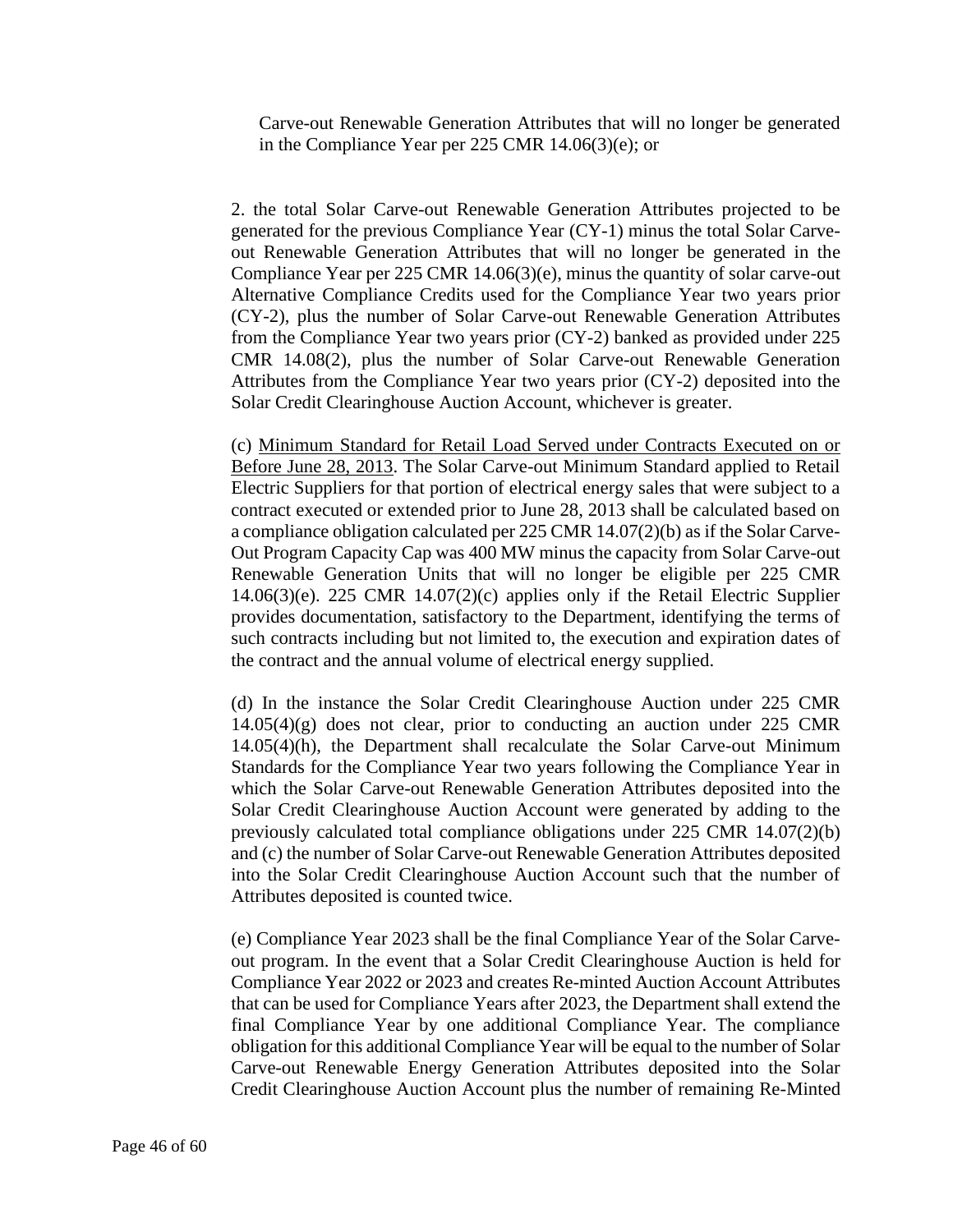Carve-out Renewable Generation Attributes that will no longer be generated in the Compliance Year per 225 CMR 14.06(3)(e); or

2. the total Solar Carve-out Renewable Generation Attributes projected to be generated for the previous Compliance Year (CY-1) minus the total Solar Carve-out Renewable Generation Attributes that will no longer be generated in the Compliance Year per 225 CMR 14.06(3)(e), minus the quantity of solar carve-out Alternative Compliance Credits used for the Compliance Year two years prior (CY-2), plus the number of Solar Carve-out Renewable Generation Attributes from the Compliance Year two years prior (CY-2) banked as provided under 225 CMR 14.08(2), plus the number of Solar Carve-out Renewable Generation Attributes from the Compliance Year two years prior (CY-2) deposited into the Solar Credit Clearinghouse Auction Account, whichever is greater.

(c) Minimum Standard for Retail Load Served under Contracts Executed on or Before June 28, 2013. The Solar Carve-out Minimum Standard applied to Retail Electric Suppliers for that portion of electrical energy sales that were subject to a contract executed or extended prior to June 28, 2013 shall be calculated based on a compliance obligation calculated per 225 CMR 14.07(2)(b) as if the Solar Carve-Out Program Capacity Cap was 400 MW minus the capacity from Solar Carve-out Renewable Generation Units that will no longer be eligible per 225 CMR 14.06(3)(e). 225 CMR 14.07(2)(c) applies only if the Retail Electric Supplier provides documentation, satisfactory to the Department, identifying the terms of such contracts including but not limited to, the execution and expiration dates of the contract and the annual volume of electrical energy supplied.

(d) In the instance the Solar Credit Clearinghouse Auction under 225 CMR 14.05(4)(g) does not clear, prior to conducting an auction under 225 CMR 14.05(4)(h), the Department shall recalculate the Solar Carve-out Minimum Standards for the Compliance Year two years following the Compliance Year in which the Solar Carve-out Renewable Generation Attributes deposited into the Solar Credit Clearinghouse Auction Account were generated by adding to the previously calculated total compliance obligations under 225 CMR 14.07(2)(b) and (c) the number of Solar Carve-out Renewable Generation Attributes deposited into the Solar Credit Clearinghouse Auction Account such that the number of Attributes deposited is counted twice.

(e) Compliance Year 2023 shall be the final Compliance Year of the Solar Carve-out program. In the event that a Solar Credit Clearinghouse Auction is held for Compliance Year 2022 or 2023 and creates Re-minted Auction Account Attributes that can be used for Compliance Years after 2023, the Department shall extend the final Compliance Year by one additional Compliance Year. The compliance obligation for this additional Compliance Year will be equal to the number of Solar Carve-out Renewable Energy Generation Attributes deposited into the Solar Credit Clearinghouse Auction Account plus the number of remaining Re-Minted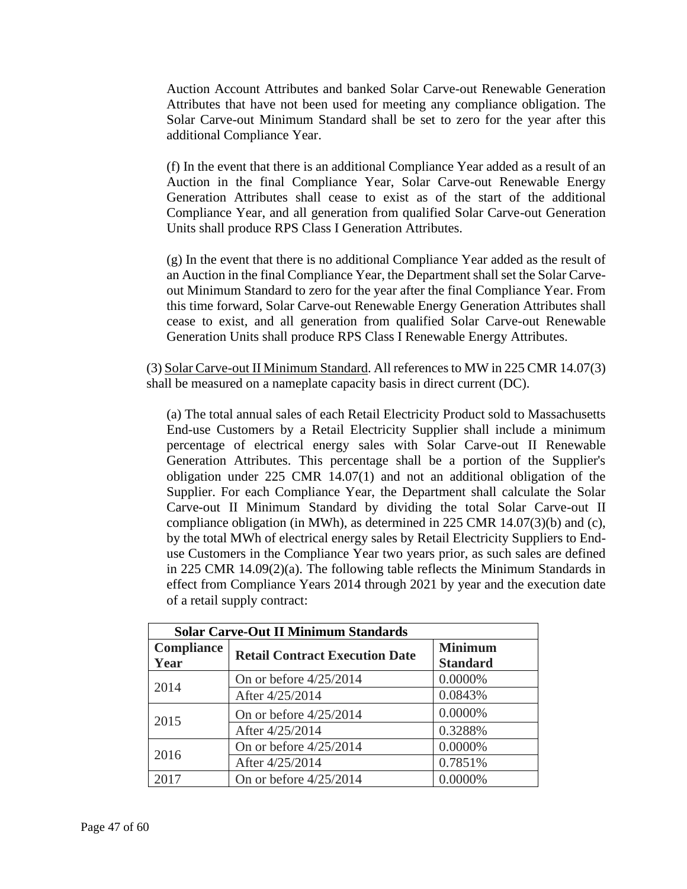Auction Account Attributes and banked Solar Carve-out Renewable Generation Attributes that have not been used for meeting any compliance obligation. The Solar Carve-out Minimum Standard shall be set to zero for the year after this additional Compliance Year.

(f) In the event that there is an additional Compliance Year added as a result of an Auction in the final Compliance Year, Solar Carve-out Renewable Energy Generation Attributes shall cease to exist as of the start of the additional Compliance Year, and all generation from qualified Solar Carve-out Generation Units shall produce RPS Class I Generation Attributes.

(g) In the event that there is no additional Compliance Year added as the result of an Auction in the final Compliance Year, the Department shall set the Solar Carve-out Minimum Standard to zero for the year after the final Compliance Year. From this time forward, Solar Carve-out Renewable Energy Generation Attributes shall cease to exist, and all generation from qualified Solar Carve-out Renewable Generation Units shall produce RPS Class I Renewable Energy Attributes.

(3) Solar Carve-out II Minimum Standard. All references to MW in 225 CMR 14.07(3) shall be measured on a nameplate capacity basis in direct current (DC).

(a) The total annual sales of each Retail Electricity Product sold to Massachusetts End-use Customers by a Retail Electricity Supplier shall include a minimum percentage of electrical energy sales with Solar Carve-out II Renewable Generation Attributes. This percentage shall be a portion of the Supplier's obligation under 225 CMR 14.07(1) and not an additional obligation of the Supplier. For each Compliance Year, the Department shall calculate the Solar Carve-out II Minimum Standard by dividing the total Solar Carve-out II compliance obligation (in MWh), as determined in 225 CMR 14.07(3)(b) and (c), by the total MWh of electrical energy sales by Retail Electricity Suppliers to End-use Customers in the Compliance Year two years prior, as such sales are defined in 225 CMR 14.09(2)(a). The following table reflects the Minimum Standards in effect from Compliance Years 2014 through 2021 by year and the execution date of a retail supply contract:

| **Solar Carve-Out II Minimum Standards** | | |
|---|---|---|
| **Compliance Year** | **Retail Contract Execution Date** | **Minimum Standard** |
| 2014 | On or before 4/25/2014 | 0.0000% |
| | After 4/25/2014 | 0.0843% |
| 2015 | On or before 4/25/2014 | 0.0000% |
| | After 4/25/2014 | 0.3288% |
| 2016 | On or before 4/25/2014 | 0.0000% |
| | After 4/25/2014 | 0.7851% |
| 2017 | On or before 4/25/2014 | 0.0000% |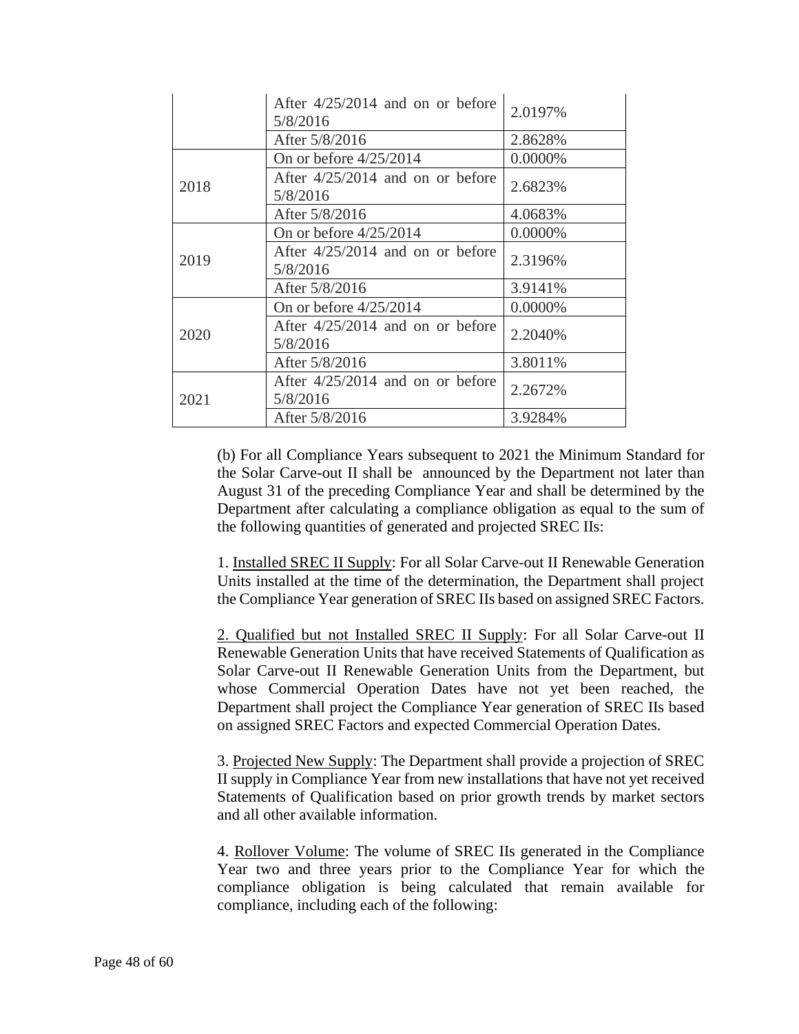| | | |
|---|---|---|
| | After 4/25/2014 and on or before 5/8/2016 | 2.0197% |
| | After 5/8/2016 | 2.8628% |
| 2018 | On or before 4/25/2014 | 0.0000% |
| | After 4/25/2014 and on or before 5/8/2016 | 2.6823% |
| | After 5/8/2016 | 4.0683% |
| 2019 | On or before 4/25/2014 | 0.0000% |
| | After 4/25/2014 and on or before 5/8/2016 | 2.3196% |
| | After 5/8/2016 | 3.9141% |
| 2020 | On or before 4/25/2014 | 0.0000% |
| | After 4/25/2014 and on or before 5/8/2016 | 2.2040% |
| | After 5/8/2016 | 3.8011% |
| 2021 | After 4/25/2014 and on or before 5/8/2016 | 2.2672% |
| | After 5/8/2016 | 3.9284% |

(b) For all Compliance Years subsequent to 2021 the Minimum Standard for the Solar Carve-out II shall be announced by the Department not later than August 31 of the preceding Compliance Year and shall be determined by the Department after calculating a compliance obligation as equal to the sum of the following quantities of generated and projected SREC IIs:

1. Installed SREC II Supply: For all Solar Carve-out II Renewable Generation Units installed at the time of the determination, the Department shall project the Compliance Year generation of SREC IIs based on assigned SREC Factors.

2. Qualified but not Installed SREC II Supply: For all Solar Carve-out II Renewable Generation Units that have received Statements of Qualification as Solar Carve-out II Renewable Generation Units from the Department, but whose Commercial Operation Dates have not yet been reached, the Department shall project the Compliance Year generation of SREC IIs based on assigned SREC Factors and expected Commercial Operation Dates.

3. Projected New Supply: The Department shall provide a projection of SREC II supply in Compliance Year from new installations that have not yet received Statements of Qualification based on prior growth trends by market sectors and all other available information.

4. Rollover Volume: The volume of SREC IIs generated in the Compliance Year two and three years prior to the Compliance Year for which the compliance obligation is being calculated that remain available for compliance, including each of the following: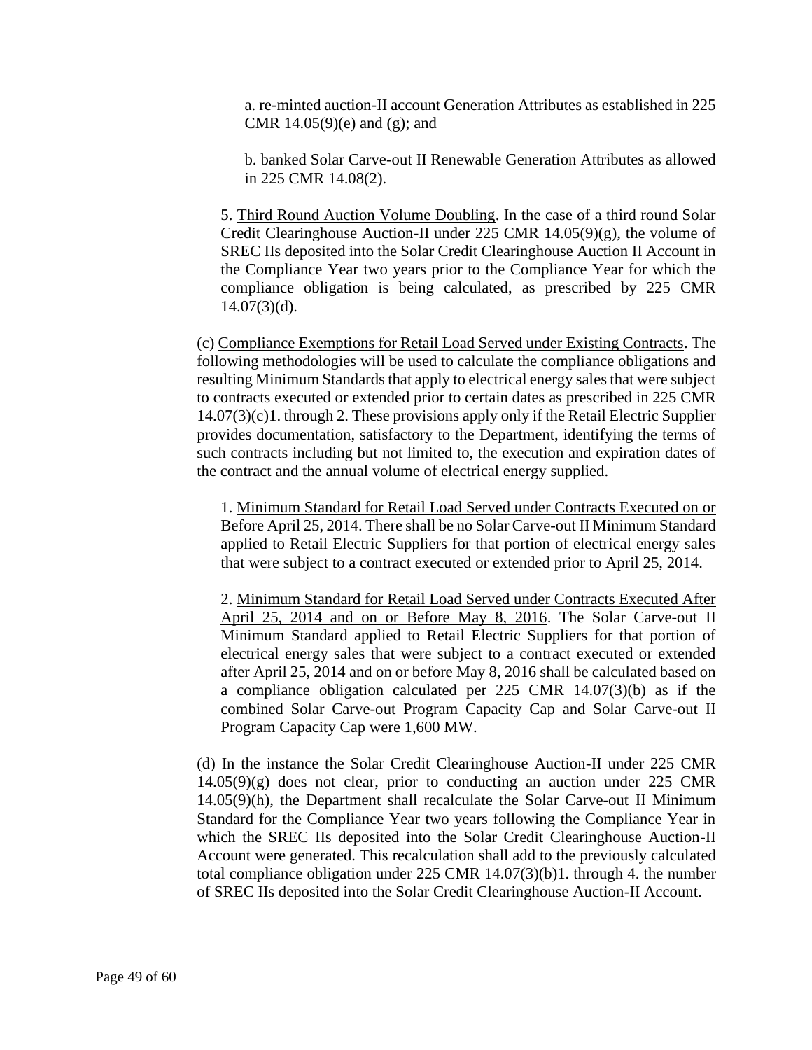a. re-minted auction-II account Generation Attributes as established in 225 CMR 14.05(9)(e) and (g); and

b. banked Solar Carve-out II Renewable Generation Attributes as allowed in 225 CMR 14.08(2).

5. Third Round Auction Volume Doubling. In the case of a third round Solar Credit Clearinghouse Auction-II under 225 CMR 14.05(9)(g), the volume of SREC IIs deposited into the Solar Credit Clearinghouse Auction II Account in the Compliance Year two years prior to the Compliance Year for which the compliance obligation is being calculated, as prescribed by 225 CMR 14.07(3)(d).

(c) Compliance Exemptions for Retail Load Served under Existing Contracts. The following methodologies will be used to calculate the compliance obligations and resulting Minimum Standards that apply to electrical energy sales that were subject to contracts executed or extended prior to certain dates as prescribed in 225 CMR 14.07(3)(c)1. through 2. These provisions apply only if the Retail Electric Supplier provides documentation, satisfactory to the Department, identifying the terms of such contracts including but not limited to, the execution and expiration dates of the contract and the annual volume of electrical energy supplied.

1. Minimum Standard for Retail Load Served under Contracts Executed on or Before April 25, 2014. There shall be no Solar Carve-out II Minimum Standard applied to Retail Electric Suppliers for that portion of electrical energy sales that were subject to a contract executed or extended prior to April 25, 2014.

2. Minimum Standard for Retail Load Served under Contracts Executed After April 25, 2014 and on or Before May 8, 2016. The Solar Carve-out II Minimum Standard applied to Retail Electric Suppliers for that portion of electrical energy sales that were subject to a contract executed or extended after April 25, 2014 and on or before May 8, 2016 shall be calculated based on a compliance obligation calculated per 225 CMR 14.07(3)(b) as if the combined Solar Carve-out Program Capacity Cap and Solar Carve-out II Program Capacity Cap were 1,600 MW.

(d) In the instance the Solar Credit Clearinghouse Auction-II under 225 CMR 14.05(9)(g) does not clear, prior to conducting an auction under 225 CMR 14.05(9)(h), the Department shall recalculate the Solar Carve-out II Minimum Standard for the Compliance Year two years following the Compliance Year in which the SREC IIs deposited into the Solar Credit Clearinghouse Auction-II Account were generated. This recalculation shall add to the previously calculated total compliance obligation under 225 CMR 14.07(3)(b)1. through 4. the number of SREC IIs deposited into the Solar Credit Clearinghouse Auction-II Account.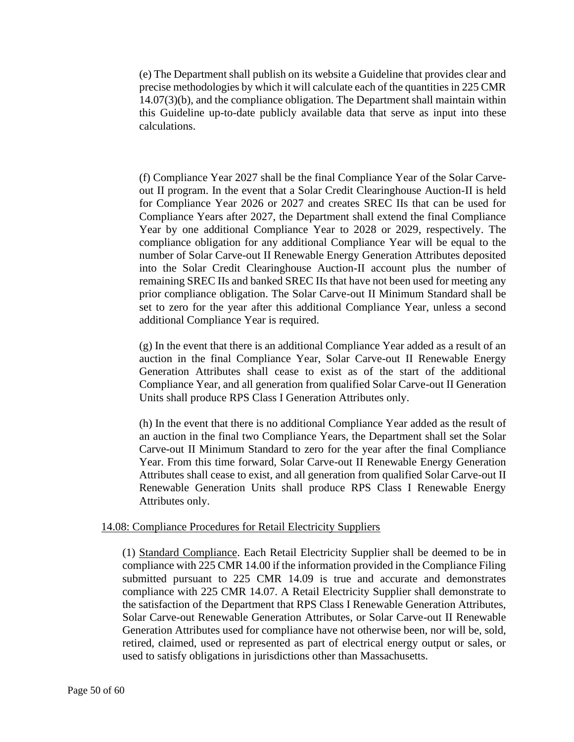(e) The Department shall publish on its website a Guideline that provides clear and precise methodologies by which it will calculate each of the quantities in 225 CMR 14.07(3)(b), and the compliance obligation. The Department shall maintain within this Guideline up-to-date publicly available data that serve as input into these calculations.

(f) Compliance Year 2027 shall be the final Compliance Year of the Solar Carve-out II program. In the event that a Solar Credit Clearinghouse Auction-II is held for Compliance Year 2026 or 2027 and creates SREC IIs that can be used for Compliance Years after 2027, the Department shall extend the final Compliance Year by one additional Compliance Year to 2028 or 2029, respectively. The compliance obligation for any additional Compliance Year will be equal to the number of Solar Carve-out II Renewable Energy Generation Attributes deposited into the Solar Credit Clearinghouse Auction-II account plus the number of remaining SREC IIs and banked SREC IIs that have not been used for meeting any prior compliance obligation. The Solar Carve-out II Minimum Standard shall be set to zero for the year after this additional Compliance Year, unless a second additional Compliance Year is required.

(g) In the event that there is an additional Compliance Year added as a result of an auction in the final Compliance Year, Solar Carve-out II Renewable Energy Generation Attributes shall cease to exist as of the start of the additional Compliance Year, and all generation from qualified Solar Carve-out II Generation Units shall produce RPS Class I Generation Attributes only.

(h) In the event that there is no additional Compliance Year added as the result of an auction in the final two Compliance Years, the Department shall set the Solar Carve-out II Minimum Standard to zero for the year after the final Compliance Year. From this time forward, Solar Carve-out II Renewable Energy Generation Attributes shall cease to exist, and all generation from qualified Solar Carve-out II Renewable Generation Units shall produce RPS Class I Renewable Energy Attributes only.

## 14.08: Compliance Procedures for Retail Electricity Suppliers

(1) Standard Compliance. Each Retail Electricity Supplier shall be deemed to be in compliance with 225 CMR 14.00 if the information provided in the Compliance Filing submitted pursuant to 225 CMR 14.09 is true and accurate and demonstrates compliance with 225 CMR 14.07. A Retail Electricity Supplier shall demonstrate to the satisfaction of the Department that RPS Class I Renewable Generation Attributes, Solar Carve-out Renewable Generation Attributes, or Solar Carve-out II Renewable Generation Attributes used for compliance have not otherwise been, nor will be, sold, retired, claimed, used or represented as part of electrical energy output or sales, or used to satisfy obligations in jurisdictions other than Massachusetts.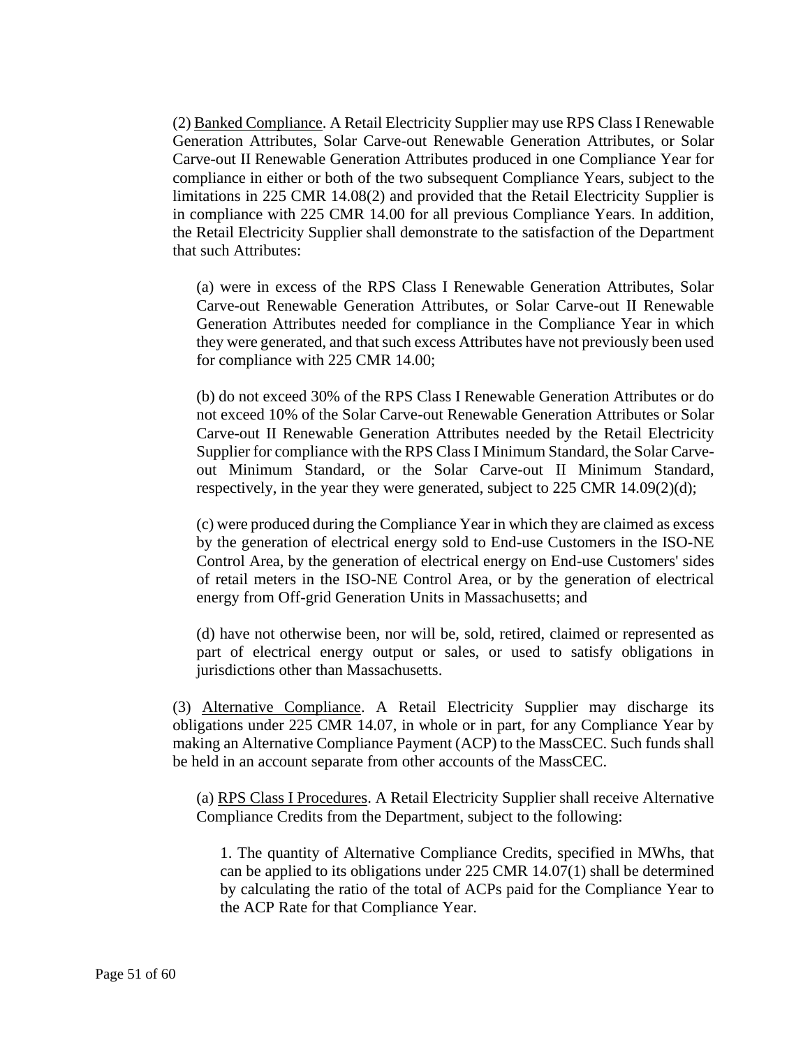(2) Banked Compliance. A Retail Electricity Supplier may use RPS Class I Renewable Generation Attributes, Solar Carve-out Renewable Generation Attributes, or Solar Carve-out II Renewable Generation Attributes produced in one Compliance Year for compliance in either or both of the two subsequent Compliance Years, subject to the limitations in 225 CMR 14.08(2) and provided that the Retail Electricity Supplier is in compliance with 225 CMR 14.00 for all previous Compliance Years. In addition, the Retail Electricity Supplier shall demonstrate to the satisfaction of the Department that such Attributes:

(a) were in excess of the RPS Class I Renewable Generation Attributes, Solar Carve-out Renewable Generation Attributes, or Solar Carve-out II Renewable Generation Attributes needed for compliance in the Compliance Year in which they were generated, and that such excess Attributes have not previously been used for compliance with 225 CMR 14.00;

(b) do not exceed 30% of the RPS Class I Renewable Generation Attributes or do not exceed 10% of the Solar Carve-out Renewable Generation Attributes or Solar Carve-out II Renewable Generation Attributes needed by the Retail Electricity Supplier for compliance with the RPS Class I Minimum Standard, the Solar Carve-out Minimum Standard, or the Solar Carve-out II Minimum Standard, respectively, in the year they were generated, subject to 225 CMR 14.09(2)(d);

(c) were produced during the Compliance Year in which they are claimed as excess by the generation of electrical energy sold to End-use Customers in the ISO-NE Control Area, by the generation of electrical energy on End-use Customers' sides of retail meters in the ISO-NE Control Area, or by the generation of electrical energy from Off-grid Generation Units in Massachusetts; and

(d) have not otherwise been, nor will be, sold, retired, claimed or represented as part of electrical energy output or sales, or used to satisfy obligations in jurisdictions other than Massachusetts.

(3) Alternative Compliance. A Retail Electricity Supplier may discharge its obligations under 225 CMR 14.07, in whole or in part, for any Compliance Year by making an Alternative Compliance Payment (ACP) to the MassCEC. Such funds shall be held in an account separate from other accounts of the MassCEC.

(a) RPS Class I Procedures. A Retail Electricity Supplier shall receive Alternative Compliance Credits from the Department, subject to the following:

1. The quantity of Alternative Compliance Credits, specified in MWhs, that can be applied to its obligations under 225 CMR 14.07(1) shall be determined by calculating the ratio of the total of ACPs paid for the Compliance Year to the ACP Rate for that Compliance Year.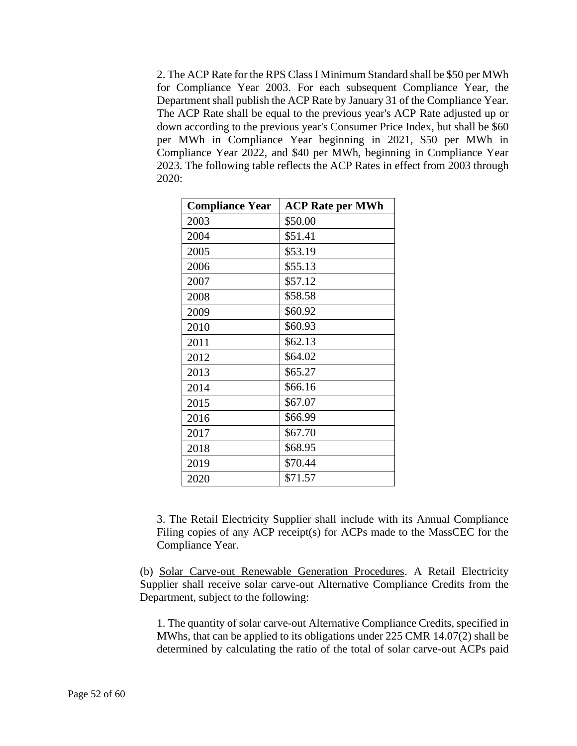2. The ACP Rate for the RPS Class I Minimum Standard shall be \$50 per MWh for Compliance Year 2003. For each subsequent Compliance Year, the Department shall publish the ACP Rate by January 31 of the Compliance Year. The ACP Rate shall be equal to the previous year's ACP Rate adjusted up or down according to the previous year's Consumer Price Index, but shall be \$60 per MWh in Compliance Year beginning in 2021, \$50 per MWh in Compliance Year 2022, and \$40 per MWh, beginning in Compliance Year 2023. The following table reflects the ACP Rates in effect from 2003 through 2020:

| Compliance Year | ACP Rate per MWh |
|---|---|
| 2003 | \$50.00 |
| 2004 | \$51.41 |
| 2005 | \$53.19 |
| 2006 | \$55.13 |
| 2007 | \$57.12 |
| 2008 | \$58.58 |
| 2009 | \$60.92 |
| 2010 | \$60.93 |
| 2011 | \$62.13 |
| 2012 | \$64.02 |
| 2013 | \$65.27 |
| 2014 | \$66.16 |
| 2015 | \$67.07 |
| 2016 | \$66.99 |
| 2017 | \$67.70 |
| 2018 | \$68.95 |
| 2019 | \$70.44 |
| 2020 | \$71.57 |

3. The Retail Electricity Supplier shall include with its Annual Compliance Filing copies of any ACP receipt(s) for ACPs made to the MassCEC for the Compliance Year.

(b) Solar Carve-out Renewable Generation Procedures. A Retail Electricity Supplier shall receive solar carve-out Alternative Compliance Credits from the Department, subject to the following:

1. The quantity of solar carve-out Alternative Compliance Credits, specified in MWhs, that can be applied to its obligations under 225 CMR 14.07(2) shall be determined by calculating the ratio of the total of solar carve-out ACPs paid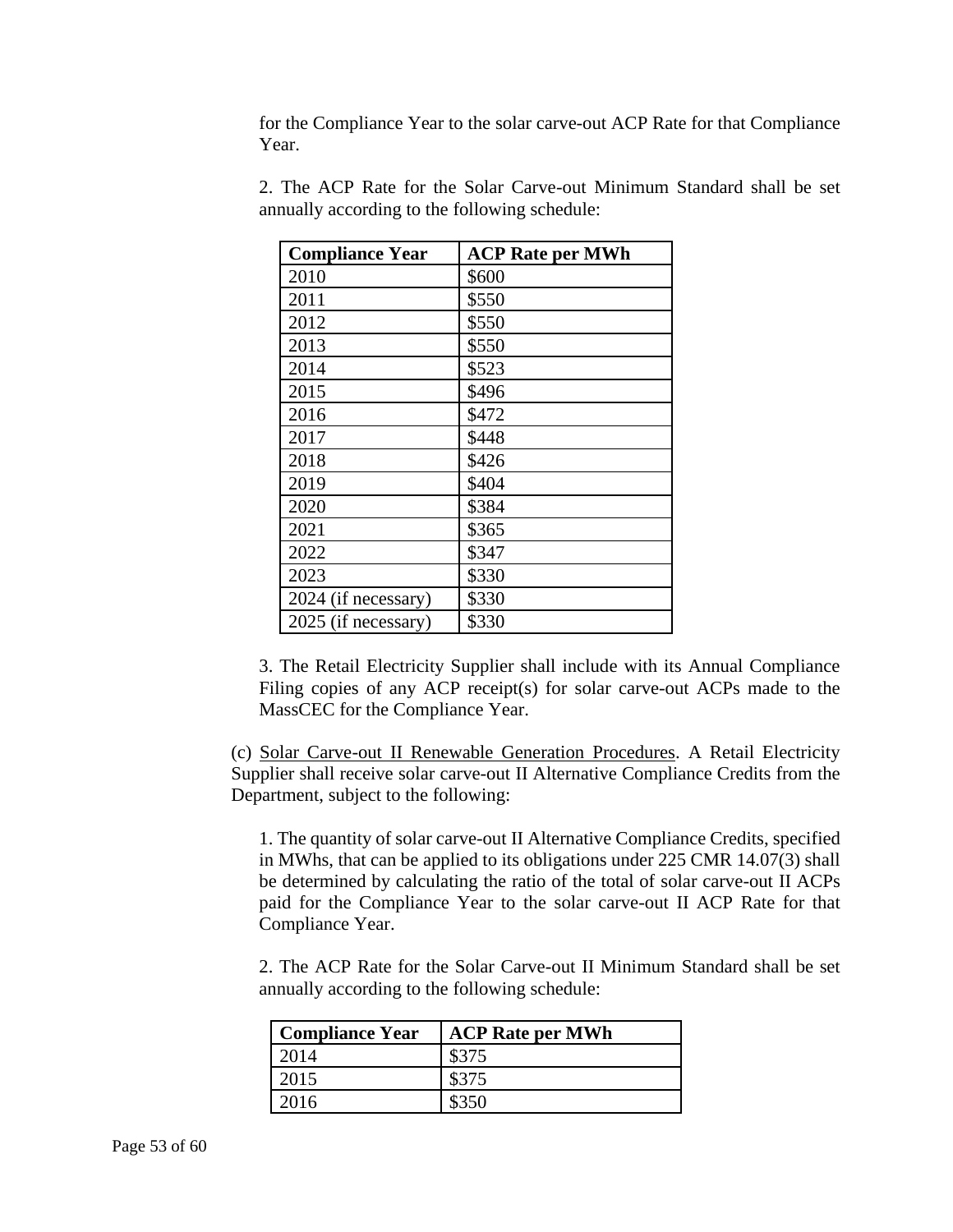for the Compliance Year to the solar carve-out ACP Rate for that Compliance Year.

2. The ACP Rate for the Solar Carve-out Minimum Standard shall be set annually according to the following schedule:

| Compliance Year | ACP Rate per MWh |
|---|---|
| 2010 | $600 |
| 2011 | $550 |
| 2012 | $550 |
| 2013 | $550 |
| 2014 | $523 |
| 2015 | $496 |
| 2016 | $472 |
| 2017 | $448 |
| 2018 | $426 |
| 2019 | $404 |
| 2020 | $384 |
| 2021 | $365 |
| 2022 | $347 |
| 2023 | $330 |
| 2024 (if necessary) | $330 |
| 2025 (if necessary) | $330 |

3. The Retail Electricity Supplier shall include with its Annual Compliance Filing copies of any ACP receipt(s) for solar carve-out ACPs made to the MassCEC for the Compliance Year.

(c) Solar Carve-out II Renewable Generation Procedures. A Retail Electricity Supplier shall receive solar carve-out II Alternative Compliance Credits from the Department, subject to the following:

1. The quantity of solar carve-out II Alternative Compliance Credits, specified in MWhs, that can be applied to its obligations under 225 CMR 14.07(3) shall be determined by calculating the ratio of the total of solar carve-out II ACPs paid for the Compliance Year to the solar carve-out II ACP Rate for that Compliance Year.

2. The ACP Rate for the Solar Carve-out II Minimum Standard shall be set annually according to the following schedule:

| Compliance Year | ACP Rate per MWh |
|---|---|
| 2014 | $375 |
| 2015 | $375 |
| 2016 | $350 |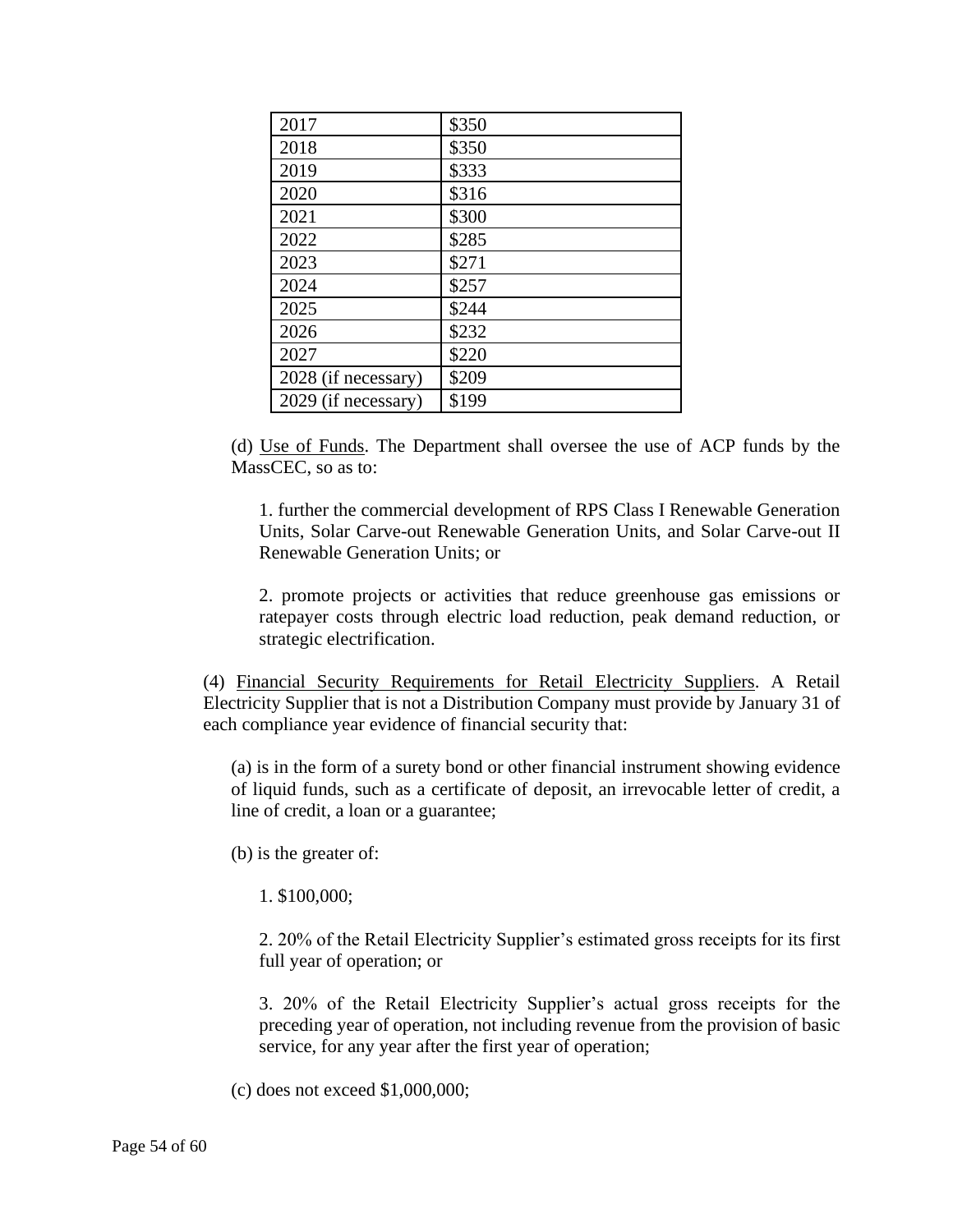| 2017 | $350 |
|---|---|
| 2018 | $350 |
| 2019 | $333 |
| 2020 | $316 |
| 2021 | $300 |
| 2022 | $285 |
| 2023 | $271 |
| 2024 | $257 |
| 2025 | $244 |
| 2026 | $232 |
| 2027 | $220 |
| 2028 (if necessary) | $209 |
| 2029 (if necessary) | $199 |

(d) Use of Funds. The Department shall oversee the use of ACP funds by the MassCEC, so as to:

1. further the commercial development of RPS Class I Renewable Generation Units, Solar Carve-out Renewable Generation Units, and Solar Carve-out II Renewable Generation Units; or

2. promote projects or activities that reduce greenhouse gas emissions or ratepayer costs through electric load reduction, peak demand reduction, or strategic electrification.

(4) Financial Security Requirements for Retail Electricity Suppliers. A Retail Electricity Supplier that is not a Distribution Company must provide by January 31 of each compliance year evidence of financial security that:

(a) is in the form of a surety bond or other financial instrument showing evidence of liquid funds, such as a certificate of deposit, an irrevocable letter of credit, a line of credit, a loan or a guarantee;

(b) is the greater of:

1. $100,000;

2. 20% of the Retail Electricity Supplier's estimated gross receipts for its first full year of operation; or

3. 20% of the Retail Electricity Supplier's actual gross receipts for the preceding year of operation, not including revenue from the provision of basic service, for any year after the first year of operation;

(c) does not exceed $1,000,000;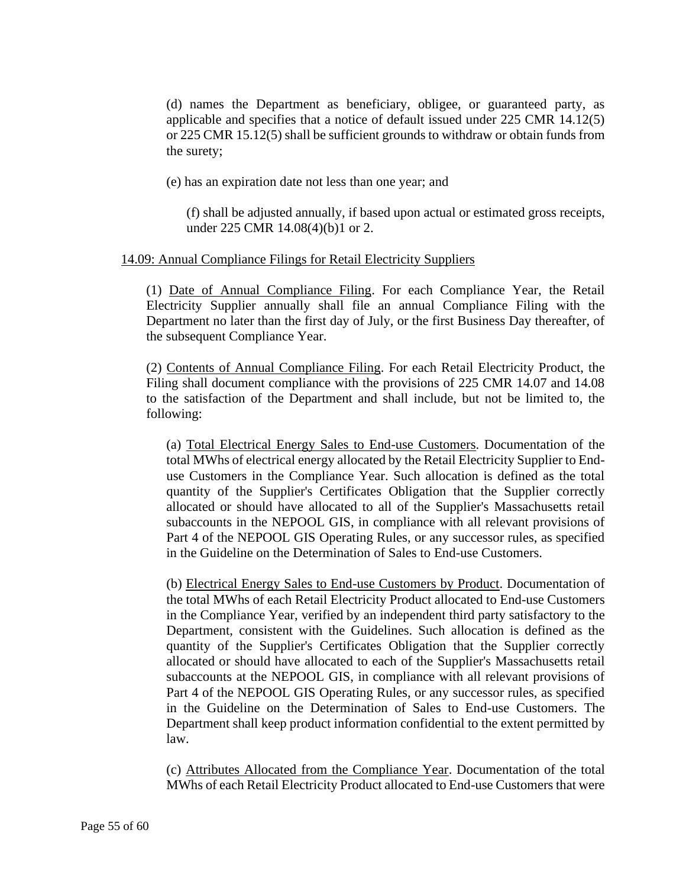(d) names the Department as beneficiary, obligee, or guaranteed party, as applicable and specifies that a notice of default issued under 225 CMR 14.12(5) or 225 CMR 15.12(5) shall be sufficient grounds to withdraw or obtain funds from the surety;

(e) has an expiration date not less than one year; and

(f) shall be adjusted annually, if based upon actual or estimated gross receipts, under 225 CMR 14.08(4)(b)1 or 2.

<u>14.09: Annual Compliance Filings for Retail Electricity Suppliers</u>

(1) <u>Date of Annual Compliance Filing</u>. For each Compliance Year, the Retail Electricity Supplier annually shall file an annual Compliance Filing with the Department no later than the first day of July, or the first Business Day thereafter, of the subsequent Compliance Year.

(2) <u>Contents of Annual Compliance Filing</u>. For each Retail Electricity Product, the Filing shall document compliance with the provisions of 225 CMR 14.07 and 14.08 to the satisfaction of the Department and shall include, but not be limited to, the following:

(a) <u>Total Electrical Energy Sales to End-use Customers</u>. Documentation of the total MWhs of electrical energy allocated by the Retail Electricity Supplier to End-use Customers in the Compliance Year. Such allocation is defined as the total quantity of the Supplier's Certificates Obligation that the Supplier correctly allocated or should have allocated to all of the Supplier's Massachusetts retail subaccounts in the NEPOOL GIS, in compliance with all relevant provisions of Part 4 of the NEPOOL GIS Operating Rules, or any successor rules, as specified in the Guideline on the Determination of Sales to End-use Customers.

(b) <u>Electrical Energy Sales to End-use Customers by Product</u>. Documentation of the total MWhs of each Retail Electricity Product allocated to End-use Customers in the Compliance Year, verified by an independent third party satisfactory to the Department, consistent with the Guidelines. Such allocation is defined as the quantity of the Supplier's Certificates Obligation that the Supplier correctly allocated or should have allocated to each of the Supplier's Massachusetts retail subaccounts at the NEPOOL GIS, in compliance with all relevant provisions of Part 4 of the NEPOOL GIS Operating Rules, or any successor rules, as specified in the Guideline on the Determination of Sales to End-use Customers. The Department shall keep product information confidential to the extent permitted by law.

(c) <u>Attributes Allocated from the Compliance Year</u>. Documentation of the total MWhs of each Retail Electricity Product allocated to End-use Customers that were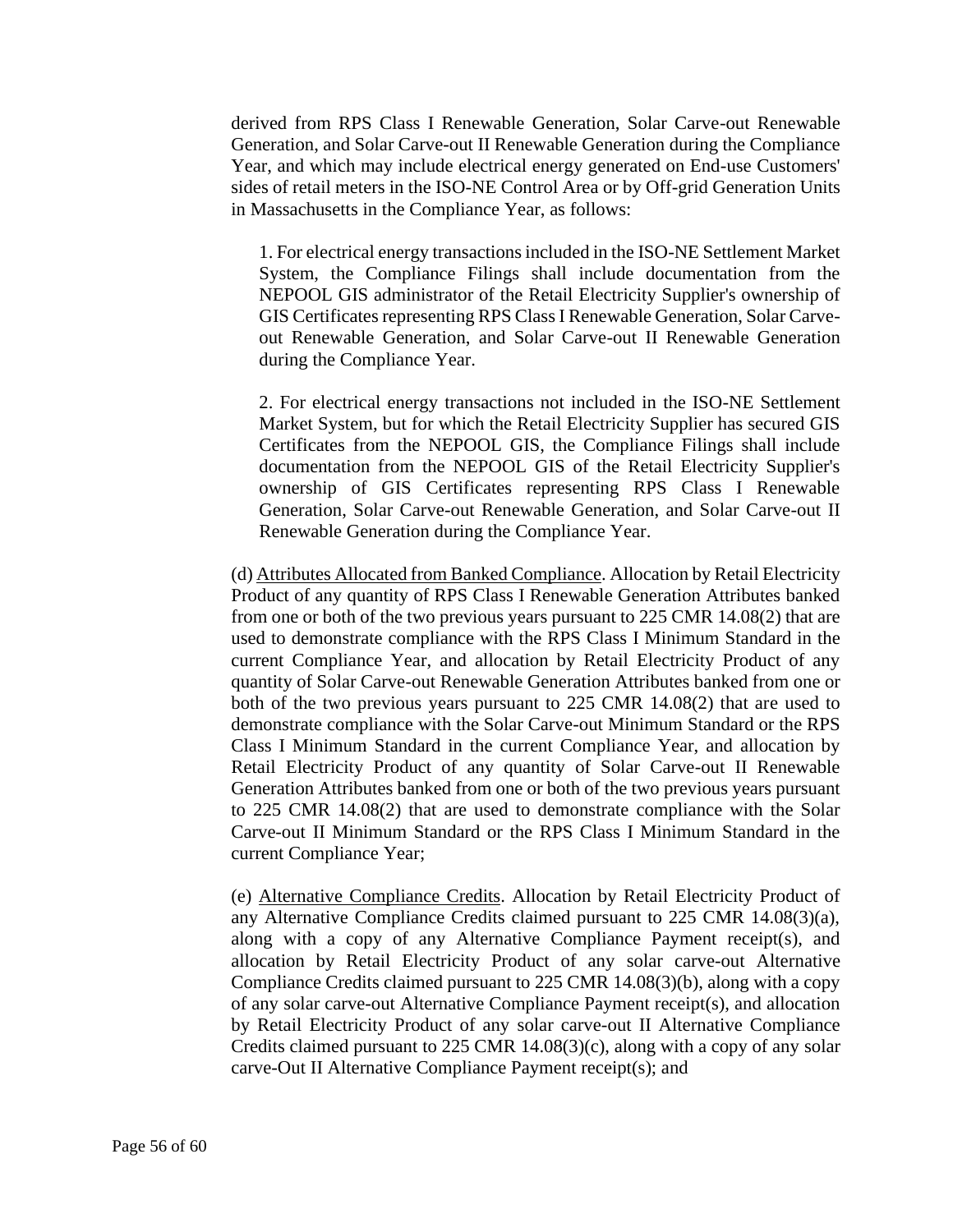derived from RPS Class I Renewable Generation, Solar Carve-out Renewable Generation, and Solar Carve-out II Renewable Generation during the Compliance Year, and which may include electrical energy generated on End-use Customers' sides of retail meters in the ISO-NE Control Area or by Off-grid Generation Units in Massachusetts in the Compliance Year, as follows:

1. For electrical energy transactions included in the ISO-NE Settlement Market System, the Compliance Filings shall include documentation from the NEPOOL GIS administrator of the Retail Electricity Supplier's ownership of GIS Certificates representing RPS Class I Renewable Generation, Solar Carve-out Renewable Generation, and Solar Carve-out II Renewable Generation during the Compliance Year.

2. For electrical energy transactions not included in the ISO-NE Settlement Market System, but for which the Retail Electricity Supplier has secured GIS Certificates from the NEPOOL GIS, the Compliance Filings shall include documentation from the NEPOOL GIS of the Retail Electricity Supplier's ownership of GIS Certificates representing RPS Class I Renewable Generation, Solar Carve-out Renewable Generation, and Solar Carve-out II Renewable Generation during the Compliance Year.

(d) Attributes Allocated from Banked Compliance. Allocation by Retail Electricity Product of any quantity of RPS Class I Renewable Generation Attributes banked from one or both of the two previous years pursuant to 225 CMR 14.08(2) that are used to demonstrate compliance with the RPS Class I Minimum Standard in the current Compliance Year, and allocation by Retail Electricity Product of any quantity of Solar Carve-out Renewable Generation Attributes banked from one or both of the two previous years pursuant to 225 CMR 14.08(2) that are used to demonstrate compliance with the Solar Carve-out Minimum Standard or the RPS Class I Minimum Standard in the current Compliance Year, and allocation by Retail Electricity Product of any quantity of Solar Carve-out II Renewable Generation Attributes banked from one or both of the two previous years pursuant to 225 CMR 14.08(2) that are used to demonstrate compliance with the Solar Carve-out II Minimum Standard or the RPS Class I Minimum Standard in the current Compliance Year;

(e) Alternative Compliance Credits. Allocation by Retail Electricity Product of any Alternative Compliance Credits claimed pursuant to 225 CMR 14.08(3)(a), along with a copy of any Alternative Compliance Payment receipt(s), and allocation by Retail Electricity Product of any solar carve-out Alternative Compliance Credits claimed pursuant to 225 CMR 14.08(3)(b), along with a copy of any solar carve-out Alternative Compliance Payment receipt(s), and allocation by Retail Electricity Product of any solar carve-out II Alternative Compliance Credits claimed pursuant to 225 CMR 14.08(3)(c), along with a copy of any solar carve-Out II Alternative Compliance Payment receipt(s); and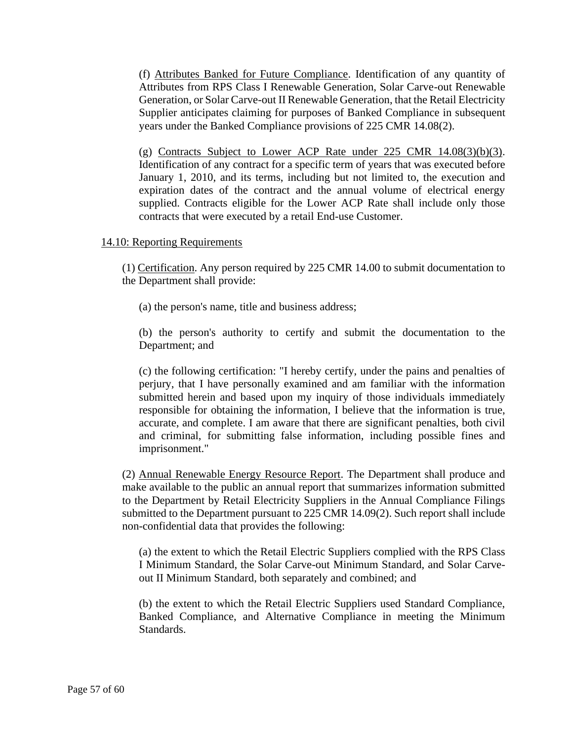(f) Attributes Banked for Future Compliance. Identification of any quantity of Attributes from RPS Class I Renewable Generation, Solar Carve-out Renewable Generation, or Solar Carve-out II Renewable Generation, that the Retail Electricity Supplier anticipates claiming for purposes of Banked Compliance in subsequent years under the Banked Compliance provisions of 225 CMR 14.08(2).

(g) Contracts Subject to Lower ACP Rate under 225 CMR 14.08(3)(b)(3). Identification of any contract for a specific term of years that was executed before January 1, 2010, and its terms, including but not limited to, the execution and expiration dates of the contract and the annual volume of electrical energy supplied. Contracts eligible for the Lower ACP Rate shall include only those contracts that were executed by a retail End-use Customer.

14.10: Reporting Requirements

(1) Certification. Any person required by 225 CMR 14.00 to submit documentation to the Department shall provide:

(a) the person's name, title and business address;

(b) the person's authority to certify and submit the documentation to the Department; and

(c) the following certification: "I hereby certify, under the pains and penalties of perjury, that I have personally examined and am familiar with the information submitted herein and based upon my inquiry of those individuals immediately responsible for obtaining the information, I believe that the information is true, accurate, and complete. I am aware that there are significant penalties, both civil and criminal, for submitting false information, including possible fines and imprisonment."

(2) Annual Renewable Energy Resource Report. The Department shall produce and make available to the public an annual report that summarizes information submitted to the Department by Retail Electricity Suppliers in the Annual Compliance Filings submitted to the Department pursuant to 225 CMR 14.09(2). Such report shall include non-confidential data that provides the following:

(a) the extent to which the Retail Electric Suppliers complied with the RPS Class I Minimum Standard, the Solar Carve-out Minimum Standard, and Solar Carve-out II Minimum Standard, both separately and combined; and

(b) the extent to which the Retail Electric Suppliers used Standard Compliance, Banked Compliance, and Alternative Compliance in meeting the Minimum Standards.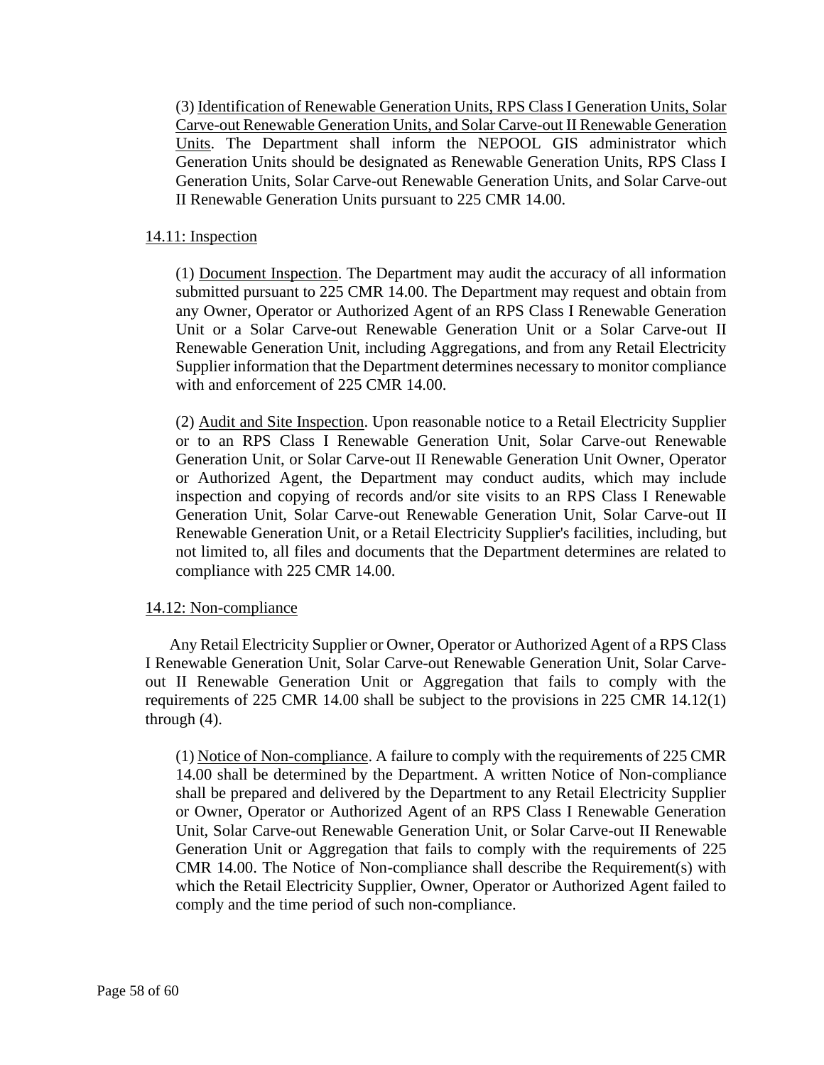(3) <u>Identification of Renewable Generation Units, RPS Class I Generation Units, Solar Carve-out Renewable Generation Units, and Solar Carve-out II Renewable Generation Units</u>. The Department shall inform the NEPOOL GIS administrator which Generation Units should be designated as Renewable Generation Units, RPS Class I Generation Units, Solar Carve-out Renewable Generation Units, and Solar Carve-out II Renewable Generation Units pursuant to 225 CMR 14.00.

<u>14.11: Inspection</u>

(1) <u>Document Inspection</u>. The Department may audit the accuracy of all information submitted pursuant to 225 CMR 14.00. The Department may request and obtain from any Owner, Operator or Authorized Agent of an RPS Class I Renewable Generation Unit or a Solar Carve-out Renewable Generation Unit or a Solar Carve-out II Renewable Generation Unit, including Aggregations, and from any Retail Electricity Supplier information that the Department determines necessary to monitor compliance with and enforcement of 225 CMR 14.00.

(2) <u>Audit and Site Inspection</u>. Upon reasonable notice to a Retail Electricity Supplier or to an RPS Class I Renewable Generation Unit, Solar Carve-out Renewable Generation Unit, or Solar Carve-out II Renewable Generation Unit Owner, Operator or Authorized Agent, the Department may conduct audits, which may include inspection and copying of records and/or site visits to an RPS Class I Renewable Generation Unit, Solar Carve-out Renewable Generation Unit, Solar Carve-out II Renewable Generation Unit, or a Retail Electricity Supplier's facilities, including, but not limited to, all files and documents that the Department determines are related to compliance with 225 CMR 14.00.

<u>14.12: Non-compliance</u>

Any Retail Electricity Supplier or Owner, Operator or Authorized Agent of a RPS Class I Renewable Generation Unit, Solar Carve-out Renewable Generation Unit, Solar Carve-out II Renewable Generation Unit or Aggregation that fails to comply with the requirements of 225 CMR 14.00 shall be subject to the provisions in 225 CMR 14.12(1) through (4).

(1) <u>Notice of Non-compliance</u>. A failure to comply with the requirements of 225 CMR 14.00 shall be determined by the Department. A written Notice of Non-compliance shall be prepared and delivered by the Department to any Retail Electricity Supplier or Owner, Operator or Authorized Agent of an RPS Class I Renewable Generation Unit, Solar Carve-out Renewable Generation Unit, or Solar Carve-out II Renewable Generation Unit or Aggregation that fails to comply with the requirements of 225 CMR 14.00. The Notice of Non-compliance shall describe the Requirement(s) with which the Retail Electricity Supplier, Owner, Operator or Authorized Agent failed to comply and the time period of such non-compliance.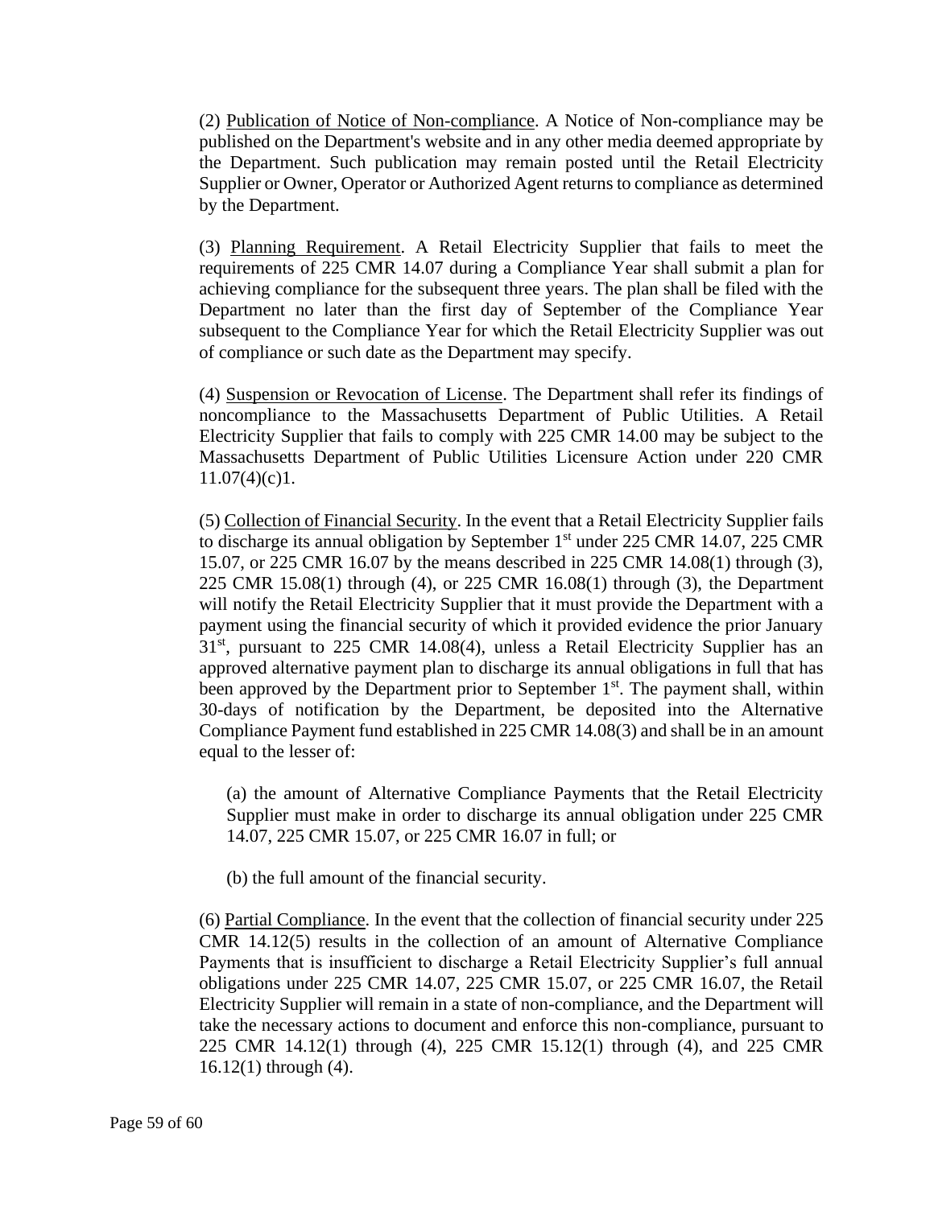(2) Publication of Notice of Non-compliance. A Notice of Non-compliance may be published on the Department's website and in any other media deemed appropriate by the Department. Such publication may remain posted until the Retail Electricity Supplier or Owner, Operator or Authorized Agent returns to compliance as determined by the Department.

(3) Planning Requirement. A Retail Electricity Supplier that fails to meet the requirements of 225 CMR 14.07 during a Compliance Year shall submit a plan for achieving compliance for the subsequent three years. The plan shall be filed with the Department no later than the first day of September of the Compliance Year subsequent to the Compliance Year for which the Retail Electricity Supplier was out of compliance or such date as the Department may specify.

(4) Suspension or Revocation of License. The Department shall refer its findings of noncompliance to the Massachusetts Department of Public Utilities. A Retail Electricity Supplier that fails to comply with 225 CMR 14.00 may be subject to the Massachusetts Department of Public Utilities Licensure Action under 220 CMR 11.07(4)(c)1.

(5) Collection of Financial Security. In the event that a Retail Electricity Supplier fails to discharge its annual obligation by September 1st under 225 CMR 14.07, 225 CMR 15.07, or 225 CMR 16.07 by the means described in 225 CMR 14.08(1) through (3), 225 CMR 15.08(1) through (4), or 225 CMR 16.08(1) through (3), the Department will notify the Retail Electricity Supplier that it must provide the Department with a payment using the financial security of which it provided evidence the prior January 31st, pursuant to 225 CMR 14.08(4), unless a Retail Electricity Supplier has an approved alternative payment plan to discharge its annual obligations in full that has been approved by the Department prior to September 1st. The payment shall, within 30-days of notification by the Department, be deposited into the Alternative Compliance Payment fund established in 225 CMR 14.08(3) and shall be in an amount equal to the lesser of:

(a) the amount of Alternative Compliance Payments that the Retail Electricity Supplier must make in order to discharge its annual obligation under 225 CMR 14.07, 225 CMR 15.07, or 225 CMR 16.07 in full; or

(b) the full amount of the financial security.

(6) Partial Compliance. In the event that the collection of financial security under 225 CMR 14.12(5) results in the collection of an amount of Alternative Compliance Payments that is insufficient to discharge a Retail Electricity Supplier's full annual obligations under 225 CMR 14.07, 225 CMR 15.07, or 225 CMR 16.07, the Retail Electricity Supplier will remain in a state of non-compliance, and the Department will take the necessary actions to document and enforce this non-compliance, pursuant to 225 CMR 14.12(1) through (4), 225 CMR 15.12(1) through (4), and 225 CMR 16.12(1) through (4).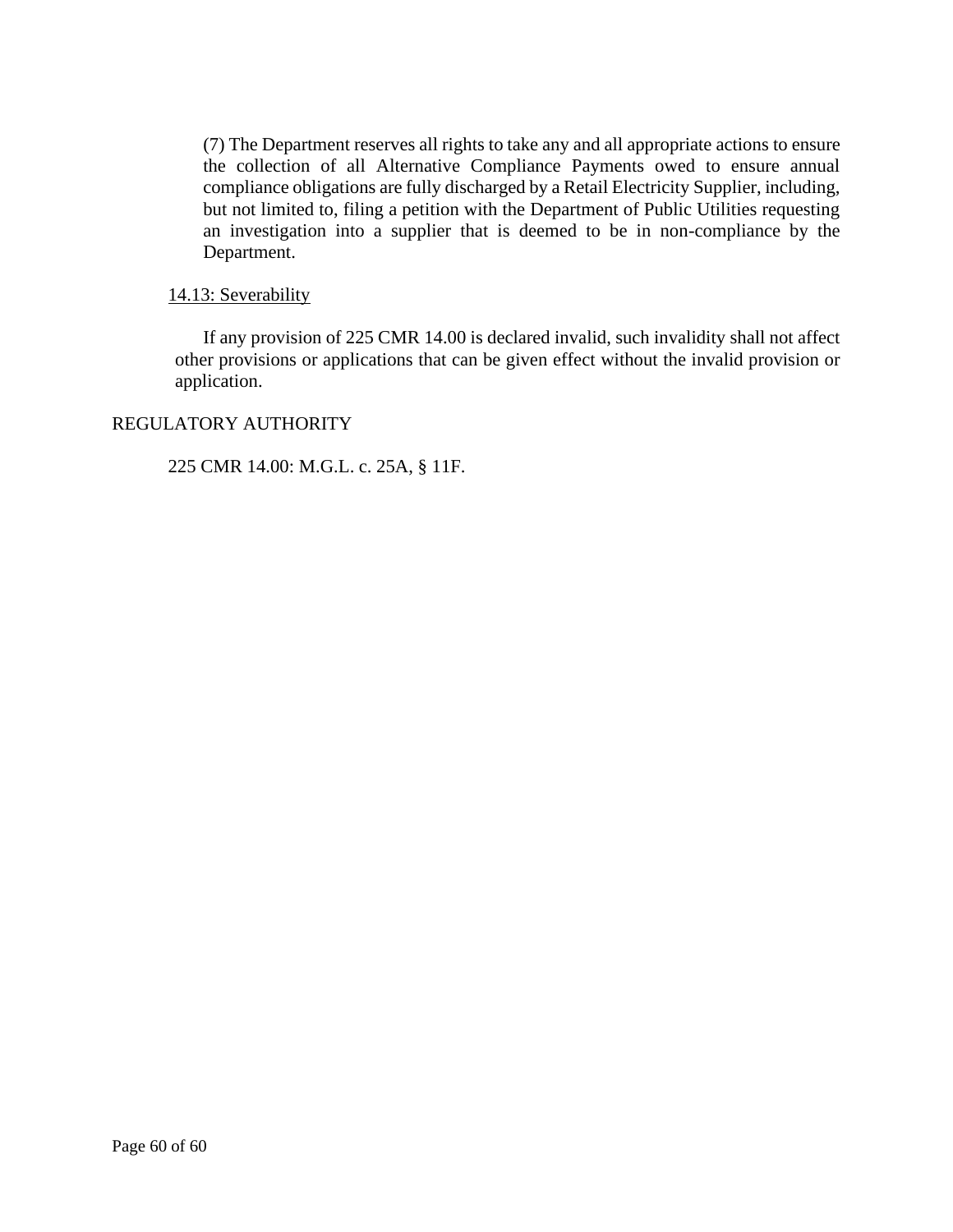(7) The Department reserves all rights to take any and all appropriate actions to ensure the collection of all Alternative Compliance Payments owed to ensure annual compliance obligations are fully discharged by a Retail Electricity Supplier, including, but not limited to, filing a petition with the Department of Public Utilities requesting an investigation into a supplier that is deemed to be in non-compliance by the Department.

### 14.13: Severability

If any provision of 225 CMR 14.00 is declared invalid, such invalidity shall not affect other provisions or applications that can be given effect without the invalid provision or application.

## REGULATORY AUTHORITY

225 CMR 14.00: M.G.L. c. 25A, § 11F.